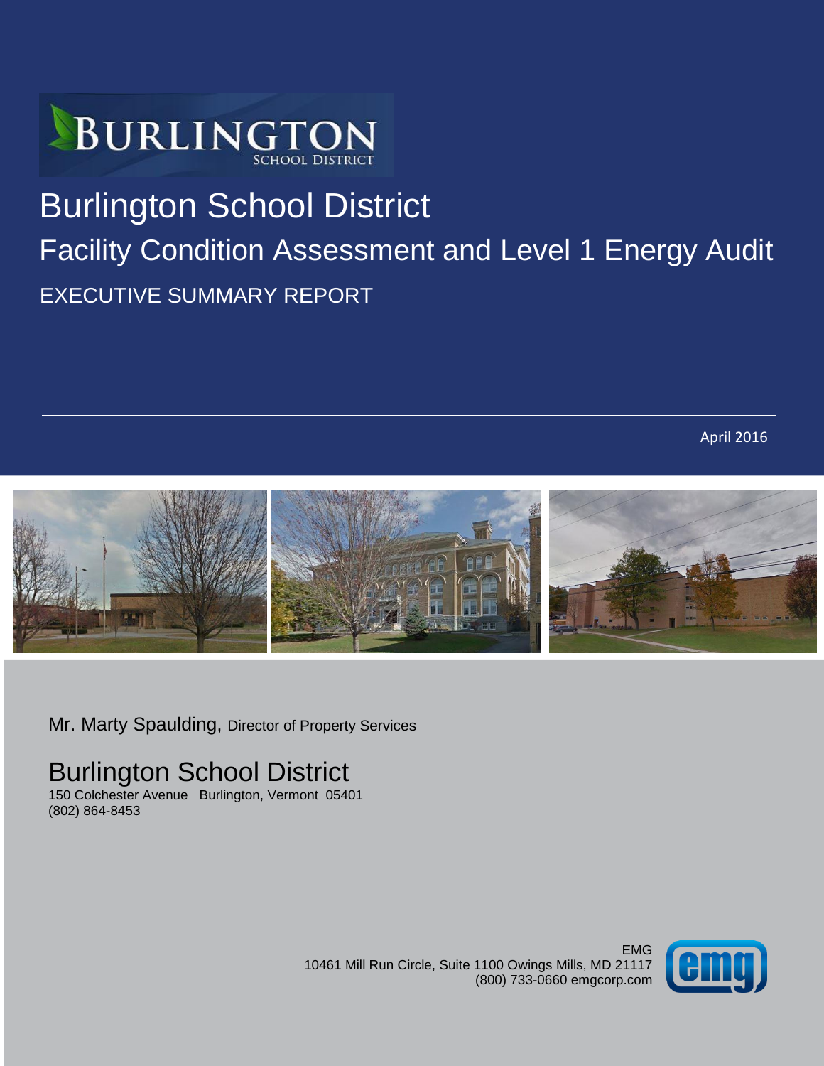BURLINGTON
SCHOOL DISTRICT

# Burlington School District

## Facility Condition Assessment and Level 1 Energy Audit

### EXECUTIVE SUMMARY REPORT

April 2016

Mr. Marty Spaulding, Director of Property Services

## Burlington School District

150 Colchester Avenue   Burlington, Vermont  05401
(802) 864-8453

EMG
10461 Mill Run Circle, Suite 1100 Owings Mills, MD 21117
(800) 733-0660 emgcorp.com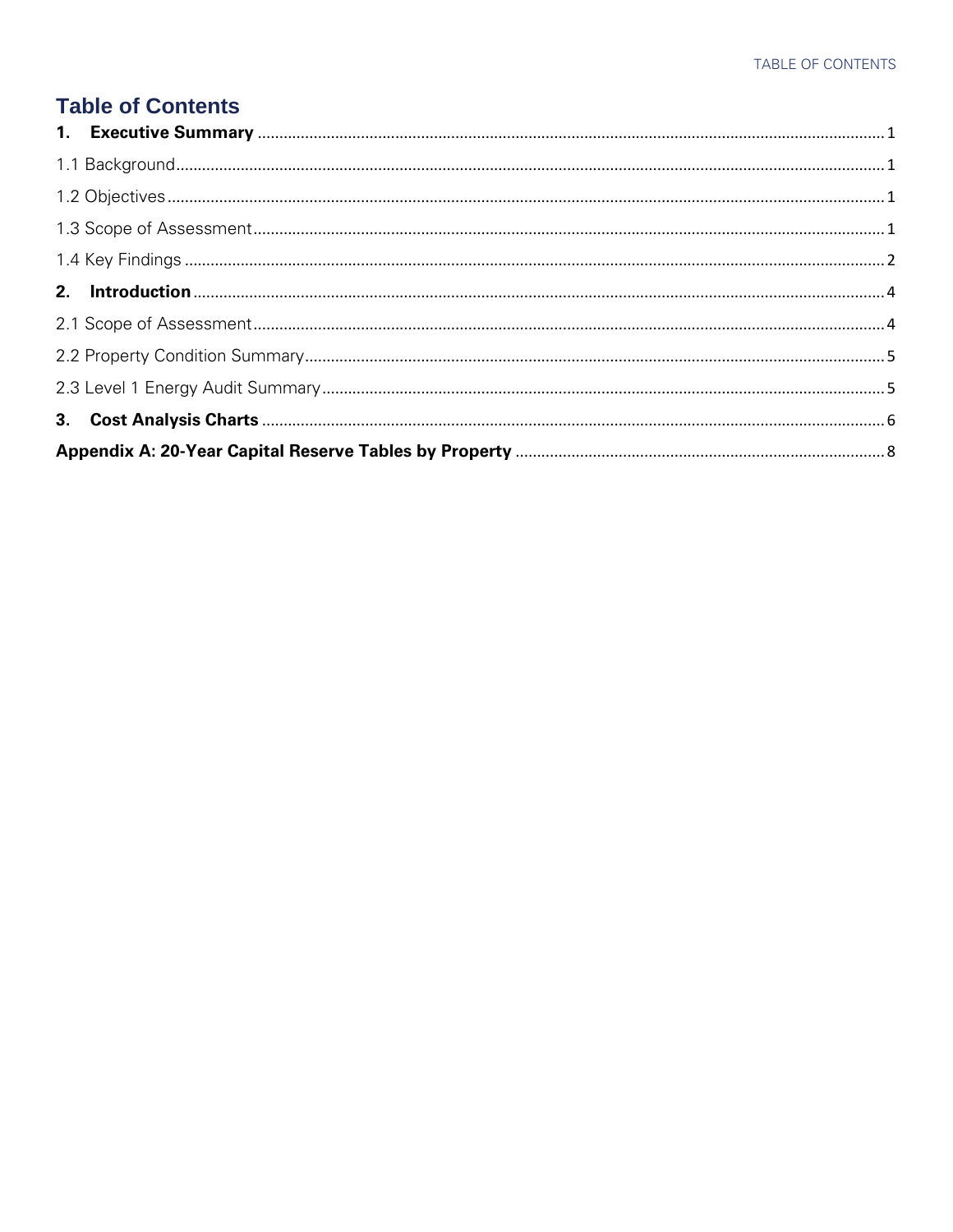# Table of Contents

**1. Executive Summary** ........ 1

1.1 Background ........ 1

1.2 Objectives ........ 1

1.3 Scope of Assessment ........ 1

1.4 Key Findings ........ 2

**2. Introduction** ........ 4

2.1 Scope of Assessment ........ 4

2.2 Property Condition Summary ........ 5

2.3 Level 1 Energy Audit Summary ........ 5

**3. Cost Analysis Charts** ........ 6

**Appendix A: 20-Year Capital Reserve Tables by Property** ........ 8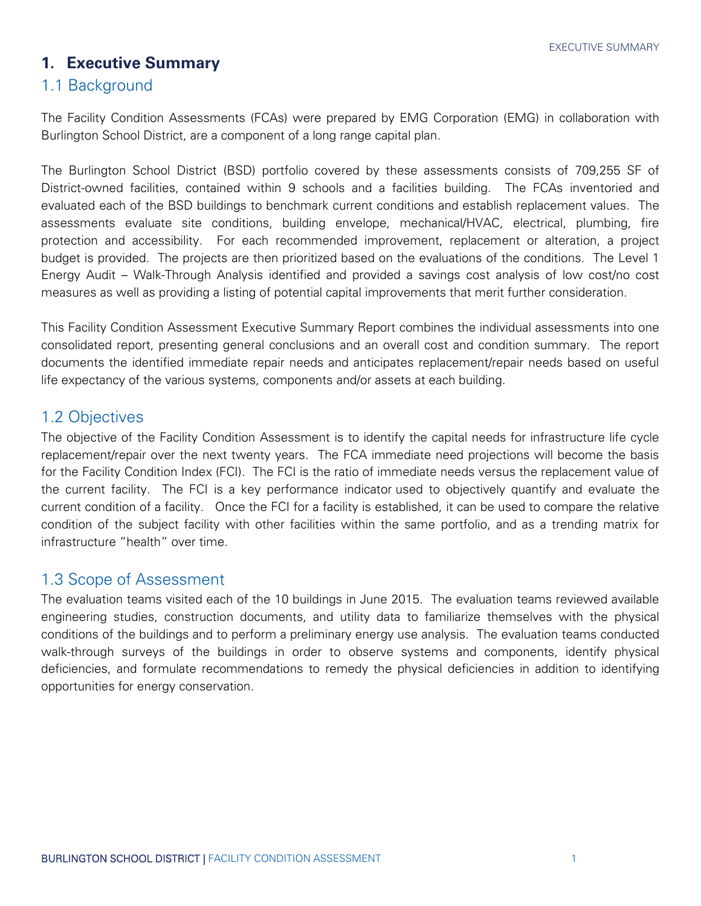# 1. Executive Summary

## 1.1 Background

The Facility Condition Assessments (FCAs) were prepared by EMG Corporation (EMG) in collaboration with Burlington School District, are a component of a long range capital plan.

The Burlington School District (BSD) portfolio covered by these assessments consists of 709,255 SF of District-owned facilities, contained within 9 schools and a facilities building. The FCAs inventoried and evaluated each of the BSD buildings to benchmark current conditions and establish replacement values. The assessments evaluate site conditions, building envelope, mechanical/HVAC, electrical, plumbing, fire protection and accessibility. For each recommended improvement, replacement or alteration, a project budget is provided. The projects are then prioritized based on the evaluations of the conditions. The Level 1 Energy Audit – Walk-Through Analysis identified and provided a savings cost analysis of low cost/no cost measures as well as providing a listing of potential capital improvements that merit further consideration.

This Facility Condition Assessment Executive Summary Report combines the individual assessments into one consolidated report, presenting general conclusions and an overall cost and condition summary. The report documents the identified immediate repair needs and anticipates replacement/repair needs based on useful life expectancy of the various systems, components and/or assets at each building.

## 1.2 Objectives

The objective of the Facility Condition Assessment is to identify the capital needs for infrastructure life cycle replacement/repair over the next twenty years. The FCA immediate need projections will become the basis for the Facility Condition Index (FCI). The FCI is the ratio of immediate needs versus the replacement value of the current facility. The FCI is a key performance indicator used to objectively quantify and evaluate the current condition of a facility. Once the FCI for a facility is established, it can be used to compare the relative condition of the subject facility with other facilities within the same portfolio, and as a trending matrix for infrastructure "health" over time.

## 1.3 Scope of Assessment

The evaluation teams visited each of the 10 buildings in June 2015. The evaluation teams reviewed available engineering studies, construction documents, and utility data to familiarize themselves with the physical conditions of the buildings and to perform a preliminary energy use analysis. The evaluation teams conducted walk-through surveys of the buildings in order to observe systems and components, identify physical deficiencies, and formulate recommendations to remedy the physical deficiencies in addition to identifying opportunities for energy conservation.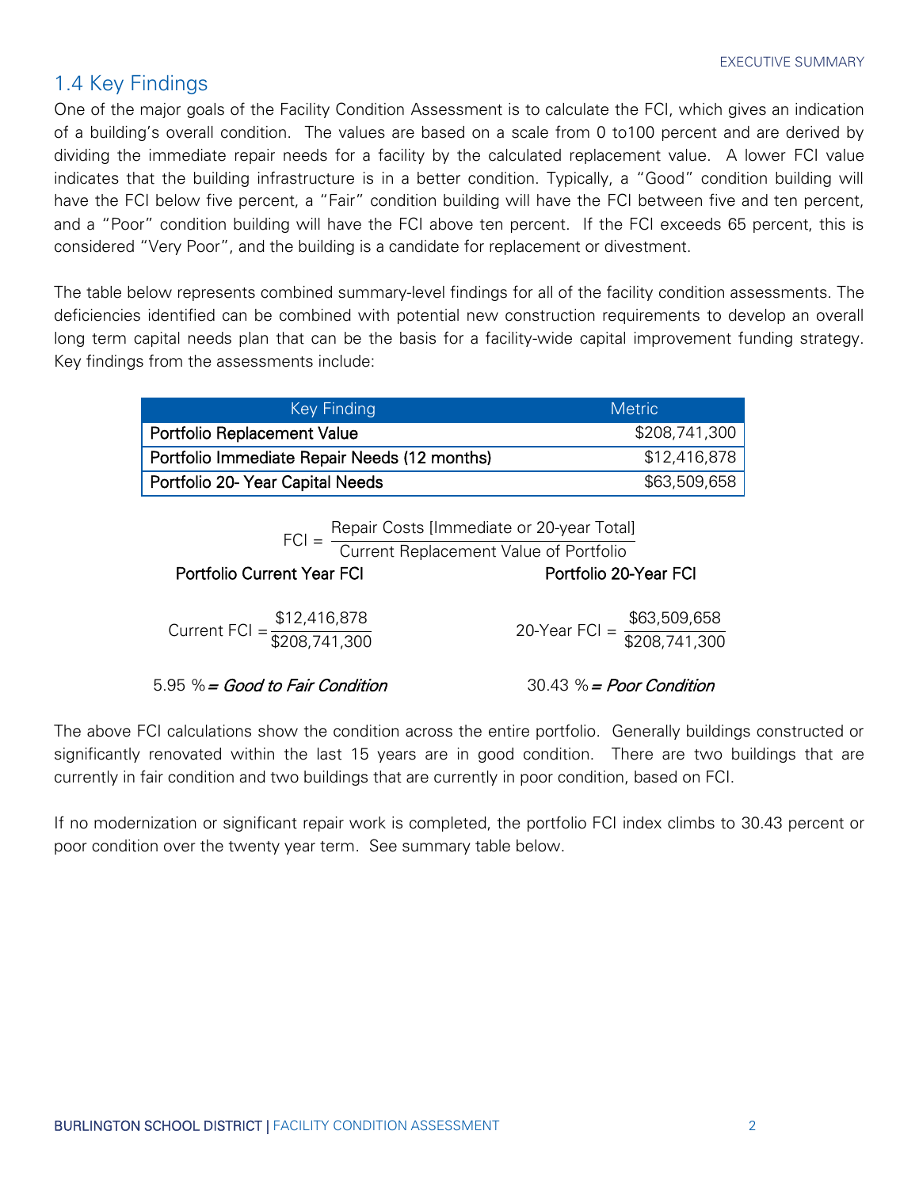## 1.4 Key Findings

One of the major goals of the Facility Condition Assessment is to calculate the FCI, which gives an indication of a building's overall condition. The values are based on a scale from 0 to100 percent and are derived by dividing the immediate repair needs for a facility by the calculated replacement value. A lower FCI value indicates that the building infrastructure is in a better condition. Typically, a "Good" condition building will have the FCI below five percent, a "Fair" condition building will have the FCI between five and ten percent, and a "Poor" condition building will have the FCI above ten percent. If the FCI exceeds 65 percent, this is considered "Very Poor", and the building is a candidate for replacement or divestment.

The table below represents combined summary-level findings for all of the facility condition assessments. The deficiencies identified can be combined with potential new construction requirements to develop an overall long term capital needs plan that can be the basis for a facility-wide capital improvement funding strategy. Key findings from the assessments include:

| Key Finding | Metric |
|---|---|
| Portfolio Replacement Value | $208,741,300 |
| Portfolio Immediate Repair Needs (12 months) | $12,416,878 |
| Portfolio 20- Year Capital Needs | $63,509,658 |

$$\text{FCI} = \frac{\text{Repair Costs [Immediate or 20-year Total]}}{\text{Current Replacement Value of Portfolio}}$$

**Portfolio Current Year FCI**

$$\text{Current FCI} = \frac{\$12{,}416{,}878}{\$208{,}741{,}300}$$

5.95 % *= Good to Fair Condition*

**Portfolio 20-Year FCI**

$$\text{20-Year FCI} = \frac{\$63{,}509{,}658}{\$208{,}741{,}300}$$

30.43 % *= Poor Condition*

The above FCI calculations show the condition across the entire portfolio. Generally buildings constructed or significantly renovated within the last 15 years are in good condition. There are two buildings that are currently in fair condition and two buildings that are currently in poor condition, based on FCI.

If no modernization or significant repair work is completed, the portfolio FCI index climbs to 30.43 percent or poor condition over the twenty year term. See summary table below.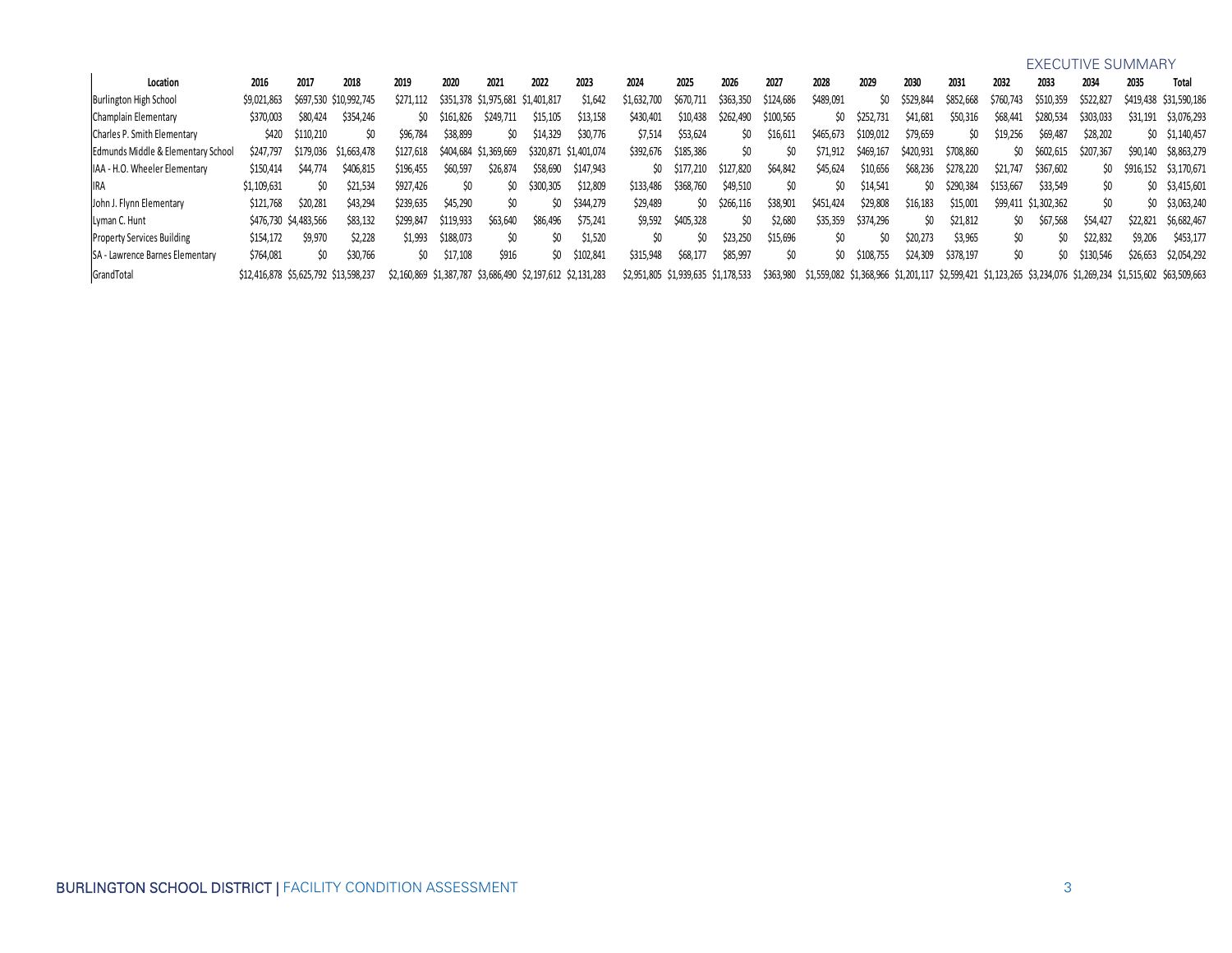EXECUTIVE SUMMARY

| Location | 2016 | 2017 | 2018 | 2019 | 2020 | 2021 | 2022 | 2023 | 2024 | 2025 | 2026 | 2027 | 2028 | 2029 | 2030 | 2031 | 2032 | 2033 | 2034 | 2035 | Total |
|---|---|---|---|---|---|---|---|---|---|---|---|---|---|---|---|---|---|---|---|---|---|
| Burlington High School | $9,021,863 | $697,530 | $10,992,745 | $271,112 | $351,378 | $1,975,681 | $1,401,817 | $1,642 | $1,632,700 | $670,711 | $363,350 | $124,686 | $489,091 | $0 | $529,844 | $852,668 | $760,743 | $510,359 | $522,827 | $419,438 | $31,590,186 |
| Champlain Elementary | $370,003 | $80,424 | $354,246 | $0 | $161,826 | $249,711 | $15,105 | $13,158 | $430,401 | $10,438 | $262,490 | $100,565 | $0 | $252,731 | $41,681 | $50,316 | $68,441 | $280,534 | $303,033 | $31,191 | $3,076,293 |
| Charles P. Smith Elementary | $420 | $110,210 | $0 | $96,784 | $38,899 | $0 | $14,329 | $30,776 | $7,514 | $53,624 | $0 | $16,611 | $465,673 | $109,012 | $79,659 | $0 | $19,256 | $69,487 | $28,202 | $0 | $1,140,457 |
| Edmunds Middle & Elementary School | $247,797 | $179,036 | $1,663,478 | $127,618 | $404,684 | $1,369,669 | $320,871 | $1,401,074 | $392,676 | $185,386 | $0 | $0 | $71,912 | $469,167 | $420,931 | $708,860 | $0 | $602,615 | $207,367 | $90,140 | $8,863,279 |
| IAA - H.O. Wheeler Elementary | $150,414 | $44,774 | $406,815 | $196,455 | $60,597 | $26,874 | $58,690 | $147,943 | $0 | $177,210 | $127,820 | $64,842 | $45,624 | $10,656 | $68,236 | $278,220 | $21,747 | $367,602 | $0 | $916,152 | $3,170,671 |
| IRA | $1,109,631 | $0 | $21,534 | $927,426 | $0 | $0 | $300,305 | $12,809 | $133,486 | $368,760 | $49,510 | $0 | $0 | $14,541 | $0 | $290,384 | $153,667 | $33,549 | $0 | $0 | $3,415,601 |
| John J. Flynn Elementary | $121,768 | $20,281 | $43,294 | $239,635 | $45,290 | $0 | $0 | $344,279 | $29,489 | $0 | $266,116 | $38,901 | $451,424 | $29,808 | $16,183 | $15,001 | $99,411 | $1,302,362 | $0 | $0 | $3,063,240 |
| Lyman C. Hunt | $476,730 | $4,483,566 | $83,132 | $299,847 | $119,933 | $63,640 | $86,496 | $75,241 | $9,592 | $405,328 | $0 | $2,680 | $35,359 | $374,296 | $0 | $21,812 | $0 | $67,568 | $54,427 | $22,821 | $6,682,467 |
| Property Services Building | $154,172 | $9,970 | $2,228 | $1,993 | $188,073 | $0 | $0 | $1,520 | $0 | $0 | $23,250 | $15,696 | $0 | $0 | $20,273 | $3,965 | $0 | $0 | $22,832 | $9,206 | $453,177 |
| SA - Lawrence Barnes Elementary | $764,081 | $0 | $30,766 | $0 | $17,108 | $916 | $0 | $102,841 | $315,948 | $68,177 | $85,997 | $0 | $0 | $108,755 | $24,309 | $378,197 | $0 | $0 | $130,546 | $26,653 | $2,054,292 |
| GrandTotal | $12,416,878 | $5,625,792 | $13,598,237 | $2,160,869 | $1,387,787 | $3,686,490 | $2,197,612 | $2,131,283 | $2,951,805 | $1,939,635 | $1,178,533 | $363,980 | $1,559,082 | $1,368,966 | $1,201,117 | $2,599,421 | $1,123,265 | $3,234,076 | $1,269,234 | $1,515,602 | $63,509,663 |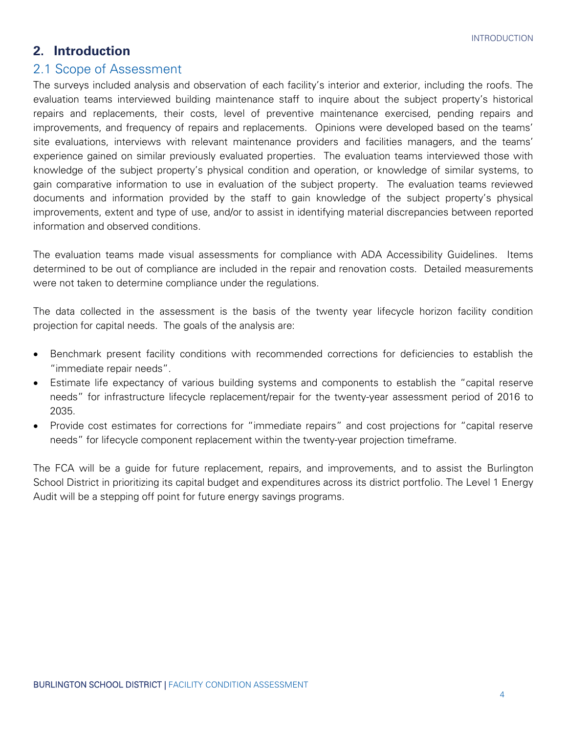## 2. Introduction

### 2.1 Scope of Assessment

The surveys included analysis and observation of each facility's interior and exterior, including the roofs. The evaluation teams interviewed building maintenance staff to inquire about the subject property's historical repairs and replacements, their costs, level of preventive maintenance exercised, pending repairs and improvements, and frequency of repairs and replacements. Opinions were developed based on the teams' site evaluations, interviews with relevant maintenance providers and facilities managers, and the teams' experience gained on similar previously evaluated properties. The evaluation teams interviewed those with knowledge of the subject property's physical condition and operation, or knowledge of similar systems, to gain comparative information to use in evaluation of the subject property. The evaluation teams reviewed documents and information provided by the staff to gain knowledge of the subject property's physical improvements, extent and type of use, and/or to assist in identifying material discrepancies between reported information and observed conditions.

The evaluation teams made visual assessments for compliance with ADA Accessibility Guidelines. Items determined to be out of compliance are included in the repair and renovation costs. Detailed measurements were not taken to determine compliance under the regulations.

The data collected in the assessment is the basis of the twenty year lifecycle horizon facility condition projection for capital needs. The goals of the analysis are:

- Benchmark present facility conditions with recommended corrections for deficiencies to establish the "immediate repair needs".
- Estimate life expectancy of various building systems and components to establish the "capital reserve needs" for infrastructure lifecycle replacement/repair for the twenty-year assessment period of 2016 to 2035.
- Provide cost estimates for corrections for "immediate repairs" and cost projections for "capital reserve needs" for lifecycle component replacement within the twenty-year projection timeframe.

The FCA will be a guide for future replacement, repairs, and improvements, and to assist the Burlington School District in prioritizing its capital budget and expenditures across its district portfolio. The Level 1 Energy Audit will be a stepping off point for future energy savings programs.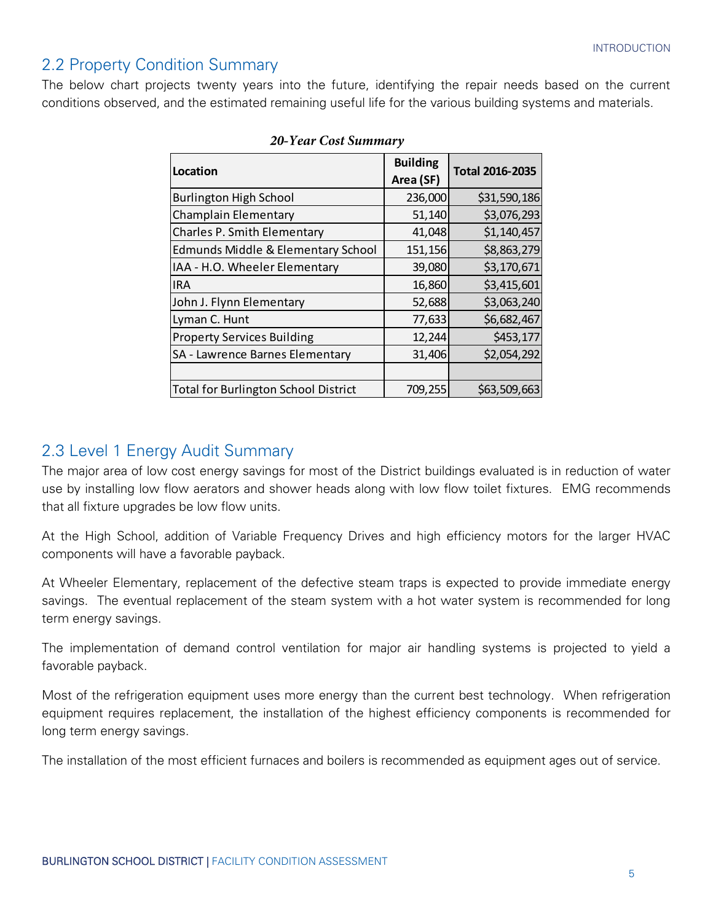## 2.2 Property Condition Summary

The below chart projects twenty years into the future, identifying the repair needs based on the current conditions observed, and the estimated remaining useful life for the various building systems and materials.

***20-Year Cost Summary***

| Location | Building Area (SF) | Total 2016-2035 |
|---|---|---|
| Burlington High School | 236,000 | $31,590,186 |
| Champlain Elementary | 51,140 | $3,076,293 |
| Charles P. Smith Elementary | 41,048 | $1,140,457 |
| Edmunds Middle & Elementary School | 151,156 | $8,863,279 |
| IAA - H.O. Wheeler Elementary | 39,080 | $3,170,671 |
| IRA | 16,860 | $3,415,601 |
| John J. Flynn Elementary | 52,688 | $3,063,240 |
| Lyman C. Hunt | 77,633 | $6,682,467 |
| Property Services Building | 12,244 | $453,177 |
| SA - Lawrence Barnes Elementary | 31,406 | $2,054,292 |
| | | |
| Total for Burlington School District | 709,255 | $63,509,663 |

## 2.3 Level 1 Energy Audit Summary

The major area of low cost energy savings for most of the District buildings evaluated is in reduction of water use by installing low flow aerators and shower heads along with low flow toilet fixtures. EMG recommends that all fixture upgrades be low flow units.

At the High School, addition of Variable Frequency Drives and high efficiency motors for the larger HVAC components will have a favorable payback.

At Wheeler Elementary, replacement of the defective steam traps is expected to provide immediate energy savings. The eventual replacement of the steam system with a hot water system is recommended for long term energy savings.

The implementation of demand control ventilation for major air handling systems is projected to yield a favorable payback.

Most of the refrigeration equipment uses more energy than the current best technology. When refrigeration equipment requires replacement, the installation of the highest efficiency components is recommended for long term energy savings.

The installation of the most efficient furnaces and boilers is recommended as equipment ages out of service.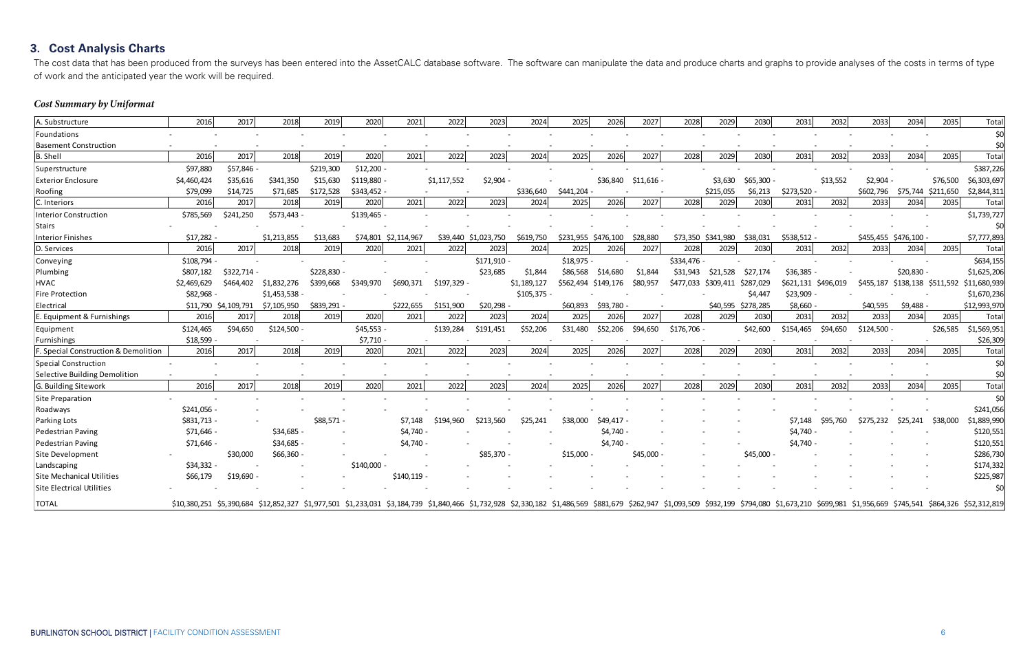## 3. Cost Analysis Charts

The cost data that has been produced from the surveys has been entered into the AssetCALC database software. The software can manipulate the data and produce charts and graphs to provide analyses of the costs in terms of type of work and the anticipated year the work will be required.

### *Cost Summary by Uniformat*

| A. Substructure | 2016 | 2017 | 2018 | 2019 | 2020 | 2021 | 2022 | 2023 | 2024 | 2025 | 2026 | 2027 | 2028 | 2029 | 2030 | 2031 | 2032 | 2033 | 2034 | 2035 | Total |
|---|---|---|---|---|---|---|---|---|---|---|---|---|---|---|---|---|---|---|---|---|---|
| Foundations | - | - | - | - | - | - | - | - | - | - | - | - | - | - | - | - | - | - | - | - | $0 |
| Basement Construction | - | - | - | - | - | - | - | - | - | - | - | - | - | - | - | - | - | - | - | - | $0 |
| **B. Shell** | 2016 | 2017 | 2018 | 2019 | 2020 | 2021 | 2022 | 2023 | 2024 | 2025 | 2026 | 2027 | 2028 | 2029 | 2030 | 2031 | 2032 | 2033 | 2034 | 2035 | Total |
| Superstructure | $97,880 | $57,846 | - | $219,300 | $12,200 | - | - | - | - | - | - | - | - | - | - | - | - | - | - | - | $387,226 |
| Exterior Enclosure | $4,460,424 | $35,616 | $341,350 | $15,630 | $119,880 | - | $1,117,552 | $2,904 | - | - | $36,840 | $11,616 | - | $3,630 | $65,300 | - | $13,552 | $2,904 | - | $76,500 | $6,303,697 |
| Roofing | $79,099 | $14,725 | $71,685 | $172,528 | $343,452 | - | - | - | $336,640 | $441,204 | - | - | - | $215,055 | $6,213 | $273,520 | - | $602,796 | $75,744 | $211,650 | $2,844,311 |
| **C. Interiors** | 2016 | 2017 | 2018 | 2019 | 2020 | 2021 | 2022 | 2023 | 2024 | 2025 | 2026 | 2027 | 2028 | 2029 | 2030 | 2031 | 2032 | 2033 | 2034 | 2035 | Total |
| Interior Construction | $785,569 | $241,250 | $573,443 | - | $139,465 | - | - | - | - | - | - | - | - | - | - | - | - | - | - | - | $1,739,727 |
| Stairs | - | - | - | - | - | - | - | - | - | - | - | - | - | - | - | - | - | - | - | - | $0 |
| Interior Finishes | $17,282 | - | $1,213,855 | $13,683 | $74,801 | $2,114,967 | $39,440 | $1,023,750 | $619,750 | $231,955 | $476,100 | $28,880 | $73,350 | $341,980 | $38,031 | $538,512 | - | $455,455 | $476,100 | - | $7,777,893 |
| **D. Services** | 2016 | 2017 | 2018 | 2019 | 2020 | 2021 | 2022 | 2023 | 2024 | 2025 | 2026 | 2027 | 2028 | 2029 | 2030 | 2031 | 2032 | 2033 | 2034 | 2035 | Total |
| Conveying | $108,794 | - | - | - | - | - | - | $171,910 | - | $18,975 | - | - | $334,476 | - | - | - | - | - | - | - | $634,155 |
| Plumbing | $807,182 | $322,714 | - | $228,830 | - | - | - | $23,685 | $1,844 | $86,568 | $14,680 | $1,844 | $31,943 | $21,528 | $27,174 | $36,385 | - | - | $20,830 | - | $1,625,206 |
| HVAC | $2,469,629 | $464,402 | $1,832,276 | $399,668 | $349,970 | $690,371 | $197,329 | - | $1,189,127 | $562,494 | $149,176 | $80,957 | $477,033 | $309,411 | $287,029 | $621,131 | $496,019 | $455,187 | $138,138 | $511,592 | $11,680,939 |
| Fire Protection | $82,968 | - | $1,453,538 | - | - | - | - | - | $105,375 | - | - | - | - | - | $4,447 | $23,909 | - | - | - | - | $1,670,236 |
| Electrical | $11,790 | $4,109,791 | $7,105,950 | $839,291 | - | $222,655 | $151,900 | $20,298 | - | $60,893 | $93,780 | - | - | $40,595 | $278,285 | $8,660 | - | $40,595 | $9,488 | - | $12,993,970 |
| **E. Equipment & Furnishings** | 2016 | 2017 | 2018 | 2019 | 2020 | 2021 | 2022 | 2023 | 2024 | 2025 | 2026 | 2027 | 2028 | 2029 | 2030 | 2031 | 2032 | 2033 | 2034 | 2035 | Total |
| Equipment | $124,465 | $94,650 | $124,500 | - | $45,553 | - | $139,284 | $191,451 | $52,206 | $31,480 | $52,206 | $94,650 | $176,706 | - | $42,600 | $154,465 | $94,650 | $124,500 | - | $26,585 | $1,569,951 |
| Furnishings | $18,599 | - | - | - | $7,710 | - | - | - | - | - | - | - | - | - | - | - | - | - | - | - | $26,309 |
| **F. Special Construction & Demolition** | 2016 | 2017 | 2018 | 2019 | 2020 | 2021 | 2022 | 2023 | 2024 | 2025 | 2026 | 2027 | 2028 | 2029 | 2030 | 2031 | 2032 | 2033 | 2034 | 2035 | Total |
| Special Construction | - | - | - | - | - | - | - | - | - | - | - | - | - | - | - | - | - | - | - | - | $0 |
| Selective Building Demolition | - | - | - | - | - | - | - | - | - | - | - | - | - | - | - | - | - | - | - | - | $0 |
| **G. Building Sitework** | 2016 | 2017 | 2018 | 2019 | 2020 | 2021 | 2022 | 2023 | 2024 | 2025 | 2026 | 2027 | 2028 | 2029 | 2030 | 2031 | 2032 | 2033 | 2034 | 2035 | Total |
| Site Preparation | - | - | - | - | - | - | - | - | - | - | - | - | - | - | - | - | - | - | - | - | $0 |
| Roadways | $241,056 | - | - | - | - | - | - | - | - | - | - | - | - | - | - | - | - | - | - | - | $241,056 |
| Parking Lots | $831,713 | - | - | $88,571 | - | $7,148 | $194,960 | $213,560 | $25,241 | $38,000 | $49,417 | - | - | - | - | $7,148 | $95,760 | $275,232 | $25,241 | $38,000 | $1,889,990 |
| Pedestrian Paving | $71,646 | - | $34,685 | - | - | $4,740 | - | - | - | - | $4,740 | - | - | - | - | $4,740 | - | - | - | - | $120,551 |
| Pedestrian Paving | $71,646 | - | $34,685 | - | - | $4,740 | - | - | - | - | $4,740 | - | - | - | - | $4,740 | - | - | - | - | $120,551 |
| Site Development | - | $30,000 | $66,360 | - | - | - | - | $85,370 | - | $15,000 | - | $45,000 | - | - | $45,000 | - | - | - | - | - | $286,730 |
| Landscaping | $34,332 | - | - | - | $140,000 | - | - | - | - | - | - | - | - | - | - | - | - | - | - | - | $174,332 |
| Site Mechanical Utilities | $66,179 | $19,690 | - | - | - | $140,119 | - | - | - | - | - | - | - | - | - | - | - | - | - | - | $225,987 |
| Site Electrical Utilities | - | - | - | - | - | - | - | - | - | - | - | - | - | - | - | - | - | - | - | - | $0 |
| **TOTAL** | $10,380,251 | $5,390,684 | $12,852,327 | $1,977,501 | $1,233,031 | $3,184,739 | $1,840,466 | $1,732,928 | $2,330,182 | $1,486,569 | $881,679 | $262,947 | $1,093,509 | $932,199 | $794,080 | $1,673,210 | $699,981 | $1,956,669 | $745,541 | $864,326 | $52,312,819 |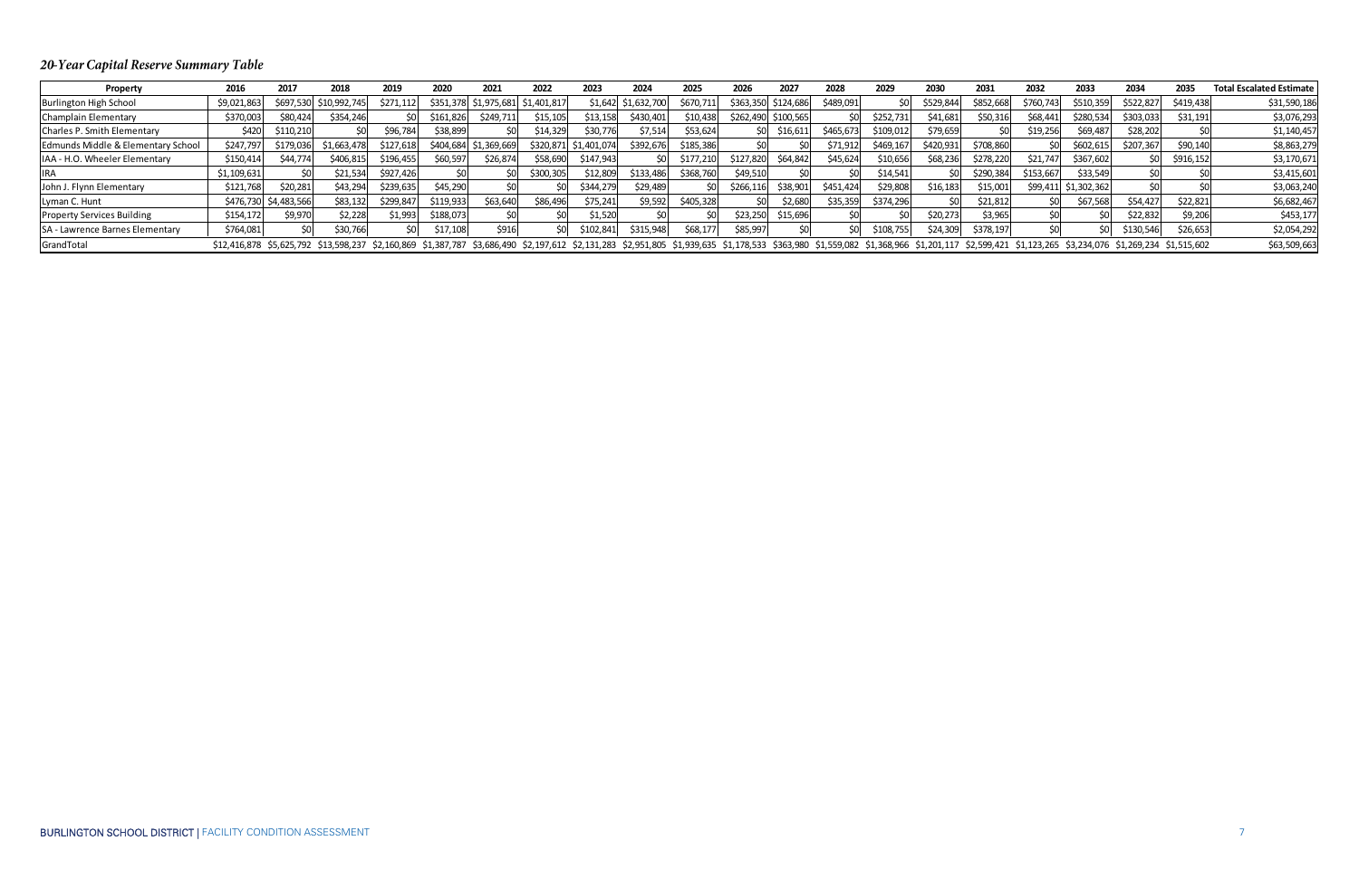## *20-Year Capital Reserve Summary Table*

| Property | 2016 | 2017 | 2018 | 2019 | 2020 | 2021 | 2022 | 2023 | 2024 | 2025 | 2026 | 2027 | 2028 | 2029 | 2030 | 2031 | 2032 | 2033 | 2034 | 2035 | Total Escalated Estimate |
|---|---|---|---|---|---|---|---|---|---|---|---|---|---|---|---|---|---|---|---|---|---|
| Burlington High School | $9,021,863 | $697,530 | $10,992,745 | $271,112 | $351,378 | $1,975,681 | $1,401,817 | $1,642 | $1,632,700 | $670,711 | $363,350 | $124,686 | $489,091 | $0 | $529,844 | $852,668 | $760,743 | $510,359 | $522,827 | $419,438 | $31,590,186 |
| Champlain Elementary | $370,003 | $80,424 | $354,246 | $0 | $161,826 | $249,711 | $15,105 | $13,158 | $430,401 | $10,438 | $262,490 | $100,565 | $0 | $252,731 | $41,681 | $50,316 | $68,441 | $280,534 | $303,033 | $31,191 | $3,076,293 |
| Charles P. Smith Elementary | $420 | $110,210 | $0 | $96,784 | $38,899 | $0 | $14,329 | $30,776 | $7,514 | $53,624 | $0 | $16,611 | $465,673 | $109,012 | $79,659 | $0 | $19,256 | $69,487 | $28,202 | $0 | $1,140,457 |
| Edmunds Middle & Elementary School | $247,797 | $179,036 | $1,663,478 | $127,618 | $404,684 | $1,369,669 | $320,871 | $1,401,074 | $392,676 | $185,386 | $0 | $0 | $71,912 | $469,167 | $420,931 | $708,860 | $0 | $602,615 | $207,367 | $90,140 | $8,863,279 |
| IAA - H.O. Wheeler Elementary | $150,414 | $44,774 | $406,815 | $196,455 | $60,597 | $26,874 | $58,690 | $147,943 | $0 | $177,210 | $127,820 | $64,842 | $45,624 | $10,656 | $68,236 | $278,220 | $21,747 | $367,602 | $0 | $916,152 | $3,170,671 |
| IRA | $1,109,631 | $0 | $21,534 | $927,426 | $0 | $0 | $300,305 | $12,809 | $133,486 | $368,760 | $49,510 | $0 | $0 | $14,541 | $0 | $290,384 | $153,667 | $33,549 | $0 | $0 | $3,415,601 |
| John J. Flynn Elementary | $121,768 | $20,281 | $43,294 | $239,635 | $45,290 | $0 | $0 | $344,279 | $29,489 | $0 | $266,116 | $38,901 | $451,424 | $29,808 | $16,183 | $15,001 | $99,411 | $1,302,362 | $0 | $0 | $3,063,240 |
| Lyman C. Hunt | $476,730 | $4,483,566 | $83,132 | $299,847 | $119,933 | $63,640 | $86,496 | $75,241 | $9,592 | $405,328 | $0 | $2,680 | $35,359 | $374,296 | $0 | $21,812 | $0 | $67,568 | $54,427 | $22,821 | $6,682,467 |
| Property Services Building | $154,172 | $9,970 | $2,228 | $1,993 | $188,073 | $0 | $0 | $1,520 | $0 | $0 | $23,250 | $15,696 | $0 | $0 | $20,273 | $3,965 | $0 | $0 | $22,832 | $9,206 | $453,177 |
| SA - Lawrence Barnes Elementary | $764,081 | $0 | $30,766 | $0 | $17,108 | $916 | $0 | $102,841 | $315,948 | $68,177 | $85,997 | $0 | $0 | $108,755 | $24,309 | $378,197 | $0 | $0 | $130,546 | $26,653 | $2,054,292 |
| GrandTotal | $12,416,878 | $5,625,792 | $13,598,237 | $2,160,869 | $1,387,787 | $3,686,490 | $2,197,612 | $2,131,283 | $2,951,805 | $1,939,635 | $1,178,533 | $363,980 | $1,559,082 | $1,368,966 | $1,201,117 | $2,599,421 | $1,123,265 | $3,234,076 | $1,269,234 | $1,515,602 | $63,509,663 |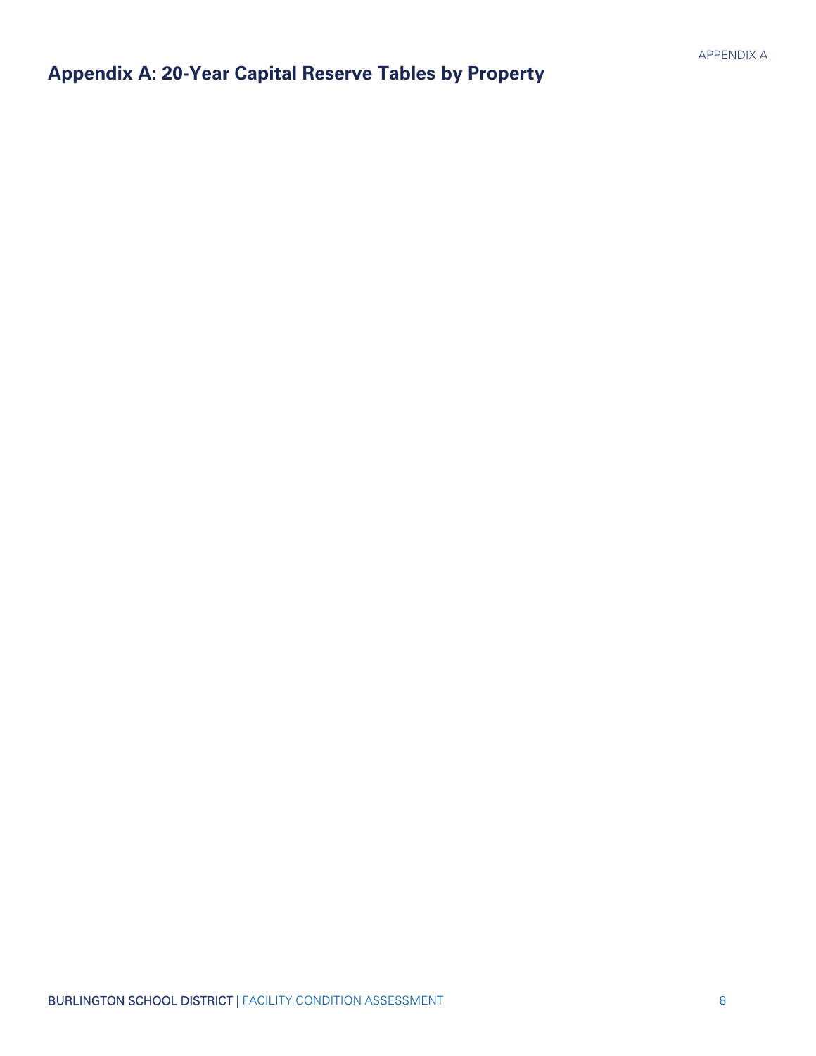# Appendix A: 20-Year Capital Reserve Tables by Property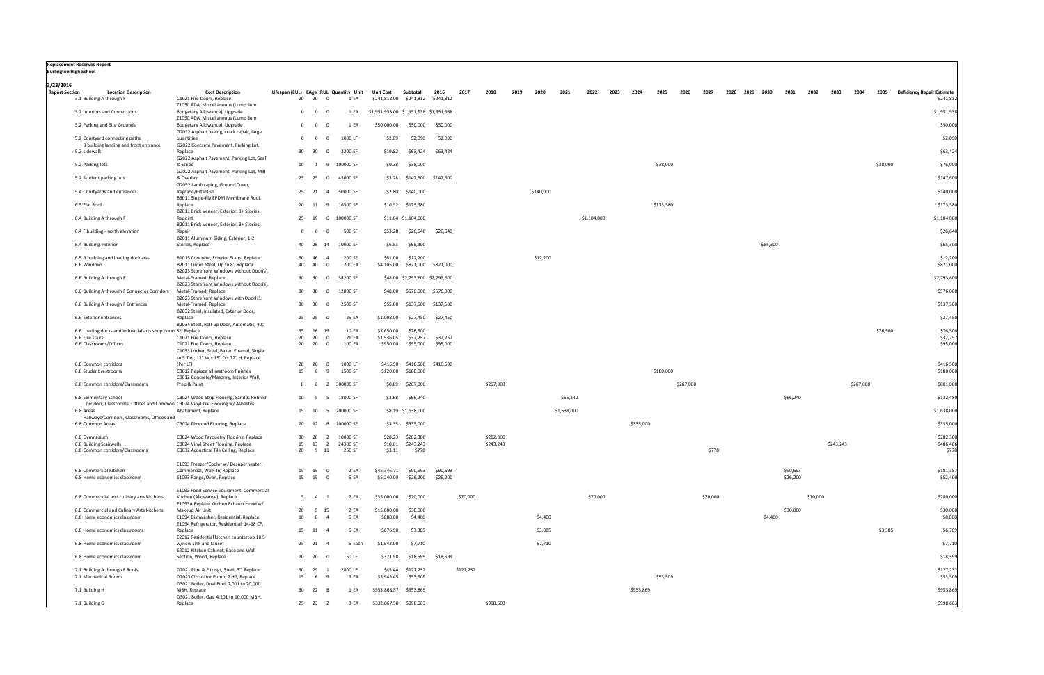**Replacement Reserves Report**
**Burlington High School**

**3/23/2016**

| Report Section | Location Description | Cost Description | Lifespan (EUL) | EAge | RUL | Quantity | Unit | Unit Cost | Subtotal | 2016 | 2017 | 2018 | 2019 | 2020 | 2021 | 2022 | 2023 | 2024 | 2025 | 2026 | 2027 | 2028 | 2029 | 2030 | 2031 | 2032 | 2033 | 2034 | 2035 | Deficiency Repair Estimate |
|---|---|---|---|---|---|---|---|---|---|---|---|---|---|---|---|---|---|---|---|---|---|---|---|---|---|---|---|---|---|---|
| 3.1 | Building A through F | C1021 Fire Doors, Replace | 20 | 20 | 0 | 1 | EA | $241,812.00 | $241,812 | $241,812 | | | | | | | | | | | | | | | | | | | | $241,812 |
| 3.2 | Interiors and Connections | Z1050 ADA, Miscellaneous (Lump Sum Budgetary Allowance), Upgrade | 0 | 0 | 0 | 1 | EA | $1,951,938.00 | $1,951,938 | $1,951,938 | | | | | | | | | | | | | | | | | | | | $1,951,938 |
| 3.2 | Parking and Site Grounds | Z1050 ADA, Miscellaneous (Lump Sum Budgetary Allowance), Upgrade | 0 | 0 | 0 | 1 | EA | $50,000.00 | $50,000 | $50,000 | | | | | | | | | | | | | | | | | | | | $50,000 |
| 5.2 | Courtyard connecting paths | G2012 Asphalt paving, crack repair, large quantities | 0 | 0 | 0 | 1000 | LF | $2.09 | $2,090 | $2,090 | | | | | | | | | | | | | | | | | | | | $2,090 |
| 5.2 | B building landing and front entrance sidewalk | G2022 Concrete Pavement, Parking Lot, Replace | 30 | 30 | 0 | 3200 | SF | $19.82 | $63,424 | $63,424 | | | | | | | | | | | | | | | | | | | | $63,424 |
| 5.2 | Parking lots | G2022 Asphalt Pavement, Parking Lot, Seal & Stripe | 10 | 1 | 9 | 100000 | SF | $0.38 | $38,000 | | | | | | | | | | $38,000 | | | | | | | | | | $38,000 | $76,000 |
| 5.2 | Student parking lots | G2022 Asphalt Pavement, Parking Lot, Mill & Overlay | 25 | 25 | 0 | 45000 | SF | $3.28 | $147,600 | $147,600 | | | | | | | | | | | | | | | | | | | | $147,600 |
| 5.4 | Courtyards and entrances | G2052 Landscaping, Ground Cover, Regrade/Establish | 25 | 21 | 4 | 50000 | SF | $2.80 | $140,000 | | | | | $140,000 | | | | | | | | | | | | | | | | $140,000 |
| 6.3 | Flat Roof | B3011 Single-Ply EPDM Membrane Roof, Replace | 20 | 11 | 9 | 16500 | SF | $10.52 | $173,580 | | | | | | | | | | $173,580 | | | | | | | | | | | $173,580 |
| 6.4 | Building A through F | B2011 Brick Veneer, Exterior, 3+ Stories, Repoint | 25 | 19 | 6 | 100000 | SF | $11.04 | $1,104,000 | | | | | | | $1,104,000 | | | | | | | | | | | | | | $1,104,000 |
| 6.4 | F building - north elevation | B2011 Brick Veneer, Exterior, 3+ Stories, Repair | 0 | 0 | 0 | 500 | SF | $53.28 | $26,640 | $26,640 | | | | | | | | | | | | | | | | | | | | $26,640 |
| 6.4 | Building exterior | B2011 Aluminum Siding, Exterior, 1-2 Stories, Replace | 40 | 26 | 14 | 10000 | SF | $6.53 | $65,300 | | | | | | | | | | | | | | | $65,300 | | | | | | $65,300 |
| 6.5 | B building and loading dock area | B1015 Concrete, Exterior Stairs, Replace | 50 | 46 | 4 | 200 | SF | $61.00 | $12,200 | | | | | $12,200 | | | | | | | | | | | | | | | | $12,200 |
| 6.6 | Windows | B2011 Lintel, Steel, Up to 8', Replace | 40 | 40 | 0 | 200 | EA | $4,105.00 | $821,000 | $821,000 | | | | | | | | | | | | | | | | | | | | $821,000 |
| 6.6 | Building A through F | B2023 Storefront Windows without Door(s), Metal-Framed, Replace | 30 | 30 | 0 | 58200 | SF | $48.00 | $2,793,600 | $2,793,600 | | | | | | | | | | | | | | | | | | | | $2,793,600 |
| 6.6 | Building A through F Connector Corridors | B2023 Storefront Windows without Door(s), Metal-Framed, Replace | 30 | 30 | 0 | 12000 | SF | $48.00 | $576,000 | $576,000 | | | | | | | | | | | | | | | | | | | | $576,000 |
| 6.6 | Building A through F Entrances | B2023 Storefront Windows with Door(s), Metal-Framed, Replace | 30 | 30 | 0 | 2500 | SF | $55.00 | $137,500 | $137,500 | | | | | | | | | | | | | | | | | | | | $137,500 |
| 6.6 | Exterior entrances | B2032 Steel, Insulated, Exterior Door, Replace | 25 | 25 | 0 | 25 | EA | $1,098.00 | $27,450 | $27,450 | | | | | | | | | | | | | | | | | | | | $27,450 |
| 6.6 | Loading docks and industrial arts shop doors | B2034 Steel, Roll-up Door, Automatic, 400 SF, Replace | 35 | 16 | 19 | 10 | EA | $7,650.00 | $76,500 | | | | | | | | | | | | | | | | | | | | $76,500 | $76,500 |
| 6.6 | Fire stairs | C1021 Fire Doors, Replace | 20 | 20 | 0 | 21 | EA | $1,536.05 | $32,257 | $32,257 | | | | | | | | | | | | | | | | | | | | $32,257 |
| 6.6 | Classrooms/Offices | C1021 Fire Doors, Replace | 20 | 20 | 0 | 100 | EA | $950.00 | $95,000 | $95,000 | | | | | | | | | | | | | | | | | | | | $95,000 |
| 6.8 | Common corridors | C1033 Locker, Steel, Baked Enamel, Single to 5 Tier, 12" W x 15" D x 72" H, Replace (Per LF) | 20 | 20 | 0 | 1000 | LF | $416.50 | $416,500 | $416,500 | | | | | | | | | | | | | | | | | | | | $416,500 |
| 6.8 | Student restrooms | C3012 Replace all restroom finishes | 15 | 6 | 9 | 1500 | SF | $120.00 | $180,000 | | | | | | | | | | $180,000 | | | | | | | | | | | $180,000 |
| 6.8 | Common corridors/Classrooms | C3012 Concrete/Masonry, Interior Wall, Prep & Paint | 8 | 6 | 2 | 300000 | SF | $0.89 | $267,000 | | | $267,000 | | | | | | | | $267,000 | | | | | | | | $267,000 | | $801,000 |
| 6.8 | Elementary School | C3024 Wood Strip Flooring, Sand & Refinish | 10 | 5 | 5 | 18000 | SF | $3.68 | $66,240 | | | | | | $66,240 | | | | | | | | | | $66,240 | | | | | $132,480 |
| 6.8 | Corridors, Classrooms, Offices and Common Areas | C3024 Vinyl Tile Flooring w/ Asbestos Abatement, Replace | 15 | 10 | 5 | 200000 | SF | $8.19 | $1,638,000 | | | | | | $1,638,000 | | | | | | | | | | | | | | | $1,638,000 |
| 6.8 | Hallways/Corridors, Classrooms, Offices and Common Areas | C3024 Plywood Flooring, Replace | 20 | 12 | 8 | 100000 | SF | $3.35 | $335,000 | | | | | | | | | $335,000 | | | | | | | | | | | | $335,000 |
| 6.8 | Gymnasium | C3024 Wood Parquetry Flooring, Replace | 30 | 28 | 2 | 10000 | SF | $28.23 | $282,300 | | | $282,300 | | | | | | | | | | | | | | | | | | $282,300 |
| 6.8 | Building Stairwells | C3024 Vinyl Sheet Flooring, Replace | 15 | 13 | 2 | 24300 | SF | $10.01 | $243,243 | | | $243,243 | | | | | | | | | | | | | | | $243,243 | | | $486,486 |
| 6.8 | Common corridors/Classrooms | C3032 Acoustical Tile Ceiling, Replace | 20 | 9 | 11 | 250 | SF | $3.11 | $778 | | | | | | | | | | | | $778 | | | | | | | | | $778 |
| 6.8 | Commercial Kitchen | E1093 Freezer/Cooler w/ Desuperheater, Commercial, Walk-In, Replace | 15 | 15 | 0 | 2 | EA | $45,346.71 | $90,693 | $90,693 | | | | | | | | | | | | | | | $90,693 | | | | | $181,387 |
| 6.8 | Home economics classroom | E1093 Range/Oven, Replace | 15 | 15 | 0 | 5 | EA | $5,240.00 | $26,200 | $26,200 | | | | | | | | | | | | | | | $26,200 | | | | | $52,400 |
| 6.8 | Commericial and culinary arts kitchens | E1093 Food Service Equipment, Commercial Kitchen (Allowance), Replace | 5 | 4 | 1 | 2 | EA | $35,000.00 | $70,000 | | $70,000 | | | | | $70,000 | | | | | $70,000 | | | | | $70,000 | | | | $280,000 |
| 6.8 | Commercial and Culinary Arts kitchens | E1093A Replace Kitchen Exhaust Hood w/ Makeup Air Unit | 20 | 5 | 15 | 2 | EA | $15,000.00 | $30,000 | | | | | | | | | | | | | | | | $30,000 | | | | | $30,000 |
| 6.8 | Home economics classroom | E1094 Dishwasher, Residential, Replace | 10 | 6 | 4 | 5 | EA | $880.00 | $4,400 | | | | | $4,400 | | | | | | | | | | $4,400 | | | | | | $8,800 |
| 6.8 | Home economics classrooms | E1094 Refrigerator, Residential, 14-18 CF, Replace | 15 | 11 | 4 | 5 | EA | $676.90 | $3,385 | | | | | $3,385 | | | | | | | | | | | | | | | $3,385 | $6,769 |
| 6.8 | Home economics classroom | E2012 Residential kitchen countertop 10.5 ' w/new sink and faucet | 25 | 21 | 4 | 5 | Each | $1,542.00 | $7,710 | | | | | $7,710 | | | | | | | | | | | | | | | | $7,710 |
| 6.8 | Home economics classroom | E2012 Kitchen Cabinet, Base and Wall Section, Wood, Replace | 20 | 20 | 0 | 50 | LF | $371.98 | $18,599 | $18,599 | | | | | | | | | | | | | | | | | | | | $18,599 |
| 7.1 | Building A through F Roofs | D2021 Pipe & Fittings, Steel, 3", Replace | 30 | 29 | 1 | 2800 | LF | $45.44 | $127,232 | | $127,232 | | | | | | | | | | | | | | | | | | | $127,232 |
| 7.1 | Mechanical Rooms | D2023 Circulator Pump, 2 HP, Replace | 15 | 6 | 9 | 9 | EA | $5,945.45 | $53,509 | | | | | | | | | | $53,509 | | | | | | | | | | | $53,509 |
| 7.1 | Building H | D3021 Boiler, Dual Fuel, 2,001 to 20,000 MBH, Replace | 30 | 22 | 8 | 1 | EA | $953,868.57 | $953,869 | | | | | | | | | $953,869 | | | | | | | | | | | | $953,869 |
| 7.1 | Building G | D3021 Boiler, Gas, 4,201 to 10,000 MBH, Replace | 25 | 23 | 2 | 3 | EA | $332,867.50 | $998,603 | | | $998,603 | | | | | | | | | | | | | | | | | | $998,603 |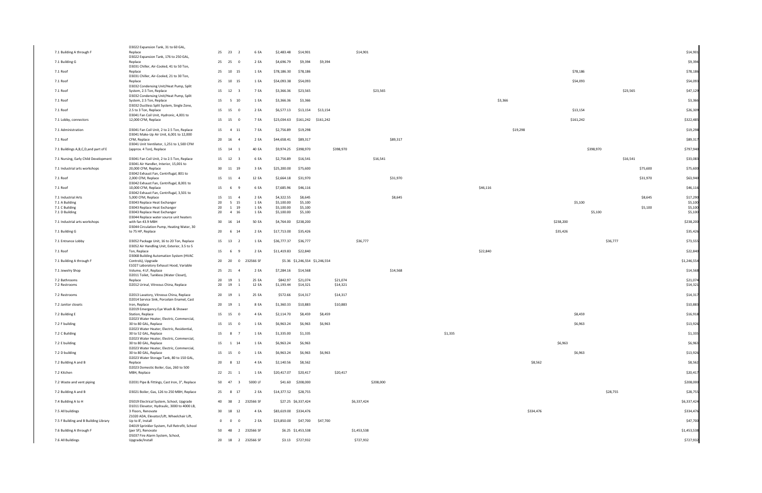| | | | | | | | | | | | | | | | | | | | | | | | | | | | | | |
|---|---|---|---|---|---|---|---|---|---|---|---|---|---|---|---|---|---|---|---|---|---|---|---|---|---|---|---|---|---|
| 7.1 Building A through F | D3022 Expansion Tank, 31 to 60 GAL, Replace | 25 | 23 | 2 | 6 | EA | $2,483.48 | $14,901 | | | $14,901 | | | | | | | | | | | | | | | | | | $14,901 |
| 7.1 Building G | D3022 Expansion Tank, 176 to 250 GAL, Replace | 25 | 25 | 0 | 2 | EA | $4,696.79 | $9,394 | $9,394 | | | | | | | | | | | | | | | | | | | | $9,394 |
| 7.1 Roof | D3031 Chiller, Air-Cooled, 41 to 50 Ton, Replace | 25 | 10 | 15 | 1 | EA | $78,186.30 | $78,186 | | | | | | | | | | | | | | | | $78,186 | | | | | $78,186 |
| 7.1 Roof | D3031 Chiller, Air-Cooled, 21 to 30 Ton, Replace | 25 | 10 | 15 | 1 | EA | $54,093.38 | $54,093 | | | | | | | | | | | | | | | | $54,093 | | | | | $54,093 |
| 7.1 Roof | D3032 Condensing Unit/Heat Pump, Split System, 2.5 Ton, Replace | 15 | 12 | 3 | 7 | EA | $3,366.36 | $23,565 | | | | $23,565 | | | | | | | | | | | | | | | $23,565 | | $47,129 |
| 7.1 Roof | D3032 Condensing Unit/Heat Pump, Split System, 2.5 Ton, Replace | 15 | 5 | 10 | 1 | EA | $3,366.36 | $3,366 | | | | | | | | | | | $3,366 | | | | | | | | | | $3,366 |
| 7.1 Roof | D3032 Ductless Split System, Single Zone, 2.5 to 3 Ton, Replace | 15 | 15 | 0 | 2 | EA | $6,577.13 | $13,154 | $13,154 | | | | | | | | | | | | | | | $13,154 | | | | | $26,309 |
| 7.1 Lobby, connectors | D3041 Fan Coil Unit, Hydronic, 4,001 to 12,000 CFM, Replace | 15 | 15 | 0 | 7 | EA | $23,034.63 | $161,242 | $161,242 | | | | | | | | | | | | | | | $161,242 | | | | | $322,485 |
| 7.1 Administration | D3041 Fan Coil Unit, 2 to 2.5 Ton, Replace | 15 | 4 | 11 | 7 | EA | $2,756.89 | $19,298 | | | | | | | | | | | | $19,298 | | | | | | | | | $19,298 |
| 7.1 Roof | D3041 Make-Up Air Unit, 6,001 to 12,000 CFM, Replace | 20 | 16 | 4 | 2 | EA | $44,658.41 | $89,317 | | | | | $89,317 | | | | | | | | | | | | | | | | $89,317 |
| 7.1 Buildings A,B,C,D,and part of E | D3041 Unit Ventilator, 1,251 to 1,500 CFM (approx. 4 Ton), Replace | 15 | 14 | 1 | 40 | EA | $9,974.25 | $398,970 | | $398,970 | | | | | | | | | | | | | | | $398,970 | | | | $797,940 |
| 7.1 Nursing, Early Child Development | D3041 Fan Coil Unit, 2 to 2.5 Ton, Replace | 15 | 12 | 3 | 6 | EA | $2,756.89 | $16,541 | | | | $16,541 | | | | | | | | | | | | | | | $16,541 | | $33,083 |
| 7.1 Industrial arts workshops | D3041 Air Handler, Interior, 15,001 to 20,000 CFM, Replace | 30 | 11 | 19 | 3 | EA | $25,200.00 | $75,600 | | | | | | | | | | | | | | | | | | | | $75,600 | $75,600 |
| 7.1 Roof | D3042 Exhaust Fan, Centrifugal, 801 to 2,000 CFM, Replace | 15 | 11 | 4 | 12 | EA | $2,664.18 | $31,970 | | | | | $31,970 | | | | | | | | | | | | | | | $31,970 | $63,940 |
| 7.1 Roof | D3042 Exhaust Fan, Centrifugal, 8,001 to 10,000 CFM, Replace | 15 | 6 | 9 | 6 | EA | $7,685.96 | $46,116 | | | | | | | | | | $46,116 | | | | | | | | | | | $46,116 |
| 7.1 Industrial Arts | D3042 Exhaust Fan, Centrifugal, 3,501 to 5,000 CFM, Replace | 15 | 11 | 4 | 2 | EA | $4,322.55 | $8,645 | | | | | $8,645 | | | | | | | | | | | | | | | $8,645 | $17,290 |
| 7.1 A Building | D3043 Replace Heat Exchanger | 20 | 5 | 15 | 1 | EA | $5,100.00 | $5,100 | | | | | | | | | | | | | | | | $5,100 | | | | | $5,100 |
| 7.1 C Building | D3043 Replace Heat Exchanger | 20 | 1 | 19 | 1 | EA | $5,100.00 | $5,100 | | | | | | | | | | | | | | | | | | | | $5,100 | $5,100 |
| 7.1 D Building | D3043 Replace Heat Exchanger | 20 | 4 | 16 | 1 | EA | $5,100.00 | $5,100 | | | | | | | | | | | | | | | | | $5,100 | | | | $5,100 |
| 7.1 Industrial arts workshops | D3044 Replace water source unit heaters with fan 43.9 MBH | 30 | 16 | 14 | 50 | EA | $4,764.00 | $238,200 | | | | | | | | | | | | | | | $238,200 | | | | | | $238,200 |
| 7.1 Building G | D3044 Circulation Pump, Heating Water, 30 to 75 HP, Replace | 20 | 6 | 14 | 2 | EA | $17,713.00 | $35,426 | | | | | | | | | | | | | | | $35,426 | | | | | | $35,426 |
| 7.1 Entrance Lobby | D3052 Package Unit, 16 to 20 Ton, Replace | 15 | 13 | 2 | 1 | EA | $36,777.37 | $36,777 | | | $36,777 | | | | | | | | | | | | | | | $36,777 | | | $73,555 |
| 7.1 Roof | D3052 Air Handling Unit, Exterior, 3.5 to 5 Ton, Replace | 15 | 6 | 9 | 2 | EA | $11,419.83 | $22,840 | | | | | | | | | | $22,840 | | | | | | | | | | | $22,840 |
| 7.1 Building A through F | D3068 Building Automation System (HVAC Controls), Upgrade | 20 | 20 | 0 | 232566 | SF | $5.36 | $1,246,554 | $1,246,554 | | | | | | | | | | | | | | | | | | | | $1,246,554 |
| 7.1 Jewelry Shop | E1027 Laboratory Exhaust Hood, Variable Volume, 4 LF, Replace | 25 | 21 | 4 | 2 | EA | $7,284.16 | $14,568 | | | | | $14,568 | | | | | | | | | | | | | | | | $14,568 |
| 7.2 Bathrooms | D2011 Toilet, Tankless (Water Closet), Replace | 20 | 19 | 1 | 25 | EA | $842.97 | $21,074 | | $21,074 | | | | | | | | | | | | | | | | | | | $21,074 |
| 7.2 Restrooms | D2012 Urinal, Vitreous China, Replace | 20 | 19 | 1 | 12 | EA | $1,193.44 | $14,321 | | $14,321 | | | | | | | | | | | | | | | | | | | $14,321 |
| 7.2 Restrooms | D2013 Lavatory, Vitreous China, Replace | 20 | 19 | 1 | 25 | EA | $572.66 | $14,317 | | $14,317 | | | | | | | | | | | | | | | | | | | $14,317 |
| 7.2 Janitor closets | D2014 Service Sink, Porcelain Enamel, Cast Iron, Replace | 20 | 19 | 1 | 8 | EA | $1,360.33 | $10,883 | | $10,883 | | | | | | | | | | | | | | | | | | | $10,883 |
| 7.2 Building E | D2019 Emergency Eye Wash & Shower Station, Replace | 15 | 15 | 0 | 4 | EA | $2,114.70 | $8,459 | $8,459 | | | | | | | | | | | | | | | $8,459 | | | | | $16,918 |
| 7.2 F building | D2023 Water Heater, Electric, Commercial, 30 to 80 GAL, Replace | 15 | 15 | 0 | 1 | EA | $6,963.24 | $6,963 | $6,963 | | | | | | | | | | | | | | | $6,963 | | | | | $13,926 |
| 7.2 C Building | D2023 Water Heater, Electric, Residential, 30 to 52 GAL, Replace | 15 | 8 | 7 | 1 | EA | $1,335.00 | $1,335 | | | | | | | | $1,335 | | | | | | | | | | | | | $1,335 |
| 7.2 E building | D2023 Water Heater, Electric, Commercial, 30 to 80 GAL, Replace | 15 | 1 | 14 | 1 | EA | $6,963.24 | $6,963 | | | | | | | | | | | | | | | $6,963 | | | | | | $6,963 |
| 7.2 D building | D2023 Water Heater, Electric, Commercial, 30 to 80 GAL, Replace | 15 | 15 | 0 | 1 | EA | $6,963.24 | $6,963 | $6,963 | | | | | | | | | | | | | | | $6,963 | | | | | $13,926 |
| 7.2 Building A and B | D2023 Water Storage Tank, 80 to 150 GAL, Replace | 20 | 8 | 12 | 4 | EA | $2,140.56 | $8,562 | | | | | | | | | | | | | $8,562 | | | | | | | | $8,562 |
| 7.2 Kitchen | D2023 Domestic Boiler, Gas, 260 to 500 MBH, Replace | 22 | 21 | 1 | 1 | EA | $20,417.07 | $20,417 | | $20,417 | | | | | | | | | | | | | | | | | | | $20,417 |
| 7.2 Waste and vent piping | D2031 Pipe & Fittings, Cast Iron, 3", Replace | 50 | 47 | 3 | 5000 | LF | $41.60 | $208,000 | | | | $208,000 | | | | | | | | | | | | | | | | | $208,000 |
| 7.2 Building A and B | D3021 Boiler, Gas, 126 to 250 MBH, Replace | 25 | 8 | 17 | 2 | EA | $14,377.52 | $28,755 | | | | | | | | | | | | | | | | | | $28,755 | | | $28,755 |
| 7.4 Building A to H | D5019 Electrical System, School, Upgrade | 40 | 38 | 2 | 232566 | SF | $27.25 | $6,337,424 | | | $6,337,424 | | | | | | | | | | | | | | | | | | $6,337,424 |
| 7.5 All buildings | D1011 Elevator, Hydraulic, 3000 to 4000 LB, 3 Floors, Renovate | 30 | 18 | 12 | 4 | EA | $83,619.00 | $334,476 | | | | | | | | | | | | | $334,476 | | | | | | | | $334,476 |
| 7.5 F Building and B Building Library | Z1020 ADA, Elevator/Lift, Wheelchair Lift, Up to 8', Install | 0 | 0 | 0 | 2 | EA | $23,850.00 | $47,700 | $47,700 | | | | | | | | | | | | | | | | | | | | $47,700 |
| 7.6 Building A through F | D4019 Sprinkler System, Full Retrofit, School (per SF), Renovate | 50 | 48 | 2 | 232566 | SF | $6.25 | $1,453,538 | | | $1,453,538 | | | | | | | | | | | | | | | | | | $1,453,538 |
| 7.6 All Buildings | D5037 Fire Alarm System, School, Upgrade/Install | 20 | 18 | 2 | 232566 | SF | $3.13 | $727,932 | | | $727,932 | | | | | | | | | | | | | | | | | | $727,932 |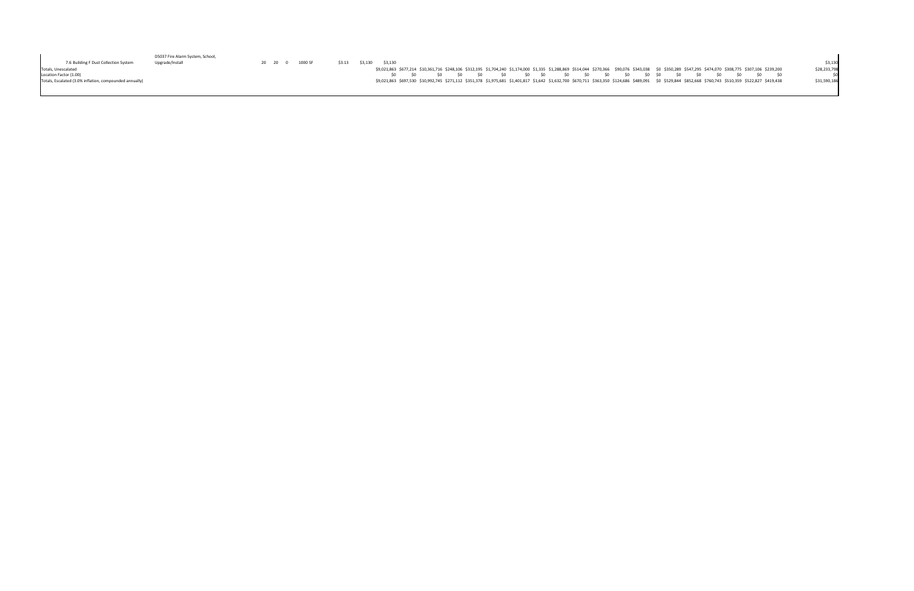| | | | | | | | | | | | | | | | | | | | | | | | | | | | | |
|---|---|---|---|---|---|---|---|---|---|---|---|---|---|---|---|---|---|---|---|---|---|---|---|---|---|---|---|---|
| 7.6 Building F Dust Collection System | D5037 Fire Alarm System, School, Upgrade/Install | 20 | 20 | 0 | 1000 SF | $3.13 | $3,130 | $3,130 | | | | | | | | | | | | | | | | | | | | $3,130 |
| Totals, Unescalated | | | | | | | | $9,021,863 | $677,214 | $10,361,716 | $248,106 | $312,195 | $1,704,240 | $1,174,000 | $1,335 | $1,288,869 | $514,044 | $270,366 | $90,076 | $343,038 | $0 | $350,289 | $547,295 | $474,070 | $308,775 | $307,106 | $239,200 | $28,233,798 |
| Location Factor (1.00) | | | | | | | | $0 | $0 | $0 | $0 | $0 | $0 | $0 | $0 | $0 | $0 | $0 | $0 | $0 | $0 | $0 | $0 | $0 | $0 | $0 | $0 | $0 |
| Totals, Escalated (3.0% inflation, compounded annually) | | | | | | | | $9,021,863 | $697,530 | $10,992,745 | $271,112 | $351,378 | $1,975,681 | $1,401,817 | $1,642 | $1,632,700 | $670,711 | $363,350 | $124,686 | $489,091 | $0 | $529,844 | $852,668 | $760,743 | $510,359 | $522,827 | $419,438 | $31,590,186 |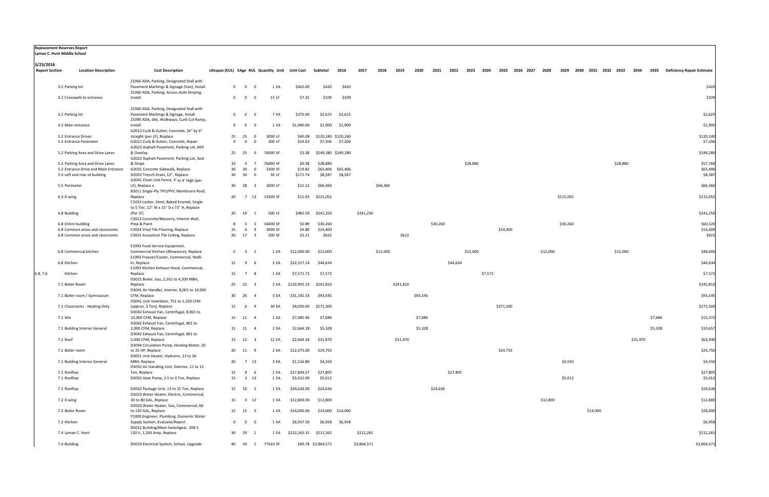**Replacement Reserves Report**
**Lyman C. Hunt Middle School**

**3/23/2016**

| Report Section | Location Description | Cost Description | Lifespan (EUL) | EAge | RUL | Quantity | Unit | Unit Cost | Subtotal | 2016 | 2017 | 2018 | 2019 | 2020 | 2021 | 2022 | 2023 | 2024 | 2025 | 2026 | 2027 | 2028 | 2029 | 2030 | 2031 | 2032 | 2033 | 2034 | 2035 | Deficiency Repair Estimate |
|---|---|---|---|---|---|---|---|---|---|---|---|---|---|---|---|---|---|---|---|---|---|---|---|---|---|---|---|---|---|---|
| | 3.2 Parking lot | Z1060 ADA, Parking, Designated Stall with Pavement Markings & Signage (Van), Install | 0 | 0 | 0 | 1 | EA | $420.00 | $420 | $420 | | | | | | | | | | | | | | | | | | | | $420 |
| | 3.2 Crosswalk to entrance | Z1060 ADA, Parking, Access Aisle Striping, Install | 0 | 0 | 0 | 15 | LF | $7.25 | $109 | $109 | | | | | | | | | | | | | | | | | | | | $109 |
| | 3.2 Parking lot | Z1060 ADA, Parking, Designated Stall with Pavement Markings & Signage, Install | 0 | 0 | 0 | 7 | EA | $375.00 | $2,625 | $2,625 | | | | | | | | | | | | | | | | | | | | $2,625 |
| | 3.2 Main entrance | Z1090 ADA, Site, Walkways, Curb Cut Ramp, Install | 0 | 0 | 0 | 1 | EA | $1,900.00 | $1,900 | $1,900 | | | | | | | | | | | | | | | | | | | | $1,900 |
| | 5.2 Entrance Drives | G2012 Curb & Gutter, Concrete, 24" by 6" straight (per LF), Replace | 25 | 25 | 0 | 3000 | LF | $40.08 | $120,240 | $120,240 | | | | | | | | | | | | | | | | | | | | $120,240 |
| | 5.2 Entrance Pavement | G2012 Curb & Gutter, Concrete, Repair | 0 | 0 | 0 | 300 | LF | $24.02 | $7,206 | $7,206 | | | | | | | | | | | | | | | | | | | | $7,206 |
| | 5.2 Parking Area and Drive Lanes | G2022 Asphalt Pavement, Parking Lot, Mill & Overlay | 25 | 25 | 0 | 76000 | SF | $3.28 | $249,280 | $249,280 | | | | | | | | | | | | | | | | | | | | $249,280 |
| | 5.2 Parking Area and Drive Lanes | G2022 Asphalt Pavement, Parking Lot, Seal & Stripe | 10 | 3 | 7 | 76000 | SF | $0.38 | $28,880 | | | | | | | | $28,880 | | | | | | | | | | $28,880 | | | $57,760 |
| | 5.2 Entrance Drive and Main Entrance | G2031 Concrete Sidewalk, Replace | 30 | 30 | 0 | 3300 | SF | $19.82 | $65,406 | $65,406 | | | | | | | | | | | | | | | | | | | | $65,406 |
| | 5.3 Left and rear of building | D2033 Trench Drain, 12", Replace | 30 | 30 | 0 | 50 | LF | $171.74 | $8,587 | $8,587 | | | | | | | | | | | | | | | | | | | | $8,587 |
| | 5.5 Perimeter | G2041 Chain Link Fence, 3' to 4' High (per LF), Replace x | 30 | 28 | 2 | 3000 | LF | $22.12 | $66,360 | | | $66,360 | | | | | | | | | | | | | | | | | | $66,360 |
| | 6.3 D wing | B3011 Single-Ply TPO/PVC Membrane Roof, Replace | 20 | 7 | 13 | 13500 | SF | $15.93 | $215,055 | | | | | | | | | | | | | | $215,055 | | | | | | | $215,055 |
| | 6.8 Building | C1033 Locker, Steel, Baked Enamel, Single to 5 Tier, 12" W x 15" D x 72" H, Replace (Per LF) | 20 | 19 | 1 | 500 | LF | $482.50 | $241,250 | | $241,250 | | | | | | | | | | | | | | | | | | | $241,250 |
| | 6.8 Entire building | C3012 Concrete/Masonry, Interior Wall, Prep & Paint | 8 | 3 | 5 | 34000 | SF | $0.89 | $30,260 | | | | | | $30,260 | | | | | | | | $30,260 | | | | | | | $60,520 |
| | 6.8 Common areas and classrooms | C3024 Vinyl Tile Flooring, Replace | 15 | 6 | 9 | 3000 | SF | $4.80 | $14,400 | | | | | | | | | | $14,400 | | | | | | | | | | | $14,400 |
| | 6.8 Common areas and classrooms | C3032 Acoustical Tile Ceiling, Replace | 20 | 17 | 3 | 200 | SF | $3.11 | $622 | | | | $622 | | | | | | | | | | | | | | | | | $622 |
| | 6.8 Commercial kitchen | E1093 Food Service Equipment, Commercial Kitchen (Allowance), Replace | 5 | 3 | 2 | 1 | EA | $12,000.00 | $12,000 | | | $12,000 | | | | | $12,000 | | | | | $12,000 | | | | | $12,000 | | | $48,000 |
| | 6.8 Kitchen | E1093 Freezer/Cooler, Commercial, Walk-In, Replace | 15 | 9 | 6 | 2 | EA | $22,317.14 | $44,634 | | | | | | | $44,634 | | | | | | | | | | | | | | $44,634 |
| 6.8, 7.6 | Kitchen | E1093 Kitchen Exhaust Hood, Commercial, Replace | 15 | 7 | 8 | 1 | EA | $7,571.72 | $7,572 | | | | | | | | | $7,572 | | | | | | | | | | | | $7,572 |
| | 7.1 Boiler Room | D3021 Boiler, Gas, 2,501 to 4,200 MBH, Replace | 25 | 22 | 3 | 2 | EA | $120,905.15 | $241,810 | | | | $241,810 | | | | | | | | | | | | | | | | | $241,810 |
| | 7.1 Boiler room / Gymnasium | D3041 Air Handler, Interior, 8,001 to 10,000 CFM, Replace | 30 | 26 | 4 | 3 | EA | $31,181.53 | $93,545 | | | | | $93,545 | | | | | | | | | | | | | | | | $93,545 |
| | 7.1 Classrooms - Heating Only | D3041 Unit Ventilator, 751 to 1,250 CFM (approx. 3 Ton), Replace | 15 | 6 | 9 | 30 | EA | $9,050.00 | $271,500 | | | | | | | | | | $271,500 | | | | | | | | | | | $271,500 |
| | 7.1 Site | D3042 Exhaust Fan, Centrifugal, 8,001 to 10,000 CFM, Replace | 15 | 11 | 4 | 1 | EA | $7,685.96 | $7,686 | | | | | $7,686 | | | | | | | | | | | | | | | $7,686 | $15,372 |
| | 7.1 Building Interior General | D3042 Exhaust Fan, Centrifugal, 801 to 2,000 CFM, Replace | 15 | 11 | 4 | 2 | EA | $2,664.18 | $5,328 | | | | | $5,328 | | | | | | | | | | | | | | | $5,328 | $10,657 |
| | 7.1 Roof | D3042 Exhaust Fan, Centrifugal, 801 to 2,000 CFM, Replace | 15 | 12 | 3 | 12 | EA | $2,664.18 | $31,970 | | | | $31,970 | | | | | | | | | | | | | | | $31,970 | | $63,940 |
| | 7.1 Boiler room | D3044 Circulation Pump, Heating Water, 20 to 25 HP, Replace | 20 | 11 | 9 | 2 | EA | $12,375.00 | $24,750 | | | | | | | | | | $24,750 | | | | | | | | | | | $24,750 |
| | 7.1 Building Interior General | D3051 Unit Heater, Hydronic, 13 to 36 MBH, Replace | 20 | 7 | 13 | 3 | EA | $1,516.80 | $4,550 | | | | | | | | | | | | | | $4,550 | | | | | | | $4,550 |
| | 7.1 Rooftop | D3052 Air Handling Unit, Exterior, 11 to 15 Ton, Replace | 15 | 9 | 6 | 1 | EA | $27,804.57 | $27,805 | | | | | | | $27,805 | | | | | | | | | | | | | | $27,805 |
| | 7.1 Rooftop | D3052 Heat Pump, 2.5 to 3 Ton, Replace | 15 | 2 | 13 | 1 | EA | $5,012.00 | $5,012 | | | | | | | | | | | | | | $5,012 | | | | | | | $5,012 |
| | 7.1 Rooftop | D3052 Package Unit, 13 to 15 Ton, Replace | 15 | 10 | 5 | 1 | EA | $24,636.00 | $24,636 | | | | | | $24,636 | | | | | | | | | | | | | | | $24,636 |
| | 7.2 D wing | D2023 Water Heater, Electric, Commercial, 30 to 80 GAL, Replace | 15 | 3 | 12 | 1 | EA | $12,800.00 | $12,800 | | | | | | | | | | | | | $12,800 | | | | | | | | $12,800 |
| | 7.2 Boiler Room | D2023 Water Heater, Gas, Commercial, 60 to 120 GAL, Replace | 15 | 15 | 0 | 1 | EA | $14,000.00 | $14,000 | $14,000 | | | | | | | | | | | | | | | $14,000 | | | | | $28,000 |
| | 7.2 Kitchen | P1000 Engineer, Plumbing, Domestic Water Supply System, Evaluate/Report | 0 | 0 | 0 | 1 | EA | $6,957.50 | $6,958 | $6,958 | | | | | | | | | | | | | | | | | | | | $6,958 |
| | 7.4 Lyman C. Hunt | D5012 Building/Main Switchgear, 208 Y, 120 V, 1,200 Amp, Replace | 30 | 29 | 1 | 1 | EA | $212,265.31 | $212,265 | | $212,265 | | | | | | | | | | | | | | | | | | | $212,265 |
| | 7.4 Building | D5019 Electrical System, School, Upgrade | 40 | 39 | 1 | 77633 | SF | $49.78 | $3,864,571 | | $3,864,571 | | | | | | | | | | | | | | | | | | | $3,864,571 |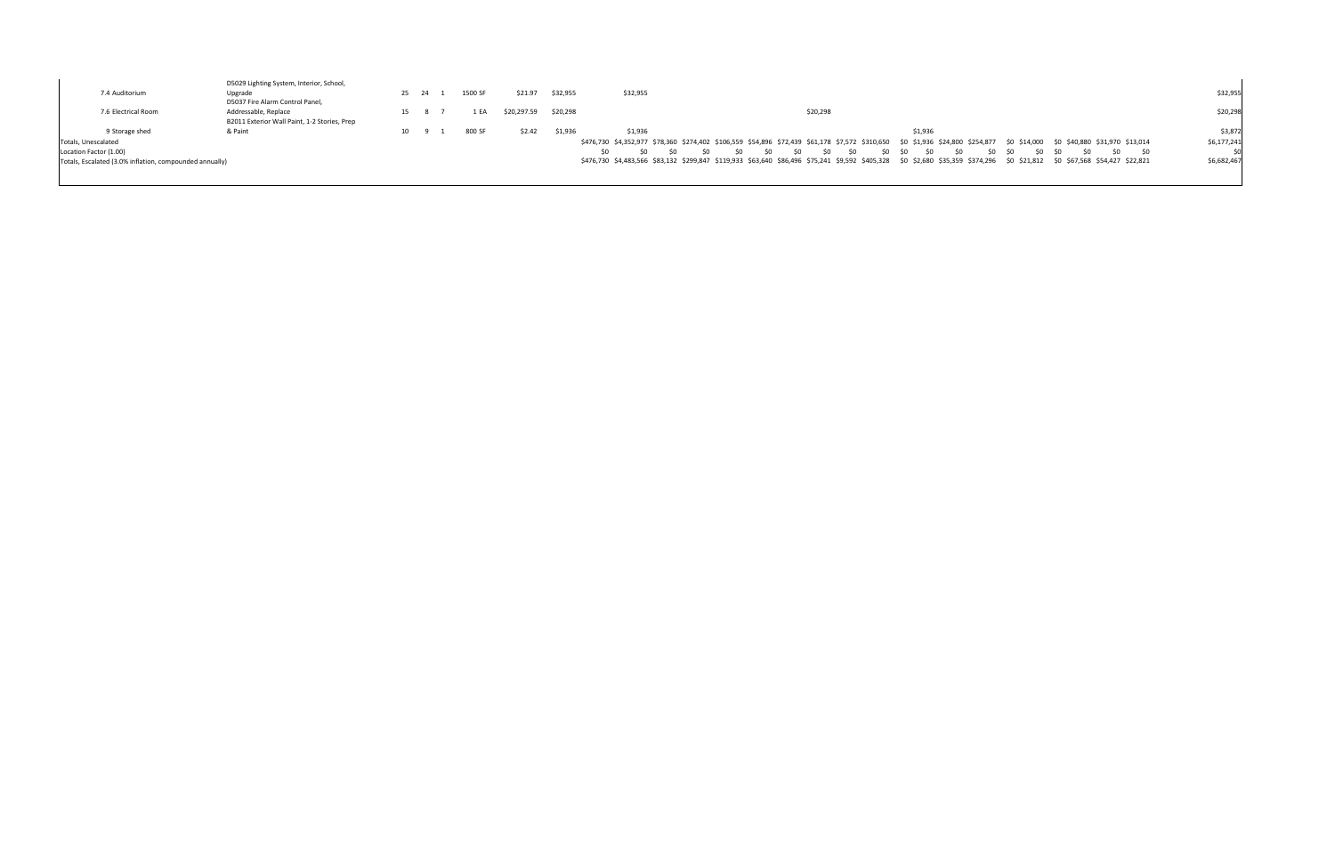| | | | | | | | | | | | | | | | | | | | | | | | | | | | | |
|---|---|---|---|---|---|---|---|---|---|---|---|---|---|---|---|---|---|---|---|---|---|---|---|---|---|---|---|---|
| 7.4 Auditorium | D5029 Lighting System, Interior, School, Upgrade | 25 | 24 | 1 | 1500 SF | $21.97 | $32,955 | | $32,955 | | | | | | | | | | | | | | | | | | | $32,955 |
| 7.6 Electrical Room | D5037 Fire Alarm Control Panel, Addressable, Replace | 15 | 8 | 7 | 1 EA | $20,297.59 | $20,298 | | | | | | | | $20,298 | | | | | | | | | | | | | $20,298 |
| 9 Storage shed | B2011 Exterior Wall Paint, 1-2 Stories, Prep & Paint | 10 | 9 | 1 | 800 SF | $2.42 | $1,936 | | $1,936 | | | | | | | | | | $1,936 | | | | | | | | | $3,872 |
| Totals, Unescalated | | | | | | | | $476,730 | $4,352,977 | $78,360 | $274,402 | $106,559 | $54,896 | $72,439 | $61,178 | $7,572 | $310,650 | $0 | $1,936 | $24,800 | $254,877 | $0 | $14,000 | $0 | $40,880 | $31,970 | $13,014 | $6,177,241 |
| Location Factor (1.00) | | | | | | | | $0 | $0 | $0 | $0 | $0 | $0 | $0 | $0 | $0 | $0 | $0 | $0 | $0 | $0 | $0 | $0 | $0 | $0 | $0 | $0 | $0 |
| Totals, Escalated (3.0% inflation, compounded annually) | | | | | | | | $476,730 | $4,483,566 | $83,132 | $299,847 | $119,933 | $63,640 | $86,496 | $75,241 | $9,592 | $405,328 | $0 | $2,680 | $35,359 | $374,296 | $0 | $21,812 | $0 | $67,568 | $54,427 | $22,821 | $6,682,467 |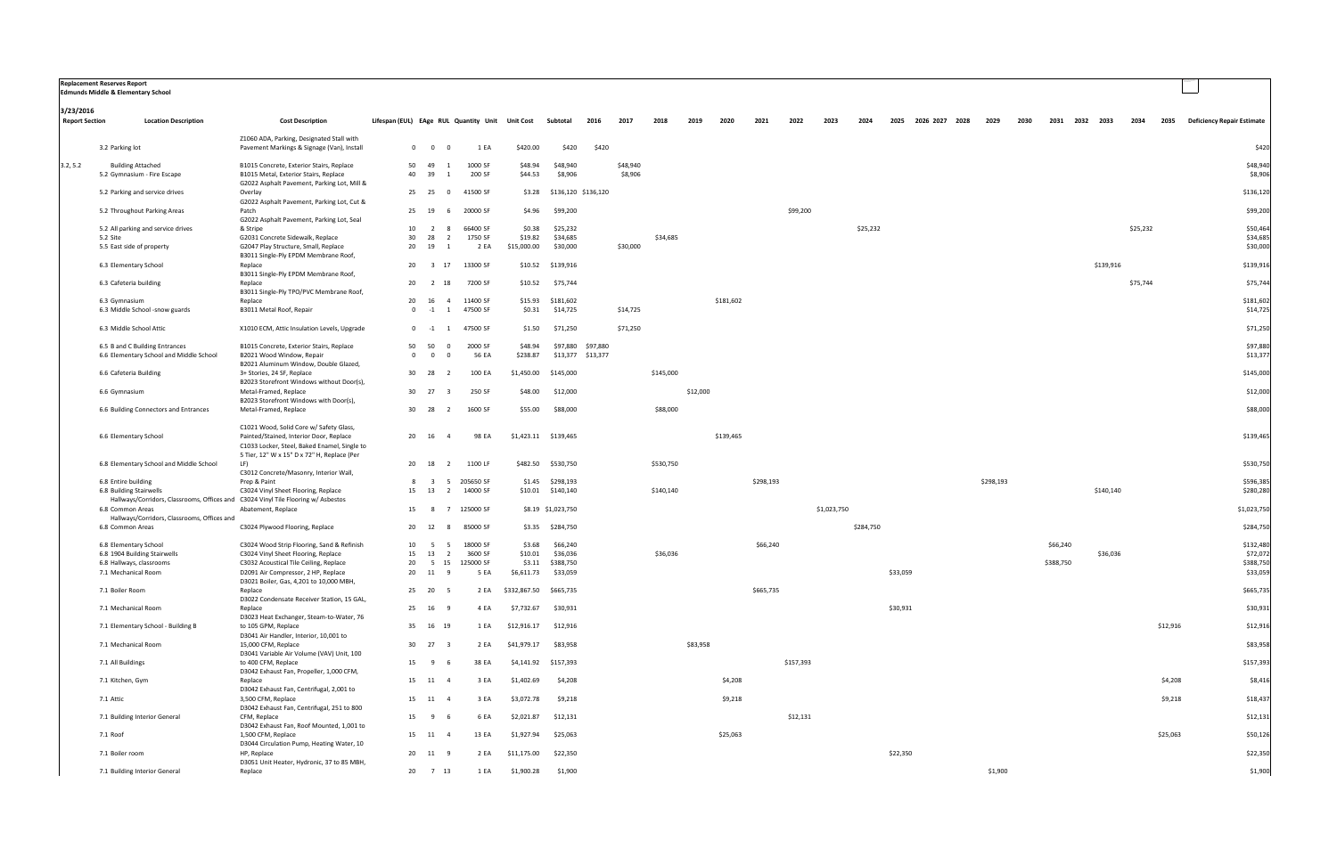**Replacement Reserves Report**
**Edmunds Middle & Elementary School**

**3/23/2016**

| Report Section | Location Description | Cost Description | Lifespan (EUL) | EAge | RUL | Quantity | Unit | Unit Cost | Subtotal | 2016 | 2017 | 2018 | 2019 | 2020 | 2021 | 2022 | 2023 | 2024 | 2025 | 2026 | 2027 | 2028 | 2029 | 2030 | 2031 | 2032 | 2033 | 2034 | 2035 | Deficiency Repair Estimate |
|---|---|---|---|---|---|---|---|---|---|---|---|---|---|---|---|---|---|---|---|---|---|---|---|---|---|---|---|---|---|---|
| | 3.2 Parking lot | Z1060 ADA, Parking, Designated Stall with Pavement Markings & Signage (Van), Install | 0 | 0 | 0 | 1 | EA | $420.00 | $420 | $420 | | | | | | | | | | | | | | | | | | | | $420 |
| 3.2, 5.2 | Building Attached | B1015 Concrete, Exterior Stairs, Replace | 50 | 49 | 1 | 1000 | SF | $48.94 | $48,940 | | $48,940 | | | | | | | | | | | | | | | | | | | $48,940 |
| | 5.2 Gymnasium - Fire Escape | B1015 Metal, Exterior Stairs, Replace | 40 | 39 | 1 | 200 | SF | $44.53 | $8,906 | | $8,906 | | | | | | | | | | | | | | | | | | | $8,906 |
| | 5.2 Parking and service drives | G2022 Asphalt Pavement, Parking Lot, Mill & Overlay | 25 | 25 | 0 | 41500 | SF | $3.28 | $136,120 | $136,120 | | | | | | | | | | | | | | | | | | | | $136,120 |
| | 5.2 Throughout Parking Areas | G2022 Asphalt Pavement, Parking Lot, Cut & Patch | 25 | 19 | 6 | 20000 | SF | $4.96 | $99,200 | | | | | | | $99,200 | | | | | | | | | | | | | | $99,200 |
| | 5.2 All parking and service drives | G2022 Asphalt Pavement, Parking Lot, Seal & Stripe | 10 | 2 | 8 | 66400 | SF | $0.38 | $25,232 | | | | | | | | | $25,232 | | | | | | | | | | $25,232 | | $50,464 |
| | 5.2 Site | G2031 Concrete Sidewalk, Replace | 30 | 28 | 2 | 1750 | SF | $19.82 | $34,685 | | | $34,685 | | | | | | | | | | | | | | | | | | $34,685 |
| | 5.5 East side of property | G2047 Play Structure, Small, Replace | 20 | 19 | 1 | 2 | EA | $15,000.00 | $30,000 | | $30,000 | | | | | | | | | | | | | | | | | | | $30,000 |
| | 6.3 Elementary School | B3011 Single-Ply EPDM Membrane Roof, Replace | 20 | 3 | 17 | 13300 | SF | $10.52 | $139,916 | | | | | | | | | | | | | | | | | | $139,916 | | | $139,916 |
| | 6.3 Cafeteria building | B3011 Single-Ply EPDM Membrane Roof, Replace | 20 | 2 | 18 | 7200 | SF | $10.52 | $75,744 | | | | | | | | | | | | | | | | | | | $75,744 | | $75,744 |
| | 6.3 Gymnasium | B3011 Single-Ply TPO/PVC Membrane Roof, Replace | 20 | 16 | 4 | 11400 | SF | $15.93 | $181,602 | | | | | $181,602 | | | | | | | | | | | | | | | | $181,602 |
| | 6.3 Middle School -snow guards | B3011 Metal Roof, Repair | 0 | -1 | 1 | 47500 | SF | $0.31 | $14,725 | | $14,725 | | | | | | | | | | | | | | | | | | | $14,725 |
| | 6.3 Middle School Attic | X1010 ECM, Attic Insulation Levels, Upgrade | 0 | -1 | 1 | 47500 | SF | $1.50 | $71,250 | | $71,250 | | | | | | | | | | | | | | | | | | | $71,250 |
| | 6.5 B and C Building Entrances | B1015 Concrete, Exterior Stairs, Replace | 50 | 50 | 0 | 2000 | SF | $48.94 | $97,880 | $97,880 | | | | | | | | | | | | | | | | | | | | $97,880 |
| | 6.6 Elementary School and Middle School | B2021 Wood Window, Repair | 0 | 0 | 0 | 56 | EA | $238.87 | $13,377 | $13,377 | | | | | | | | | | | | | | | | | | | | $13,377 |
| | 6.6 Cafeteria Building | B2021 Aluminum Window, Double Glazed, 3+ Stories, 24 SF, Replace | 30 | 28 | 2 | 100 | EA | $1,450.00 | $145,000 | | | $145,000 | | | | | | | | | | | | | | | | | | $145,000 |
| | 6.6 Gymnasium | B2023 Storefront Windows without Door(s), Metal-Framed, Replace | 30 | 27 | 3 | 250 | SF | $48.00 | $12,000 | | | | $12,000 | | | | | | | | | | | | | | | | | $12,000 |
| | 6.6 Building Connectors and Entrances | B2023 Storefront Windows with Door(s), Metal-Framed, Replace | 30 | 28 | 2 | 1600 | SF | $55.00 | $88,000 | | | $88,000 | | | | | | | | | | | | | | | | | | $88,000 |
| | 6.6 Elementary School | C1021 Wood, Solid Core w/ Safety Glass, Painted/Stained, Interior Door, Replace | 20 | 16 | 4 | 98 | EA | $1,423.11 | $139,465 | | | | | $139,465 | | | | | | | | | | | | | | | | $139,465 |
| | 6.8 Elementary School and Middle School | C1033 Locker, Steel, Baked Enamel, Single to 5 Tier, 12" W x 15" D x 72" H, Replace (Per LF) | 20 | 18 | 2 | 1100 | LF | $482.50 | $530,750 | | | $530,750 | | | | | | | | | | | | | | | | | | $530,750 |
| | 6.8 Entire building | C3012 Concrete/Masonry, Interior Wall, Prep & Paint | 8 | 3 | 5 | 205650 | SF | $1.45 | $298,193 | | | | | | $298,193 | | | | | | | | $298,193 | | | | | | | $596,385 |
| | 6.8 Building Stairwells | C3024 Vinyl Sheet Flooring, Replace | 15 | 13 | 2 | 14000 | SF | $10.01 | $140,140 | | | $140,140 | | | | | | | | | | | | | | | $140,140 | | | $280,280 |
| | 6.8 Common Areas Hallways/Corridors, Classrooms, Offices and | C3024 Vinyl Tile Flooring w/ Asbestos Abatement, Replace | 15 | 8 | 7 | 125000 | SF | $8.19 | $1,023,750 | | | | | | | | $1,023,750 | | | | | | | | | | | | | $1,023,750 |
| | 6.8 Common Areas Hallways/Corridors, Classrooms, Offices and | C3024 Plywood Flooring, Replace | 20 | 12 | 8 | 85000 | SF | $3.35 | $284,750 | | | | | | | | | $284,750 | | | | | | | | | | | | $284,750 |
| | 6.8 Elementary School | C3024 Wood Strip Flooring, Sand & Refinish | 10 | 5 | 5 | 18000 | SF | $3.68 | $66,240 | | | | | | $66,240 | | | | | | | | | | $66,240 | | | | | $132,480 |
| | 6.8 1904 Building Stairwells | C3024 Vinyl Sheet Flooring, Replace | 15 | 13 | 2 | 3600 | SF | $10.01 | $36,036 | | | $36,036 | | | | | | | | | | | | | | | $36,036 | | | $72,072 |
| | 6.8 Hallways, classrooms | C3032 Acoustical Tile Ceiling, Replace | 20 | 5 | 15 | 125000 | SF | $3.11 | $388,750 | | | | | | | | | | | | | | | | $388,750 | | | | | $388,750 |
| | 7.1 Mechanical Room | D2091 Air Compressor, 2 HP, Replace | 20 | 11 | 9 | 5 | EA | $6,611.73 | $33,059 | | | | | | | | | | $33,059 | | | | | | | | | | | $33,059 |
| | 7.1 Boiler Room | D3021 Boiler, Gas, 4,201 to 10,000 MBH, Replace | 25 | 20 | 5 | 2 | EA | $332,867.50 | $665,735 | | | | | | $665,735 | | | | | | | | | | | | | | | $665,735 |
| | 7.1 Mechanical Room | D3022 Condensate Receiver Station, 15 GAL, Replace | 25 | 16 | 9 | 4 | EA | $7,732.67 | $30,931 | | | | | | | | | | $30,931 | | | | | | | | | | | $30,931 |
| | 7.1 Elementary School - Building B | D3023 Heat Exchanger, Steam-to-Water, 76 to 105 GPM, Replace | 35 | 16 | 19 | 1 | EA | $12,916.17 | $12,916 | | | | | | | | | | | | | | | | | | | | $12,916 | $12,916 |
| | 7.1 Mechanical Room | D3041 Air Handler, Interior, 10,001 to 15,000 CFM, Replace | 30 | 27 | 3 | 2 | EA | $41,979.17 | $83,958 | | | | $83,958 | | | | | | | | | | | | | | | | | $83,958 |
| | 7.1 All Buildings | D3041 Variable Air Volume (VAV) Unit, 100 to 400 CFM, Replace | 15 | 9 | 6 | 38 | EA | $4,141.92 | $157,393 | | | | | | | $157,393 | | | | | | | | | | | | | | $157,393 |
| | 7.1 Kitchen, Gym | D3042 Exhaust Fan, Propeller, 1,000 CFM, Replace | 15 | 11 | 4 | 3 | EA | $1,402.69 | $4,208 | | | | | $4,208 | | | | | | | | | | | | | | | $4,208 | $8,416 |
| | 7.1 Attic | D3042 Exhaust Fan, Centrifugal, 2,001 to 3,500 CFM, Replace | 15 | 11 | 4 | 3 | EA | $3,072.78 | $9,218 | | | | | $9,218 | | | | | | | | | | | | | | | $9,218 | $18,437 |
| | 7.1 Building Interior General | D3042 Exhaust Fan, Centrifugal, 251 to 800 CFM, Replace | 15 | 9 | 6 | 6 | EA | $2,021.87 | $12,131 | | | | | | | $12,131 | | | | | | | | | | | | | | $12,131 |
| | 7.1 Roof | D3042 Exhaust Fan, Roof Mounted, 1,001 to 1,500 CFM, Replace | 15 | 11 | 4 | 13 | EA | $1,927.94 | $25,063 | | | | | $25,063 | | | | | | | | | | | | | | | $25,063 | $50,126 |
| | 7.1 Boiler room | D3044 Circulation Pump, Heating Water, 10 HP, Replace | 20 | 11 | 9 | 2 | EA | $11,175.00 | $22,350 | | | | | | | | | | $22,350 | | | | | | | | | | | $22,350 |
| | 7.1 Building Interior General | D3051 Unit Heater, Hydronic, 37 to 85 MBH, Replace | 20 | 7 | 13 | 1 | EA | $1,900.28 | $1,900 | | | | | | | | | | | | | | $1,900 | | | | | | | $1,900 |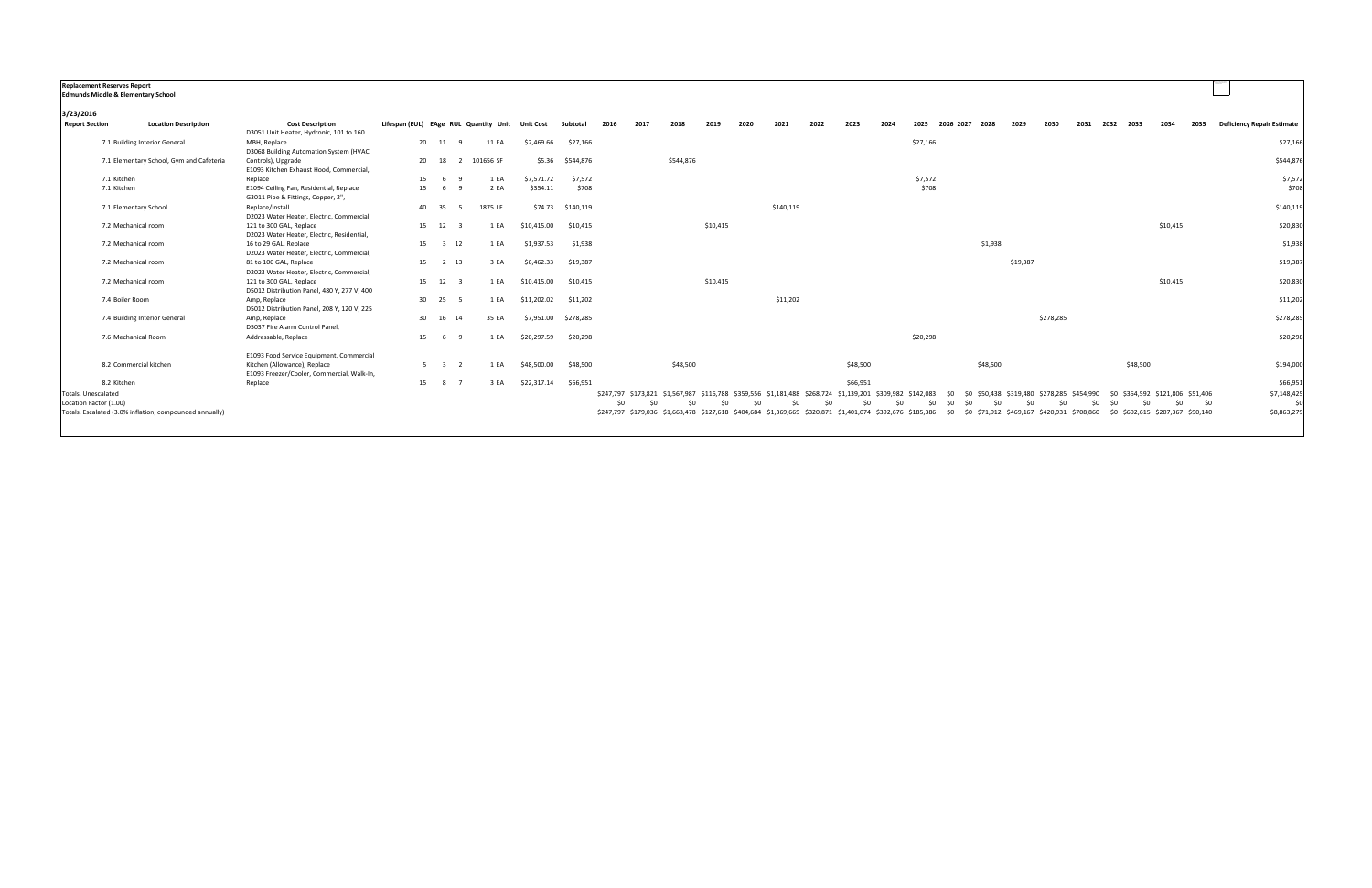**Replacement Reserves Report**
**Edmunds Middle & Elementary School**

**3/23/2016**

| Report Section | Location Description | Cost Description | Lifespan (EUL) | EAge | RUL | Quantity | Unit | Unit Cost | Subtotal | 2016 | 2017 | 2018 | 2019 | 2020 | 2021 | 2022 | 2023 | 2024 | 2025 | 2026 | 2027 | 2028 | 2029 | 2030 | 2031 | 2032 | 2033 | 2034 | 2035 | Deficiency Repair Estimate |
|---|---|---|---|---|---|---|---|---|---|---|---|---|---|---|---|---|---|---|---|---|---|---|---|---|---|---|---|---|---|---|
| 7.1 | Building Interior General | D3051 Unit Heater, Hydronic, 101 to 160 MBH, Replace | 20 | 11 | 9 | 11 | EA | $2,469.66 | $27,166 | | | | | | | | | | $27,166 | | | | | | | | | | | $27,166 |
| 7.1 | Elementary School, Gym and Cafeteria | D3068 Building Automation System (HVAC Controls), Upgrade | 20 | 18 | 2 | 101656 | SF | $5.36 | $544,876 | | | $544,876 | | | | | | | | | | | | | | | | | | $544,876 |
| 7.1 | Kitchen | E1093 Kitchen Exhaust Hood, Commercial, Replace | 15 | 6 | 9 | 1 | EA | $7,571.72 | $7,572 | | | | | | | | | | $7,572 | | | | | | | | | | | $7,572 |
| 7.1 | Kitchen | E1094 Ceiling Fan, Residential, Replace | 15 | 6 | 9 | 2 | EA | $354.11 | $708 | | | | | | | | | | $708 | | | | | | | | | | | $708 |
| 7.1 | Elementary School | G3011 Pipe & Fittings, Copper, 2", Replace/Install | 40 | 35 | 5 | 1875 | LF | $74.73 | $140,119 | | | | | | $140,119 | | | | | | | | | | | | | | | $140,119 |
| 7.2 | Mechanical room | D2023 Water Heater, Electric, Commercial, 121 to 300 GAL, Replace | 15 | 12 | 3 | 1 | EA | $10,415.00 | $10,415 | | | | $10,415 | | | | | | | | | | | | | | | $10,415 | | $20,830 |
| 7.2 | Mechanical room | D2023 Water Heater, Electric, Residential, 16 to 29 GAL, Replace | 15 | 3 | 12 | 1 | EA | $1,937.53 | $1,938 | | | | | | | | | | | | | $1,938 | | | | | | | | $1,938 |
| 7.2 | Mechanical room | D2023 Water Heater, Electric, Commercial, 81 to 100 GAL, Replace | 15 | 2 | 13 | 3 | EA | $6,462.33 | $19,387 | | | | | | | | | | | | | | $19,387 | | | | | | | $19,387 |
| 7.2 | Mechanical room | D2023 Water Heater, Electric, Commercial, 121 to 300 GAL, Replace | 15 | 12 | 3 | 1 | EA | $10,415.00 | $10,415 | | | | $10,415 | | | | | | | | | | | | | | | $10,415 | | $20,830 |
| 7.4 | Boiler Room | D5012 Distribution Panel, 480 Y, 277 V, 400 Amp, Replace | 30 | 25 | 5 | 1 | EA | $11,202.02 | $11,202 | | | | | | $11,202 | | | | | | | | | | | | | | | $11,202 |
| 7.4 | Building Interior General | D5012 Distribution Panel, 208 Y, 120 V, 225 Amp, Replace | 30 | 16 | 14 | 35 | EA | $7,951.00 | $278,285 | | | | | | | | | | | | | | | $278,285 | | | | | | $278,285 |
| 7.6 | Mechanical Room | D5037 Fire Alarm Control Panel, Addressable, Replace | 15 | 6 | 9 | 1 | EA | $20,297.59 | $20,298 | | | | | | | | | | $20,298 | | | | | | | | | | | $20,298 |
| 8.2 | Commercial kitchen | E1093 Food Service Equipment, Commercial Kitchen (Allowance), Replace | 5 | 3 | 2 | 1 | EA | $48,500.00 | $48,500 | | | $48,500 | | | | | $48,500 | | | | | $48,500 | | | | | $48,500 | | | $194,000 |
| 8.2 | Kitchen | E1093 Freezer/Cooler, Commercial, Walk-In, Replace | 15 | 8 | 7 | 3 | EA | $22,317.14 | $66,951 | | | | | | | | $66,951 | | | | | | | | | | | | | $66,951 |
| Totals, Unescalated | | | | | | | | | | $247,797 | $173,821 | $1,567,987 | $116,788 | $359,556 | $1,181,488 | $268,724 | $1,139,201 | $309,982 | $142,083 | $0 | $0 | $50,438 | $319,480 | $278,285 | $454,990 | $0 | $364,592 | $121,806 | $51,406 | $7,148,425 |
| Location Factor (1.00) | | | | | | | | | | $0 | $0 | $0 | $0 | $0 | $0 | $0 | $0 | $0 | $0 | $0 | $0 | $0 | $0 | $0 | $0 | $0 | $0 | $0 | $0 | $0 |
| Totals, Escalated (3.0% inflation, compounded annually) | | | | | | | | | | $247,797 | $179,036 | $1,663,478 | $127,618 | $404,684 | $1,369,669 | $320,871 | $1,401,074 | $392,676 | $185,386 | $0 | $0 | $71,912 | $469,167 | $420,931 | $708,860 | $0 | $602,615 | $207,367 | $90,140 | $8,863,279 |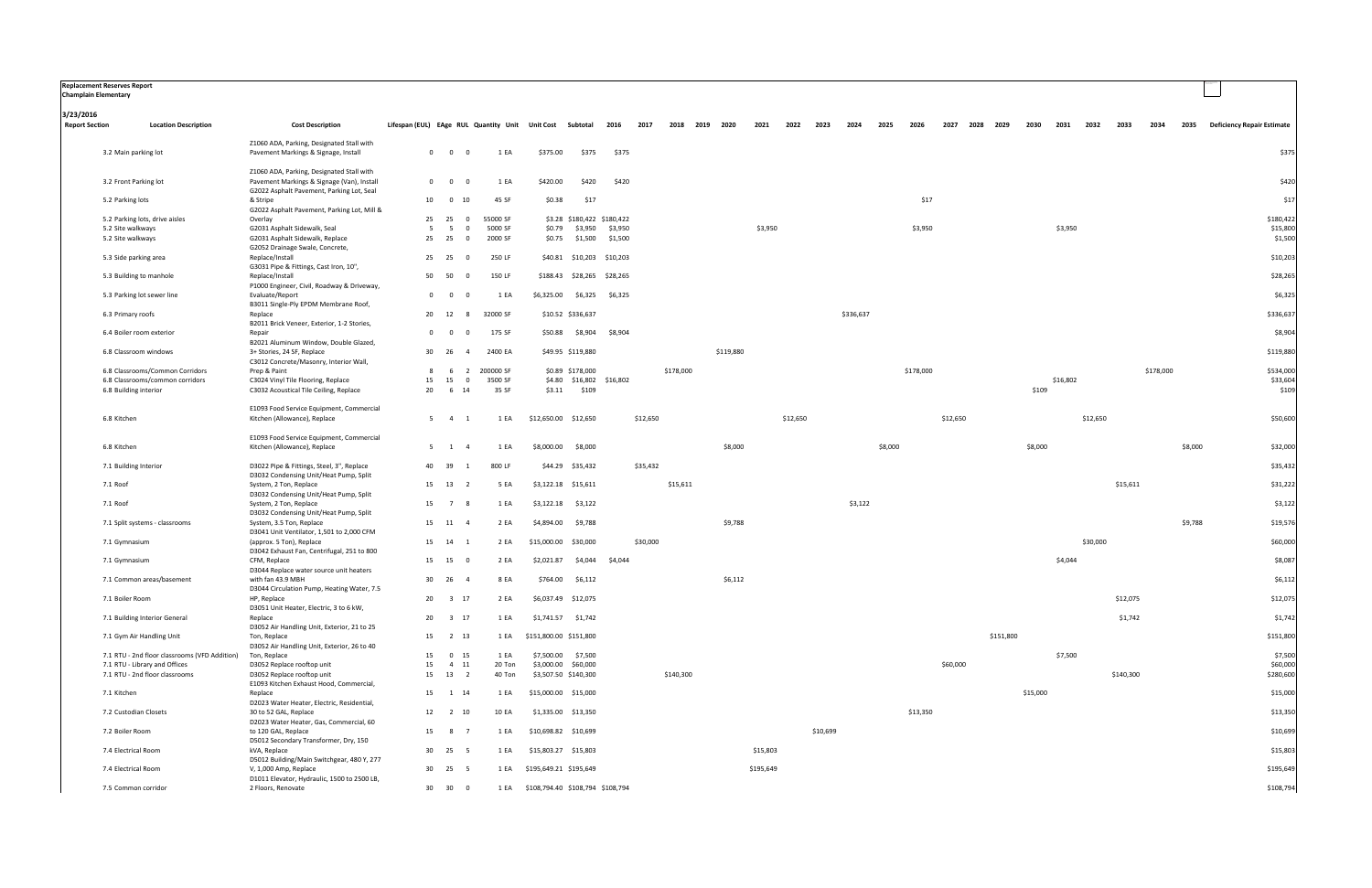**Replacement Reserves Report**
**Champlain Elementary**

3/23/2016

| Report Section | Location Description | Cost Description | Lifespan (EUL) | EAge | RUL | Quantity | Unit | Unit Cost | Subtotal | 2016 | 2017 | 2018 | 2019 | 2020 | 2021 | 2022 | 2023 | 2024 | 2025 | 2026 | 2027 | 2028 | 2029 | 2030 | 2031 | 2032 | 2033 | 2034 | 2035 | Deficiency Repair Estimate |
|---|---|---|---|---|---|---|---|---|---|---|---|---|---|---|---|---|---|---|---|---|---|---|---|---|---|---|---|---|---|---|
| | 3.2 Main parking lot | Z1060 ADA, Parking, Designated Stall with Pavement Markings & Signage, Install | 0 | 0 | 0 | 1 | EA | $375.00 | $375 | $375 | | | | | | | | | | | | | | | | | | | | $375 |
| | 3.2 Front Parking lot | Z1060 ADA, Parking, Designated Stall with Pavement Markings & Signage (Van), Install | 0 | 0 | 0 | 1 | EA | $420.00 | $420 | $420 | | | | | | | | | | | | | | | | | | | | $420 |
| | 5.2 Parking lots | G2022 Asphalt Pavement, Parking Lot, Seal & Stripe | 10 | 0 | 10 | 45 | SF | $0.38 | $17 | | | | | | | | | | | $17 | | | | | | | | | | $17 |
| | 5.2 Parking lots, drive aisles | G2022 Asphalt Pavement, Parking Lot, Mill & Overlay | 25 | 25 | 0 | 55000 | SF | $3.28 | $180,422 | $180,422 | | | | | | | | | | | | | | | | | | | | $180,422 |
| | 5.2 Site walkways | G2031 Asphalt Sidewalk, Seal | 5 | 5 | 0 | 5000 | SF | $0.79 | $3,950 | $3,950 | | | | | $3,950 | | | | | $3,950 | | | | | $3,950 | | | | | $15,800 |
| | 5.2 Site walkways | G2031 Asphalt Sidewalk, Replace | 25 | 25 | 0 | 2000 | SF | $0.75 | $1,500 | $1,500 | | | | | | | | | | | | | | | | | | | | $1,500 |
| | 5.3 Side parking area | G2052 Drainage Swale, Concrete, Replace/Install | 25 | 25 | 0 | 250 | LF | $40.81 | $10,203 | $10,203 | | | | | | | | | | | | | | | | | | | | $10,203 |
| | 5.3 Building to manhole | G3031 Pipe & Fittings, Cast Iron, 10", Replace/Install | 50 | 50 | 0 | 150 | LF | $188.43 | $28,265 | $28,265 | | | | | | | | | | | | | | | | | | | | $28,265 |
| | 5.3 Parking lot sewer line | P1000 Engineer, Civil, Roadway & Driveway, Evaluate/Report | 0 | 0 | 0 | 1 | EA | $6,325.00 | $6,325 | $6,325 | | | | | | | | | | | | | | | | | | | | $6,325 |
| | 6.3 Primary roofs | B3011 Single-Ply EPDM Membrane Roof, Replace | 20 | 12 | 8 | 32000 | SF | $10.52 | $336,637 | | | | | | | | | $336,637 | | | | | | | | | | | | $336,637 |
| | 6.4 Boiler room exterior | B2011 Brick Veneer, Exterior, 1-2 Stories, Repair | 0 | 0 | 0 | 175 | SF | $50.88 | $8,904 | $8,904 | | | | | | | | | | | | | | | | | | | | $8,904 |
| | 6.8 Classroom windows | B2021 Aluminum Window, Double Glazed, 3+ Stories, 24 SF, Replace | 30 | 26 | 4 | 2400 | EA | $49.95 | $119,880 | | | | | $119,880 | | | | | | | | | | | | | | | | $119,880 |
| | 6.8 Classrooms/Common Corridors | C3012 Concrete/Masonry, Interior Wall, Prep & Paint | 8 | 6 | 2 | 200000 | SF | $0.89 | $178,000 | | | $178,000 | | | | | | | | $178,000 | | | | | | | $178,000 | | | $534,000 |
| | 6.8 Classrooms/common corridors | C3024 Vinyl Tile Flooring, Replace | 15 | 15 | 0 | 3500 | SF | $4.80 | $16,802 | $16,802 | | | | | | | | | | | | | | | $16,802 | | | | | $33,604 |
| | 6.8 Building interior | C3032 Acoustical Tile Ceiling, Replace | 20 | 6 | 14 | 35 | SF | $3.11 | $109 | | | | | | | | | | | | | | | $109 | | | | | | $109 |
| | 6.8 Kitchen | E1093 Food Service Equipment, Commercial Kitchen (Allowance), Replace | 5 | 4 | 1 | 1 | EA | $12,650.00 | $12,650 | | $12,650 | | | | | $12,650 | | | | | $12,650 | | | | | $12,650 | | | | $50,600 |
| | 6.8 Kitchen | E1093 Food Service Equipment, Commercial Kitchen (Allowance), Replace | 5 | 1 | 4 | 1 | EA | $8,000.00 | $8,000 | | | | | $8,000 | | | | | $8,000 | | | | | $8,000 | | | | | $8,000 | $32,000 |
| | 7.1 Building Interior | D3022 Pipe & Fittings, Steel, 3", Replace | 40 | 39 | 1 | 800 | LF | $44.29 | $35,432 | | $35,432 | | | | | | | | | | | | | | | | | | | $35,432 |
| | 7.1 Roof | D3032 Condensing Unit/Heat Pump, Split System, 2 Ton, Replace | 15 | 13 | 2 | 5 | EA | $3,122.18 | $15,611 | | | $15,611 | | | | | | | | | | | | | | | $15,611 | | | $31,222 |
| | 7.1 Roof | D3032 Condensing Unit/Heat Pump, Split System, 2 Ton, Replace | 15 | 7 | 8 | 1 | EA | $3,122.18 | $3,122 | | | | | | | | | $3,122 | | | | | | | | | | | | $3,122 |
| | 7.1 Split systems - classrooms | D3032 Condensing Unit/Heat Pump, Split System, 3.5 Ton, Replace | 15 | 11 | 4 | 2 | EA | $4,894.00 | $9,788 | | | | | $9,788 | | | | | | | | | | | | | | | $9,788 | $19,576 |
| | 7.1 Gymnasium | D3041 Unit Ventilator, 1,501 to 2,000 CFM (approx. 5 Ton), Replace | 15 | 14 | 1 | 2 | EA | $15,000.00 | $30,000 | | $30,000 | | | | | | | | | | | | | | | $30,000 | | | | $60,000 |
| | 7.1 Gymnasium | D3042 Exhaust Fan, Centrifugal, 251 to 800 CFM, Replace | 15 | 15 | 0 | 2 | EA | $2,021.87 | $4,044 | $4,044 | | | | | | | | | | | | | | | $4,044 | | | | | $8,087 |
| | 7.1 Common areas/basement | D3044 Replace water source unit heaters with fan 43.9 MBH | 30 | 26 | 4 | 8 | EA | $764.00 | $6,112 | | | | | $6,112 | | | | | | | | | | | | | | | | $6,112 |
| | 7.1 Boiler Room | D3044 Circulation Pump, Heating Water, 7.5 HP, Replace | 20 | 3 | 17 | 2 | EA | $6,037.49 | $12,075 | | | | | | | | | | | | | | | | | | $12,075 | | | $12,075 |
| | 7.1 Building Interior General | D3051 Unit Heater, Electric, 3 to 6 kW, Replace | 20 | 3 | 17 | 1 | EA | $1,741.57 | $1,742 | | | | | | | | | | | | | | | | | | $1,742 | | | $1,742 |
| | 7.1 Gym Air Handling Unit | D3052 Air Handling Unit, Exterior, 21 to 25 Ton, Replace | 15 | 2 | 13 | 1 | EA | $151,800.00 | $151,800 | | | | | | | | | | | | | | $151,800 | | | | | | | $151,800 |
| | 7.1 RTU - 2nd floor classrooms (VFD Addition) | D3052 Air Handling Unit, Exterior, 26 to 40 Ton, Replace | 15 | 0 | 15 | 1 | EA | $7,500.00 | $7,500 | | | | | | | | | | | | | | | | $7,500 | | | | | $7,500 |
| | 7.1 RTU - Library and Offices | D3052 Replace rooftop unit | 15 | 4 | 11 | 20 | Ton | $3,000.00 | $60,000 | | | | | | | | | | | | $60,000 | | | | | | | | | $60,000 |
| | 7.1 RTU - 2nd floor classrooms | D3052 Replace rooftop unit | 15 | 13 | 2 | 40 | Ton | $3,507.50 | $140,300 | | | $140,300 | | | | | | | | | | | | | | | $140,300 | | | $280,600 |
| | 7.1 Kitchen | E1093 Kitchen Exhaust Hood, Commercial, Replace | 15 | 1 | 14 | 1 | EA | $15,000.00 | $15,000 | | | | | | | | | | | | | | | $15,000 | | | | | | $15,000 |
| | 7.2 Custodian Closets | D2023 Water Heater, Electric, Residential, 30 to 52 GAL, Replace | 12 | 2 | 10 | 10 | EA | $1,335.00 | $13,350 | | | | | | | | | | | $13,350 | | | | | | | | | | $13,350 |
| | 7.2 Boiler Room | D2023 Water Heater, Gas, Commercial, 60 to 120 GAL, Replace | 15 | 8 | 7 | 1 | EA | $10,698.82 | $10,699 | | | | | | | | $10,699 | | | | | | | | | | | | | $10,699 |
| | 7.4 Electrical Room | D5012 Secondary Transformer, Dry, 150 kVA, Replace | 30 | 25 | 5 | 1 | EA | $15,803.27 | $15,803 | | | | | | $15,803 | | | | | | | | | | | | | | | $15,803 |
| | 7.4 Electrical Room | D5012 Building/Main Switchgear, 480 Y, 277 V, 1,000 Amp, Replace | 30 | 25 | 5 | 1 | EA | $195,649.21 | $195,649 | | | | | | $195,649 | | | | | | | | | | | | | | | $195,649 |
| | 7.5 Common corridor | D1011 Elevator, Hydraulic, 1500 to 2500 LB, 2 Floors, Renovate | 30 | 30 | 0 | 1 | EA | $108,794.40 | $108,794 | $108,794 | | | | | | | | | | | | | | | | | | | | $108,794 |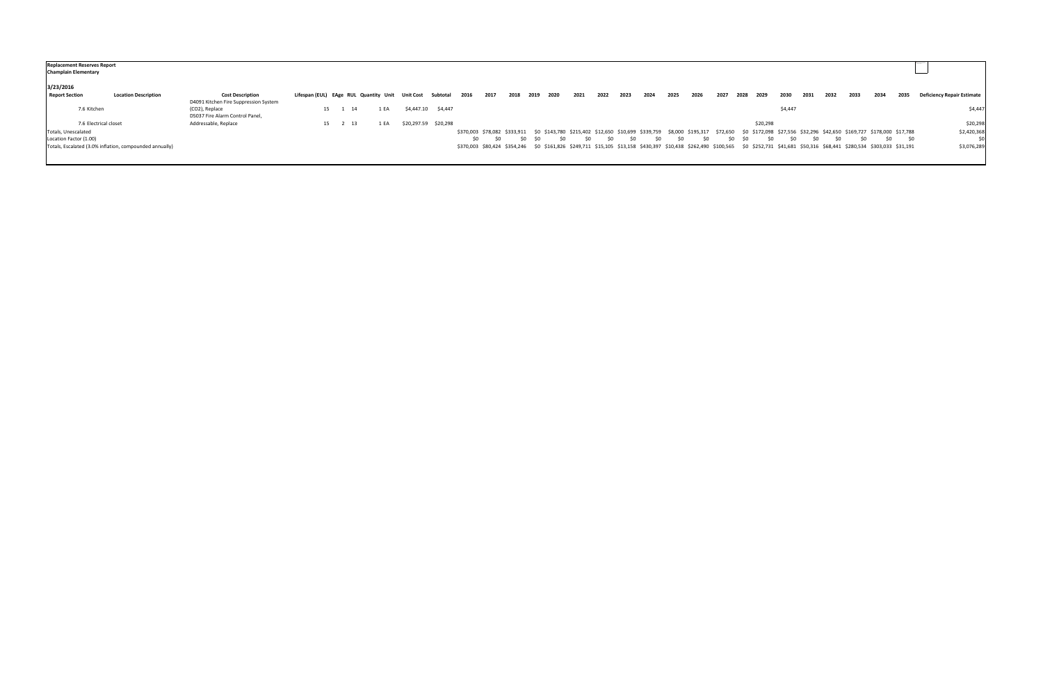**Replacement Reserves Report**
**Champlain Elementary**

**3/23/2016**

| Report Section | Location Description | Cost Description | Lifespan (EUL) | EAge | RUL | Quantity | Unit | Unit Cost | Subtotal | 2016 | 2017 | 2018 | 2019 | 2020 | 2021 | 2022 | 2023 | 2024 | 2025 | 2026 | 2027 | 2028 | 2029 | 2030 | 2031 | 2032 | 2033 | 2034 | 2035 | Deficiency Repair Estimate |
|---|---|---|---|---|---|---|---|---|---|---|---|---|---|---|---|---|---|---|---|---|---|---|---|---|---|---|---|---|---|---|
| 7.6 Kitchen | | D4091 Kitchen Fire Suppression System (CO2), Replace | 15 | 1 | 14 | 1 | EA | $4,447.10 | $4,447 | | | | | | | | | | | | | | | $4,447 | | | | | | $4,447 |
| 7.6 Electrical closet | | D5037 Fire Alarm Control Panel, Addressable, Replace | 15 | 2 | 13 | 1 | EA | $20,297.59 | $20,298 | | | | | | | | | | | | | | $20,298 | | | | | | | $20,298 |
| Totals, Unescalated | | | | | | | | | | $370,003 | $78,082 | $333,911 | $0 | $143,780 | $215,402 | $12,650 | $10,699 | $339,759 | $8,000 | $195,317 | $72,650 | $0 | $172,098 | $27,556 | $32,296 | $42,650 | $169,727 | $178,000 | $17,788 | $2,420,368 |
| Location Factor (1.00) | | | | | | | | | | $0 | $0 | $0 | $0 | $0 | $0 | $0 | $0 | $0 | $0 | $0 | $0 | $0 | $0 | $0 | $0 | $0 | $0 | $0 | $0 | $0 |
| Totals, Escalated (3.0% inflation, compounded annually) | | | | | | | | | | $370,003 | $80,424 | $354,246 | $0 | $161,826 | $249,711 | $15,105 | $13,158 | $430,397 | $10,438 | $262,490 | $100,565 | $0 | $252,731 | $41,681 | $50,316 | $68,441 | $280,534 | $303,033 | $31,191 | $3,076,289 |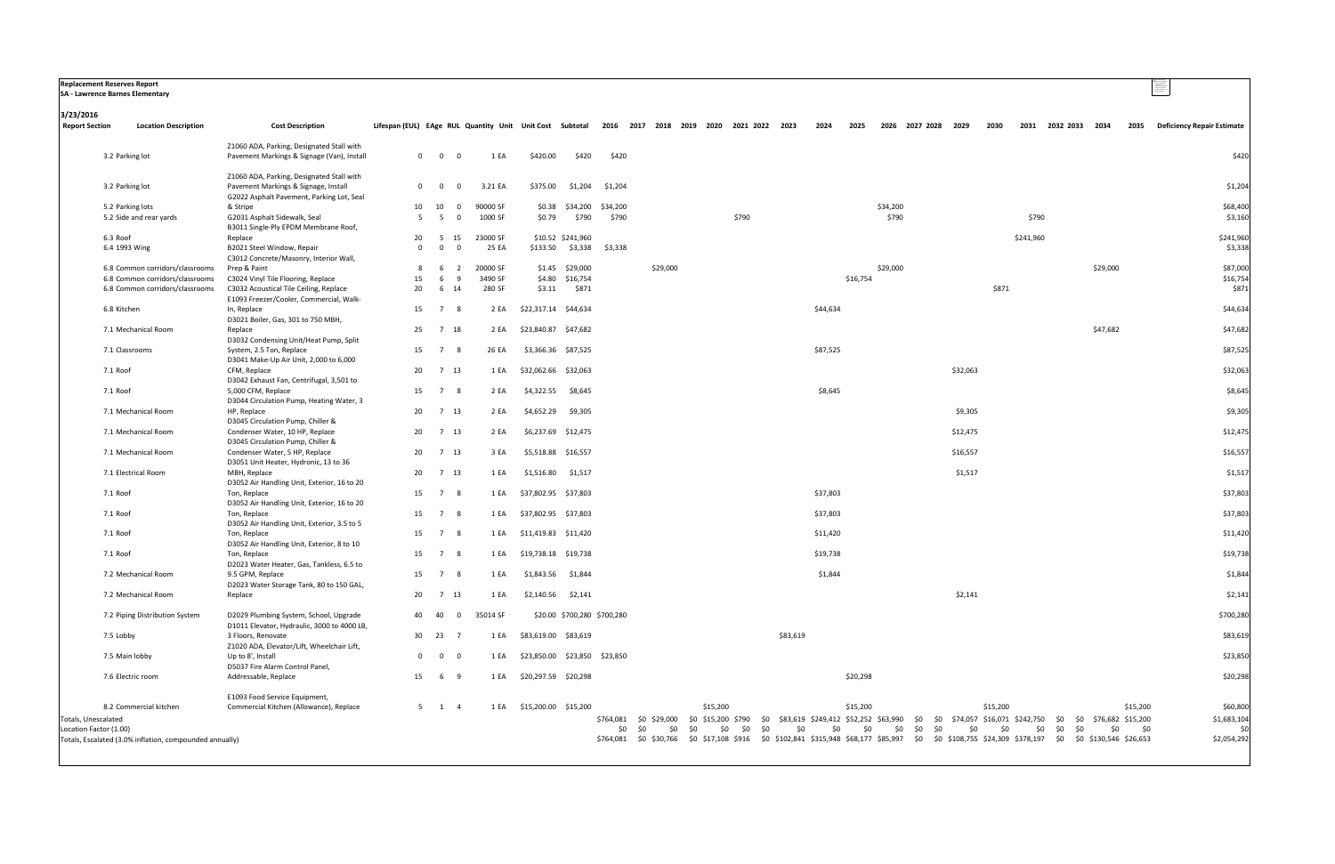**Replacement Reserves Report**
**SA - Lawrence Barnes Elementary**

3/23/2016

| Report Section | Location Description | Cost Description | Lifespan (EUL) | EAge | RUL | Quantity | Unit | Unit Cost | Subtotal | 2016 | 2017 | 2018 | 2019 | 2020 | 2021 | 2022 | 2023 | 2024 | 2025 | 2026 | 2027 | 2028 | 2029 | 2030 | 2031 | 2032 | 2033 | 2034 | 2035 | Deficiency Repair Estimate |
|---|---|---|---|---|---|---|---|---|---|---|---|---|---|---|---|---|---|---|---|---|---|---|---|---|---|---|---|---|---|---|
| 3.2 | Parking lot | Z1060 ADA, Parking, Designated Stall with Pavement Markings & Signage (Van), Install | 0 | 0 | 0 | 1 | EA | $420.00 | $420 | $420 | | | | | | | | | | | | | | | | | | | | $420 |
| 3.2 | Parking lot | Z1060 ADA, Parking, Designated Stall with Pavement Markings & Signage, Install | 0 | 0 | 0 | 3.21 | EA | $375.00 | $1,204 | $1,204 | | | | | | | | | | | | | | | | | | | | $1,204 |
| 5.2 | Parking lots | G2022 Asphalt Pavement, Parking Lot, Seal & Stripe | 10 | 10 | 0 | 90000 | SF | $0.38 | $34,200 | $34,200 | | | | | | | | | | $34,200 | | | | | | | | | | $68,400 |
| 5.2 | Side and rear yards | G2031 Asphalt Sidewalk, Seal | 5 | 5 | 0 | 1000 | SF | $0.79 | $790 | $790 | | | | | $790 | | | | | $790 | | | | | $790 | | | | | $3,160 |
| 6.3 | Roof | B3011 Single-Ply EPDM Membrane Roof, Replace | 20 | 5 | 15 | 23000 | SF | $10.52 | $241,960 | | | | | | | | | | | | | | | | $241,960 | | | | | $241,960 |
| 6.4 | 1993 Wing | B2021 Steel Window, Repair | 0 | 0 | 0 | 25 | EA | $133.50 | $3,338 | $3,338 | | | | | | | | | | | | | | | | | | | | $3,338 |
| 6.8 | Common corridors/classrooms | C3012 Concrete/Masonry, Interior Wall, Prep & Paint | 8 | 6 | 2 | 20000 | SF | $1.45 | $29,000 | | | $29,000 | | | | | | | | $29,000 | | | | | | | | $29,000 | | $87,000 |
| 6.8 | Common corridors/classrooms | C3024 Vinyl Tile Flooring, Replace | 15 | 6 | 9 | 3490 | SF | $4.80 | $16,754 | | | | | | | | | | $16,754 | | | | | | | | | | | $16,754 |
| 6.8 | Common corridors/classrooms | C3032 Acoustical Tile Ceiling, Replace | 20 | 6 | 14 | 280 | SF | $3.11 | $871 | | | | | | | | | | | | | | | $871 | | | | | | $871 |
| 6.8 | Kitchen | E1093 Freezer/Cooler, Commercial, Walk-In, Replace | 15 | 7 | 8 | 2 | EA | $22,317.14 | $44,634 | | | | | | | | | $44,634 | | | | | | | | | | | | $44,634 |
| 7.1 | Mechanical Room | D3021 Boiler, Gas, 301 to 750 MBH, Replace | 25 | 7 | 18 | 2 | EA | $23,840.87 | $47,682 | | | | | | | | | | | | | | | | | | | $47,682 | | $47,682 |
| 7.1 | Classrooms | D3032 Condensing Unit/Heat Pump, Split System, 2.5 Ton, Replace | 15 | 7 | 8 | 26 | EA | $3,366.36 | $87,525 | | | | | | | | | $87,525 | | | | | | | | | | | | $87,525 |
| 7.1 | Roof | D3041 Make-Up Air Unit, 2,000 to 6,000 CFM, Replace | 20 | 7 | 13 | 1 | EA | $32,062.66 | $32,063 | | | | | | | | | | | | | | $32,063 | | | | | | | $32,063 |
| 7.1 | Roof | D3042 Exhaust Fan, Centrifugal, 3,501 to 5,000 CFM, Replace | 15 | 7 | 8 | 2 | EA | $4,322.55 | $8,645 | | | | | | | | | $8,645 | | | | | | | | | | | | $8,645 |
| 7.1 | Mechanical Room | D3044 Circulation Pump, Heating Water, 3 HP, Replace | 20 | 7 | 13 | 2 | EA | $4,652.29 | $9,305 | | | | | | | | | | | | | | $9,305 | | | | | | | $9,305 |
| 7.1 | Mechanical Room | D3045 Circulation Pump, Chiller & Condenser Water, 10 HP, Replace | 20 | 7 | 13 | 2 | EA | $6,237.69 | $12,475 | | | | | | | | | | | | | | $12,475 | | | | | | | $12,475 |
| 7.1 | Mechanical Room | D3045 Circulation Pump, Chiller & Condenser Water, 5 HP, Replace | 20 | 7 | 13 | 3 | EA | $5,518.88 | $16,557 | | | | | | | | | | | | | | $16,557 | | | | | | | $16,557 |
| 7.1 | Electrical Room | D3051 Unit Heater, Hydronic, 13 to 36 MBH, Replace | 20 | 7 | 13 | 1 | EA | $1,516.80 | $1,517 | | | | | | | | | | | | | | $1,517 | | | | | | | $1,517 |
| 7.1 | Roof | D3052 Air Handling Unit, Exterior, 16 to 20 Ton, Replace | 15 | 7 | 8 | 1 | EA | $37,802.95 | $37,803 | | | | | | | | | $37,803 | | | | | | | | | | | | $37,803 |
| 7.1 | Roof | D3052 Air Handling Unit, Exterior, 16 to 20 Ton, Replace | 15 | 7 | 8 | 1 | EA | $37,802.95 | $37,803 | | | | | | | | | $37,803 | | | | | | | | | | | | $37,803 |
| 7.1 | Roof | D3052 Air Handling Unit, Exterior, 3.5 to 5 Ton, Replace | 15 | 7 | 8 | 1 | EA | $11,419.83 | $11,420 | | | | | | | | | $11,420 | | | | | | | | | | | | $11,420 |
| 7.1 | Roof | D3052 Air Handling Unit, Exterior, 8 to 10 Ton, Replace | 15 | 7 | 8 | 1 | EA | $19,738.18 | $19,738 | | | | | | | | | $19,738 | | | | | | | | | | | | $19,738 |
| 7.2 | Mechanical Room | D2023 Water Heater, Gas, Tankless, 6.5 to 9.5 GPM, Replace | 15 | 7 | 8 | 1 | EA | $1,843.56 | $1,844 | | | | | | | | | $1,844 | | | | | | | | | | | | $1,844 |
| 7.2 | Mechanical Room | D2023 Water Storage Tank, 80 to 150 GAL, Replace | 20 | 7 | 13 | 1 | EA | $2,140.56 | $2,141 | | | | | | | | | | | | | | $2,141 | | | | | | | $2,141 |
| 7.2 | Piping Distribution System | D2029 Plumbing System, School, Upgrade | 40 | 40 | 0 | 35014 | SF | $20.00 | $700,280 | $700,280 | | | | | | | | | | | | | | | | | | | | $700,280 |
| 7.5 | Lobby | D1011 Elevator, Hydraulic, 3000 to 4000 LB, 3 Floors, Renovate | 30 | 23 | 7 | 1 | EA | $83,619.00 | $83,619 | | | | | | | | $83,619 | | | | | | | | | | | | | $83,619 |
| 7.5 | Main lobby | Z1020 ADA, Elevator/Lift, Wheelchair Lift, Up to 8', Install | 0 | 0 | 0 | 1 | EA | $23,850.00 | $23,850 | $23,850 | | | | | | | | | | | | | | | | | | | | $23,850 |
| 7.6 | Electric room | D5037 Fire Alarm Control Panel, Addressable, Replace | 15 | 6 | 9 | 1 | EA | $20,297.59 | $20,298 | | | | | | | | | | $20,298 | | | | | | | | | | | $20,298 |
| 8.2 | Commercial kitchen | E1093 Food Service Equipment, Commercial Kitchen (Allowance), Replace | 5 | 1 | 4 | 1 | EA | $15,200.00 | $15,200 | | | | | $15,200 | | | | | $15,200 | | | | | $15,200 | | | | | $15,200 | $60,800 |
| Totals, Unescalated | | | | | | | | | | $764,081 | $0 | $29,000 | $0 | $15,200 | $790 | $0 | $83,619 | $249,412 | $52,252 | $63,990 | $0 | $0 | $74,057 | $16,071 | $242,750 | $0 | $0 | $76,682 | $15,200 | $1,683,104 |
| Location Factor (1.00) | | | | | | | | | | $0 | $0 | $0 | $0 | $0 | $0 | $0 | $0 | $0 | $0 | $0 | $0 | $0 | $0 | $0 | $0 | $0 | $0 | $0 | $0 | $0 |
| Totals, Escalated (3.0% inflation, compounded annually) | | | | | | | | | | $764,081 | $0 | $30,766 | $0 | $17,108 | $916 | $0 | $102,841 | $315,948 | $68,177 | $85,997 | $0 | $0 | $108,755 | $24,309 | $378,197 | $0 | $0 | $130,546 | $26,653 | $2,054,292 |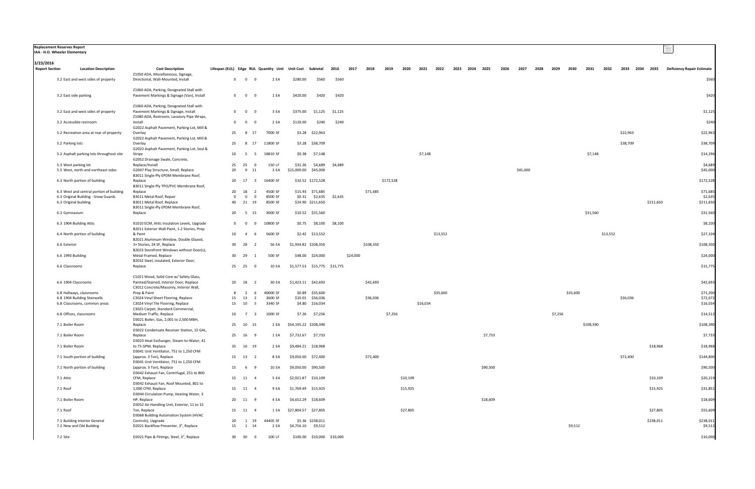**Replacement Reserves Report**
**IAA - H.O. Wheeler Elementary**

**3/23/2016**

| Report Section | Location Description | Cost Description | Lifespan (EUL) | EAge | RUL | Quantity | Unit | Unit Cost | Subtotal | 2016 | 2017 | 2018 | 2019 | 2020 | 2021 | 2022 | 2023 | 2024 | 2025 | 2026 | 2027 | 2028 | 2029 | 2030 | 2031 | 2032 | 2033 | 2034 | 2035 | Deficiency Repair Estimate |
|---|---|---|---|---|---|---|---|---|---|---|---|---|---|---|---|---|---|---|---|---|---|---|---|---|---|---|---|---|---|---|
| | 3.2 East and west sides of property | Z1050 ADA, Miscellaneous, Signage, Directional, Wall-Mounted, Install | 0 | 0 | 0 | 2 | EA | $280.00 | $560 | $560 | | | | | | | | | | | | | | | | | | | | $560 |
| | 3.2 East side parking | Z1060 ADA, Parking, Designated Stall with Pavement Markings & Signage (Van), Install | 0 | 0 | 0 | 1 | EA | $420.00 | $420 | $420 | | | | | | | | | | | | | | | | | | | | $420 |
| | 3.2 East and west sides of property | Z1060 ADA, Parking, Designated Stall with Pavement Markings & Signage, Install | 0 | 0 | 0 | 3 | EA | $375.00 | $1,125 | $1,125 | | | | | | | | | | | | | | | | | | | | $1,125 |
| | 3.2 Accessible restroom | Z1080 ADA, Restroom, Lavatory Pipe Wraps, Install | 0 | 0 | 0 | 2 | EA | $120.00 | $240 | $240 | | | | | | | | | | | | | | | | | | | | $240 |
| | 5.2 Recreation area at rear of property | G2022 Asphalt Pavement, Parking Lot, Mill & Overlay | 25 | 8 | 17 | 7000 | SF | $3.28 | $22,963 | | | | | | | | | | | | | | | | | | $22,963 | | | $22,963 |
| | 5.2 Parking lots | G2022 Asphalt Pavement, Parking Lot, Mill & Overlay | 25 | 8 | 17 | 11800 | SF | $3.28 | $38,709 | | | | | | | | | | | | | | | | | | $38,709 | | | $38,709 |
| | 5.2 Asphalt parking lots throughout site | G2022 Asphalt Pavement, Parking Lot, Seal & Stripe | 10 | 5 | 5 | 18810 | SF | $0.38 | $7,148 | | | | | | $7,148 | | | | | | | | | | $7,148 | | | | | $14,296 |
| | 5.3 West parking lot | G2052 Drainage Swale, Concrete, Replace/Install | 25 | 25 | 0 | 150 | LF | $31.26 | $4,689 | $4,689 | | | | | | | | | | | | | | | | | | | | $4,689 |
| | 5.5 West, north and northeast sides | G2047 Play Structure, Small, Replace | 20 | 9 | 11 | 3 | EA | $15,000.00 | $45,000 | | | | | | | | | | | | $45,000 | | | | | | | | | $45,000 |
| | 6.3 North portion of building | B3011 Single-Ply EPDM Membrane Roof, Replace | 20 | 17 | 3 | 16400 | SF | $10.52 | $172,528 | | | | $172,528 | | | | | | | | | | | | | | | | | $172,528 |
| | 6.3 West and central portion of building | B3011 Single-Ply TPO/PVC Membrane Roof, Replace | 20 | 18 | 2 | 4500 | SF | $15.93 | $71,685 | | | $71,685 | | | | | | | | | | | | | | | | | | $71,685 |
| | 6.3 Original Building - Snow Guards | B3011 Metal Roof, Repair | 0 | 0 | 0 | 8500 | SF | $0.31 | $2,635 | $2,635 | | | | | | | | | | | | | | | | | | | | $2,635 |
| | 6.3 Original building | B3011 Metal Roof, Replace | 40 | 21 | 19 | 8500 | SF | $24.90 | $211,650 | | | | | | | | | | | | | | | | | | | | $211,650 | $211,650 |
| | 6.3 Gymnasium | B3011 Single-Ply EPDM Membrane Roof, Replace | 20 | 5 | 15 | 3000 | SF | $10.52 | $31,560 | | | | | | | | | | | | | | | | $31,560 | | | | | $31,560 |
| | 6.3 1904 Building Attic | X1010 ECM, Attic Insulation Levels, Upgrade | 0 | 0 | 0 | 10800 | SF | $0.75 | $8,100 | $8,100 | | | | | | | | | | | | | | | | | | | | $8,100 |
| | 6.4 North portion of building | B2011 Exterior Wall Paint, 1-2 Stories, Prep & Paint | 10 | 4 | 6 | 5600 | SF | $2.42 | $13,552 | | | | | | | $13,552 | | | | | | | | | | $13,552 | | | | $27,104 |
| | 6.6 Exterior | B2021 Aluminum Window, Double Glazed, 3+ Stories, 24 SF, Replace | 30 | 28 | 2 | 56 | EA | $1,934.82 | $108,350 | | | $108,350 | | | | | | | | | | | | | | | | | | $108,350 |
| | 6.6 1993 Building | B2023 Storefront Windows without Door(s), Metal-Framed, Replace | 30 | 29 | 1 | 500 | SF | $48.00 | $24,000 | | $24,000 | | | | | | | | | | | | | | | | | | | $24,000 |
| | 6.6 Classrooms | B2032 Steel, Insulated, Exterior Door, Replace | 25 | 25 | 0 | 10 | EA | $1,577.53 | $15,775 | $15,775 | | | | | | | | | | | | | | | | | | | | $15,775 |
| | 6.6 1904 Classrooms | C1021 Wood, Solid Core w/ Safety Glass, Painted/Stained, Interior Door, Replace | 20 | 18 | 2 | 30 | EA | $1,423.11 | $42,693 | | | $42,693 | | | | | | | | | | | | | | | | | | $42,693 |
| | 6.8 Hallways, classrooms | C3012 Concrete/Masonry, Interior Wall, Prep & Paint | 8 | 2 | 6 | 40000 | SF | $0.89 | $35,600 | | | | | | | $35,600 | | | | | | | | $35,600 | | | | | | $71,200 |
| | 6.8 1904 Building Stairwells | C3024 Vinyl Sheet Flooring, Replace | 15 | 13 | 2 | 3600 | SF | $10.01 | $36,036 | | | $36,036 | | | | | | | | | | | | | | | $36,036 | | | $72,072 |
| | 6.8 Classrooms, common areas | C3024 Vinyl Tile Flooring, Replace | 15 | 10 | 5 | 3340 | SF | $4.80 | $16,034 | | | | | | $16,034 | | | | | | | | | | | | | | | $16,034 |
| | 6.8 Offices, classrooms | C3025 Carpet, Standard Commercial, Medium Traffic, Replace | 10 | 7 | 3 | 1000 | SF | $7.26 | $7,256 | | | | $7,256 | | | | | | | | | | $7,256 | | | | | | | $14,512 |
| | 7.1 Boiler Room | D3021 Boiler, Gas, 2,001 to 2,500 MBH, Replace | 25 | 10 | 15 | 2 | EA | $54,195.22 | $108,390 | | | | | | | | | | | | | | | | $108,390 | | | | | $108,390 |
| | 7.1 Boiler Room | D3022 Condensate Receiver Station, 15 GAL, Replace | 25 | 16 | 9 | 1 | EA | $7,732.67 | $7,733 | | | | | | | | | | $7,733 | | | | | | | | | | | $7,733 |
| | 7.1 Boiler Room | D3023 Heat Exchanger, Steam-to-Water, 41 to 75 GPM, Replace | 35 | 16 | 19 | 2 | EA | $9,484.21 | $18,968 | | | | | | | | | | | | | | | | | | | | $18,968 | $18,968 |
| | 7.1 South portion of building | D3041 Unit Ventilator, 751 to 1,250 CFM (approx. 3 Ton), Replace | 15 | 13 | 2 | 8 | EA | $9,050.00 | $72,400 | | | $72,400 | | | | | | | | | | | | | | | $72,400 | | | $144,800 |
| | 7.1 North portion of building | D3041 Unit Ventilator, 751 to 1,250 CFM (approx. 3 Ton), Replace | 15 | 6 | 9 | 10 | EA | $9,050.00 | $90,500 | | | | | | | | | | $90,500 | | | | | | | | | | | $90,500 |
| | 7.1 Attic | D3042 Exhaust Fan, Centrifugal, 251 to 800 CFM, Replace | 15 | 11 | 4 | 5 | EA | $2,021.87 | $10,109 | | | | | $10,109 | | | | | | | | | | | | | | | $10,109 | $20,219 |
| | 7.1 Roof | D3042 Exhaust Fan, Roof Mounted, 801 to 1,000 CFM, Replace | 15 | 11 | 4 | 9 | EA | $1,769.49 | $15,925 | | | | | $15,925 | | | | | | | | | | | | | | | $15,925 | $31,851 |
| | 7.1 Boiler Room | D3044 Circulation Pump, Heating Water, 3 HP, Replace | 20 | 11 | 9 | 4 | EA | $4,652.29 | $18,609 | | | | | | | | | | $18,609 | | | | | | | | | | | $18,609 |
| | 7.1 Roof | D3052 Air Handling Unit, Exterior, 11 to 15 Ton, Replace | 15 | 11 | 4 | 1 | EA | $27,804.57 | $27,805 | | | | | $27,805 | | | | | | | | | | | | | | | $27,805 | $55,609 |
| | 7.1 Building Interior General | D3068 Building Automation System (HVAC Controls), Upgrade | 20 | 1 | 19 | 44405 | SF | $5.36 | $238,011 | | | | | | | | | | | | | | | | | | | | $238,011 | $238,011 |
| | 7.2 New and Old Building | D2021 Backflow Preventer, 3", Replace | 15 | 1 | 14 | 2 | EA | $4,756.10 | $9,512 | | | | | | | | | | | | | | | $9,512 | | | | | | $9,512 |
| | 7.2 Site | D2021 Pipe & Fittings, Steel, 3", Replace | 30 | 30 | 0 | 100 | LF | $100.00 | $10,000 | $10,000 | | | | | | | | | | | | | | | | | | | | $10,000 |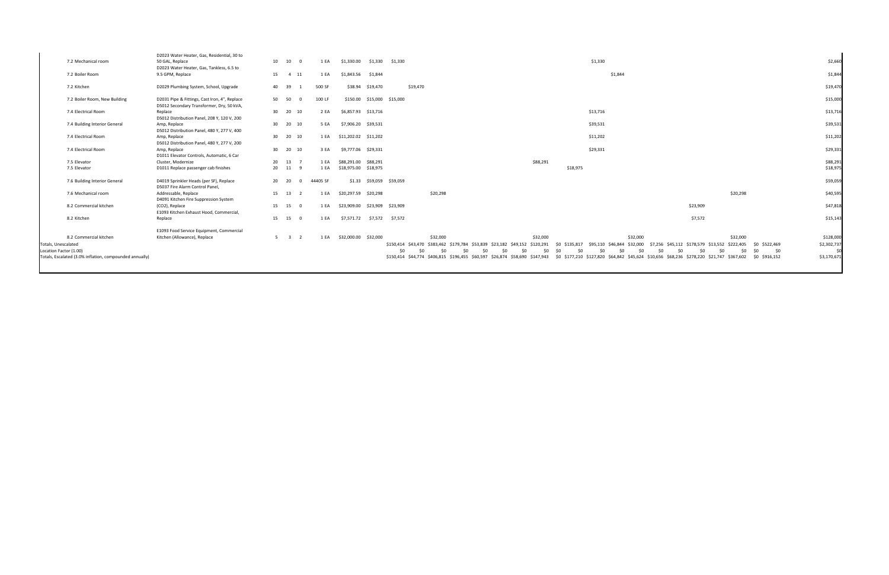| | | | | | | | | | | | | | | | | | | | | | | | | | | | | | |
|---|---|---|---|---|---|---|---|---|---|---|---|---|---|---|---|---|---|---|---|---|---|---|---|---|---|---|---|---|---|
| 7.2 Mechanical room | D2023 Water Heater, Gas, Residential, 30 to 50 GAL, Replace | 10 | 10 | 0 | 1 | EA | $1,330.00 | $1,330 | $1,330 | | | | | | | | | | $1,330 | | | | | | | | | | $2,660 |
| 7.2 Boiler Room | D2023 Water Heater, Gas, Tankless, 6.5 to 9.5 GPM, Replace | 15 | 4 | 11 | 1 | EA | $1,843.56 | $1,844 | | | | | | | | | | | | $1,844 | | | | | | | | | $1,844 |
| 7.2 Kitchen | D2029 Plumbing System, School, Upgrade | 40 | 39 | 1 | 500 | SF | $38.94 | $19,470 | | $19,470 | | | | | | | | | | | | | | | | | | | $19,470 |
| 7.2 Boiler Room, New Building | D2031 Pipe & Fittings, Cast Iron, 4", Replace | 50 | 50 | 0 | 100 | LF | $150.00 | $15,000 | $15,000 | | | | | | | | | | | | | | | | | | | | $15,000 |
| 7.4 Electrical Room | D5012 Secondary Transformer, Dry, 50 kVA, Replace | 30 | 20 | 10 | 2 | EA | $6,857.93 | $13,716 | | | | | | | | | | | $13,716 | | | | | | | | | | $13,716 |
| 7.4 Building Interior General | D5012 Distribution Panel, 208 Y, 120 V, 200 Amp, Replace | 30 | 20 | 10 | 5 | EA | $7,906.20 | $39,531 | | | | | | | | | | | $39,531 | | | | | | | | | | $39,531 |
| 7.4 Electrical Room | D5012 Distribution Panel, 480 Y, 277 V, 400 Amp, Replace | 30 | 20 | 10 | 1 | EA | $11,202.02 | $11,202 | | | | | | | | | | | $11,202 | | | | | | | | | | $11,202 |
| 7.4 Electrical Room | D5012 Distribution Panel, 480 Y, 277 V, 200 Amp, Replace | 30 | 20 | 10 | 3 | EA | $9,777.06 | $29,331 | | | | | | | | | | | $29,331 | | | | | | | | | | $29,331 |
| 7.5 Elevator | D1011 Elevator Controls, Automatic, 6 Car Cluster, Modernize | 20 | 13 | 7 | 1 | EA | $88,291.00 | $88,291 | | | | | | | | $88,291 | | | | | | | | | | | | | $88,291 |
| 7.5 Elevator | D1011 Replace passenger cab finishes | 20 | 11 | 9 | 1 | EA | $18,975.00 | $18,975 | | | | | | | | | | $18,975 | | | | | | | | | | | $18,975 |
| 7.6 Building Interior General | D4019 Sprinkler Heads (per SF), Replace | 20 | 20 | 0 | 44405 | SF | $1.33 | $59,059 | $59,059 | | | | | | | | | | | | | | | | | | | | $59,059 |
| 7.6 Mechanical room | D5037 Fire Alarm Control Panel, Addressable, Replace | 15 | 13 | 2 | 1 | EA | $20,297.59 | $20,298 | | | $20,298 | | | | | | | | | | | | | | | $20,298 | | | $40,595 |
| 8.2 Commercial kitchen | D4091 Kitchen Fire Suppression System (CO2), Replace | 15 | 15 | 0 | 1 | EA | $23,909.00 | $23,909 | $23,909 | | | | | | | | | | | | | | | $23,909 | | | | | $47,818 |
| 8.2 Kitchen | E1093 Kitchen Exhaust Hood, Commercial, Replace | 15 | 15 | 0 | 1 | EA | $7,571.72 | $7,572 | $7,572 | | | | | | | | | | | | | | | $7,572 | | | | | $15,143 |
| 8.2 Commercial kitchen | E1093 Food Service Equipment, Commercial Kitchen (Allowance), Replace | 5 | 3 | 2 | 1 | EA | $32,000.00 | $32,000 | | | $32,000 | | | | | $32,000 | | | | | $32,000 | | | | | $32,000 | | | $128,000 |
| Totals, Unescalated | | | | | | | | | $150,414 | $43,470 | $383,462 | $179,784 | $53,839 | $23,182 | $49,152 | $120,291 | $0 | $135,817 | $95,110 | $46,844 | $32,000 | $7,256 | $45,112 | $178,579 | $13,552 | $222,405 | $0 | $522,469 | $2,302,737 |
| Location Factor (1.00) | | | | | | | | | $0 | $0 | $0 | $0 | $0 | $0 | $0 | $0 | $0 | $0 | $0 | $0 | $0 | $0 | $0 | $0 | $0 | $0 | $0 | $0 | $0 |
| Totals, Escalated (3.0% inflation, compounded annually) | | | | | | | | | $150,414 | $44,774 | $406,815 | $196,455 | $60,597 | $26,874 | $58,690 | $147,943 | $0 | $177,210 | $127,820 | $64,842 | $45,624 | $10,656 | $68,236 | $278,220 | $21,747 | $367,602 | $0 | $916,152 | $3,170,671 |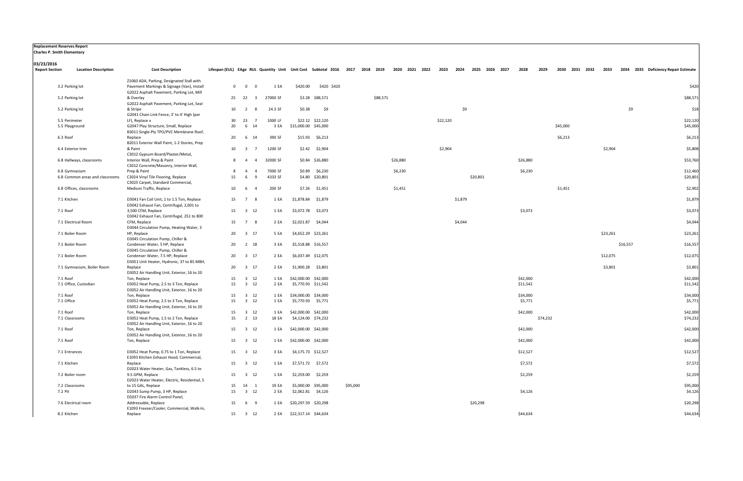**Replacement Reserves Report**
**Charles P. Smith Elementary**

**03/23/2016**

| Report Section | Location Description | Cost Description | Lifespan (EUL) | EAge | RUL | Quantity | Unit | Unit Cost | Subtotal | 2016 | 2017 | 2018 | 2019 | 2020 | 2021 | 2022 | 2023 | 2024 | 2025 | 2026 | 2027 | 2028 | 2029 | 2030 | 2031 | 2032 | 2033 | 2034 | 2035 | Deficiency Repair Estimate |
|---|---|---|---|---|---|---|---|---|---|---|---|---|---|---|---|---|---|---|---|---|---|---|---|---|---|---|---|---|---|---|
| 3.2 | Parking lot | Z1060 ADA, Parking, Designated Stall with Pavement Markings & Signage (Van), Install | 0 | 0 | 0 | 1 | EA | $420.00 | $420 | $420 | | | | | | | | | | | | | | | | | | | | $420 |
| 5.2 | Parking lot | G2022 Asphalt Pavement, Parking Lot, Mill & Overlay | 25 | 22 | 3 | 27000 | SF | $3.28 | $88,571 | | | | $88,571 | | | | | | | | | | | | | | | | | $88,571 |
| 5.2 | Parking lot | G2022 Asphalt Pavement, Parking Lot, Seal & Stripe | 10 | 2 | 8 | 24.3 | SF | $0.38 | $9 | | | | | | | | | $9 | | | | | | | | | | $9 | | $18 |
| 5.5 | Perimeter | G2041 Chain Link Fence, 3' to 4' High (per LF), Replace x | 30 | 23 | 7 | 1000 | LF | $22.12 | $22,120 | | | | | | | | $22,120 | | | | | | | | | | | | | $22,120 |
| 5.5 | Playground | G2047 Play Structure, Small, Replace | 20 | 6 | 14 | 3 | EA | $15,000.00 | $45,000 | | | | | | | | | | | | | | | $45,000 | | | | | | $45,000 |
| 6.3 | Roof | B3011 Single-Ply TPO/PVC Membrane Roof, Replace | 20 | 6 | 14 | 390 | SF | $15.93 | $6,213 | | | | | | | | | | | | | | | $6,213 | | | | | | $6,213 |
| 6.4 | Exterior trim | B2011 Exterior Wall Paint, 1-2 Stories, Prep & Paint | 10 | 3 | 7 | 1200 | SF | $2.42 | $2,904 | | | | | | | | $2,904 | | | | | | | | | | $2,904 | | | $5,808 |
| 6.8 | Hallways, classrooms | C3012 Gypsum Board/Plaster/Metal, Interior Wall, Prep & Paint | 8 | 4 | 4 | 32000 | SF | $0.84 | $26,880 | | | | | $26,880 | | | | | | | | $26,880 | | | | | | | | $53,760 |
| 6.8 | Gymnasium | C3012 Concrete/Masonry, Interior Wall, Prep & Paint | 8 | 4 | 4 | 7000 | SF | $0.89 | $6,230 | | | | | $6,230 | | | | | | | | $6,230 | | | | | | | | $12,460 |
| 6.8 | Common areas and classrooms | C3024 Vinyl Tile Flooring, Replace | 15 | 6 | 9 | 4333 | SF | $4.80 | $20,801 | | | | | | | | | | $20,801 | | | | | | | | | | | $20,801 |
| 6.8 | Offices, classrooms | C3025 Carpet, Standard Commercial, Medium Traffic, Replace | 10 | 6 | 4 | 200 | SF | $7.26 | $1,451 | | | | | $1,451 | | | | | | | | | | $1,451 | | | | | | $2,902 |
| 7.1 | Kitchen | D3041 Fan Coil Unit, 1 to 1.5 Ton, Replace | 15 | 7 | 8 | 1 | EA | $1,878.84 | $1,879 | | | | | | | | | $1,879 | | | | | | | | | | | | $1,879 |
| 7.1 | Roof | D3042 Exhaust Fan, Centrifugal, 2,001 to 3,500 CFM, Replace | 15 | 3 | 12 | 1 | EA | $3,072.78 | $3,073 | | | | | | | | | | | | | $3,073 | | | | | | | | $3,073 |
| 7.1 | Electrical Room | D3042 Exhaust Fan, Centrifugal, 251 to 800 CFM, Replace | 15 | 7 | 8 | 2 | EA | $2,021.87 | $4,044 | | | | | | | | | $4,044 | | | | | | | | | | | | $4,044 |
| 7.1 | Boiler Room | D3044 Circulation Pump, Heating Water, 3 HP, Replace | 20 | 3 | 17 | 5 | EA | $4,652.29 | $23,261 | | | | | | | | | | | | | | | | | | $23,261 | | | $23,261 |
| 7.1 | Boiler Room | D3045 Circulation Pump, Chiller & Condenser Water, 5 HP, Replace | 20 | 2 | 18 | 3 | EA | $5,518.88 | $16,557 | | | | | | | | | | | | | | | | | | | $16,557 | | $16,557 |
| 7.1 | Boiler Room | D3045 Circulation Pump, Chiller & Condenser Water, 7.5 HP, Replace | 20 | 3 | 17 | 2 | EA | $6,037.49 | $12,075 | | | | | | | | | | | | | | | | | | $12,075 | | | $12,075 |
| 7.1 | Gymnasium, Boiler Room | D3051 Unit Heater, Hydronic, 37 to 85 MBH, Replace | 20 | 3 | 17 | 2 | EA | $1,900.28 | $3,801 | | | | | | | | | | | | | | | | | | $3,801 | | | $3,801 |
| 7.1 | Roof | D3052 Air Handling Unit, Exterior, 16 to 20 Ton, Replace | 15 | 3 | 12 | 1 | EA | $42,000.00 | $42,000 | | | | | | | | | | | | | $42,000 | | | | | | | | $42,000 |
| 7.1 | Office, Custodian | D3052 Heat Pump, 2.5 to 3 Ton, Replace | 15 | 3 | 12 | 2 | EA | $5,770.93 | $11,542 | | | | | | | | | | | | | $11,542 | | | | | | | | $11,542 |
| 7.1 | Roof | D3052 Air Handling Unit, Exterior, 16 to 20 Ton, Replace | 15 | 3 | 12 | 1 | EA | $34,000.00 | $34,000 | | | | | | | | | | | | | $34,000 | | | | | | | | $34,000 |
| 7.1 | Office | D3052 Heat Pump, 2.5 to 3 Ton, Replace | 15 | 3 | 12 | 1 | EA | $5,770.93 | $5,771 | | | | | | | | | | | | | $5,771 | | | | | | | | $5,771 |
| 7.1 | Roof | D3052 Air Handling Unit, Exterior, 16 to 20 Ton, Replace | 15 | 3 | 12 | 1 | EA | $42,000.00 | $42,000 | | | | | | | | | | | | | $42,000 | | | | | | | | $42,000 |
| 7.1 | Classrooms | D3052 Heat Pump, 1.5 to 2 Ton, Replace | 15 | 2 | 13 | 18 | EA | $4,124.00 | $74,232 | | | | | | | | | | | | | | $74,232 | | | | | | | $74,232 |
| 7.1 | Roof | D3052 Air Handling Unit, Exterior, 16 to 20 Ton, Replace | 15 | 3 | 12 | 1 | EA | $42,000.00 | $42,000 | | | | | | | | | | | | | $42,000 | | | | | | | | $42,000 |
| 7.1 | Roof | D3052 Air Handling Unit, Exterior, 16 to 20 Ton, Replace | 15 | 3 | 12 | 1 | EA | $42,000.00 | $42,000 | | | | | | | | | | | | | $42,000 | | | | | | | | $42,000 |
| 7.1 | Entrances | D3052 Heat Pump, 0.75 to 1 Ton, Replace | 15 | 3 | 12 | 3 | EA | $4,175.73 | $12,527 | | | | | | | | | | | | | $12,527 | | | | | | | | $12,527 |
| 7.1 | Kitchen | E1093 Kitchen Exhaust Hood, Commercial, Replace | 15 | 3 | 12 | 1 | EA | $7,571.72 | $7,572 | | | | | | | | | | | | | $7,572 | | | | | | | | $7,572 |
| 7.2 | Boiler room | D2023 Water Heater, Gas, Tankless, 6.5 to 9.5 GPM, Replace | 15 | 3 | 12 | 1 | EA | $2,259.00 | $2,259 | | | | | | | | | | | | | $2,259 | | | | | | | | $2,259 |
| 7.2 | Classrooms | D2023 Water Heater, Electric, Residential, 5 to 15 GAL, Replace | 15 | 14 | 1 | 19 | EA | $5,000.00 | $95,000 | | $95,000 | | | | | | | | | | | | | | | | | | | $95,000 |
| 7.2 | Pit | D2043 Sump Pump, 3 HP, Replace | 15 | 3 | 12 | 2 | EA | $2,062.81 | $4,126 | | | | | | | | | | | | | $4,126 | | | | | | | | $4,126 |
| 7.6 | Electrical room | D5037 Fire Alarm Control Panel, Addressable, Replace | 15 | 6 | 9 | 1 | EA | $20,297.59 | $20,298 | | | | | | | | | | $20,298 | | | | | | | | | | | $20,298 |
| 8.2 | Kitchen | E1093 Freezer/Cooler, Commercial, Walk-In, Replace | 15 | 3 | 12 | 2 | EA | $22,317.14 | $44,634 | | | | | | | | | | | | | $44,634 | | | | | | | | $44,634 |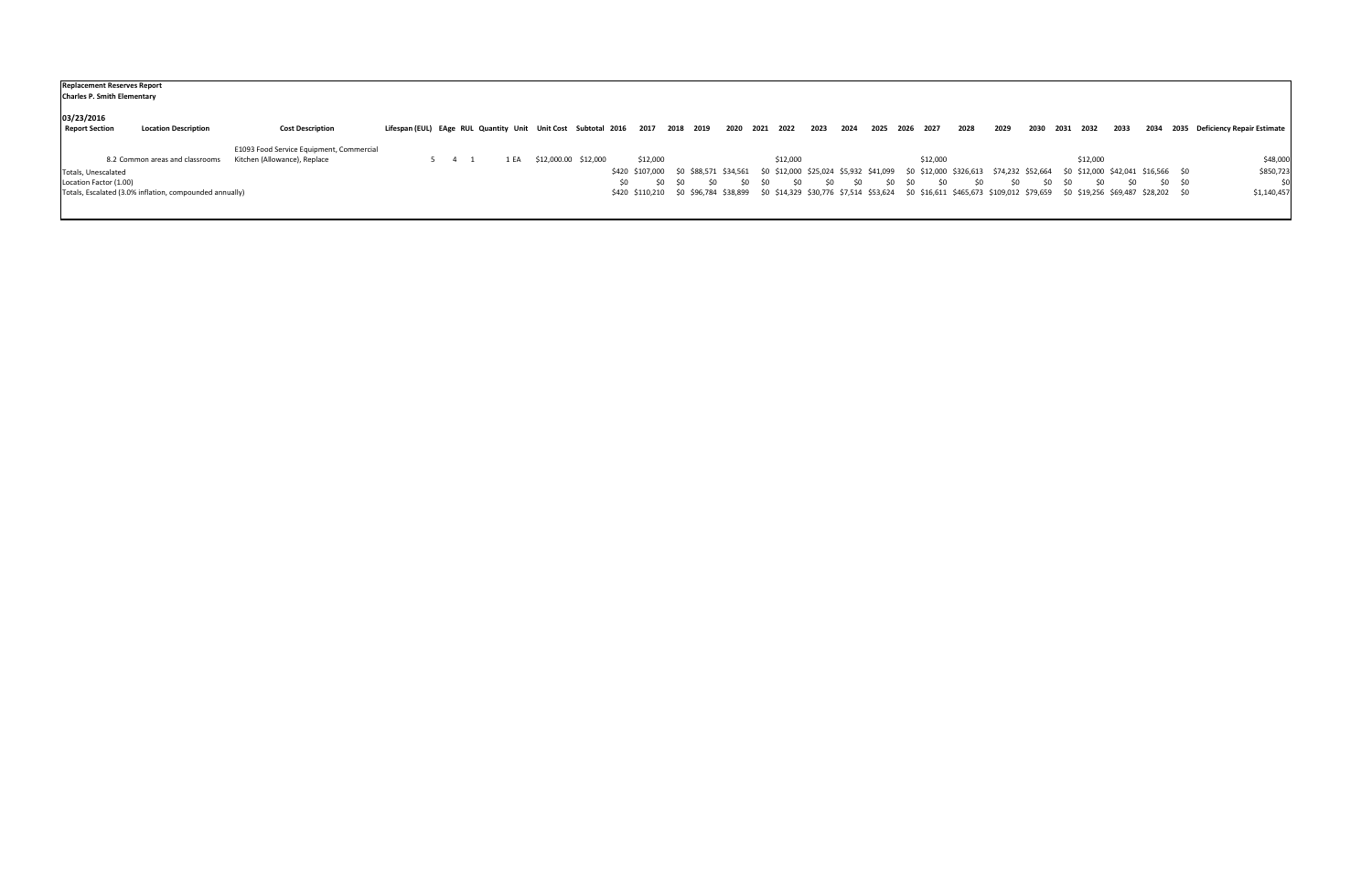**Replacement Reserves Report**
**Charles P. Smith Elementary**

**03/23/2016**

| Report Section | Location Description | Cost Description | Lifespan (EUL) | EAge | RUL | Quantity | Unit | Unit Cost | Subtotal | 2016 | 2017 | 2018 | 2019 | 2020 | 2021 | 2022 | 2023 | 2024 | 2025 | 2026 | 2027 | 2028 | 2029 | 2030 | 2031 | 2032 | 2033 | 2034 | 2035 | Deficiency Repair Estimate |
|---|---|---|---|---|---|---|---|---|---|---|---|---|---|---|---|---|---|---|---|---|---|---|---|---|---|---|---|---|---|---|
| 8.2 | Common areas and classrooms | E1093 Food Service Equipment, Commercial Kitchen (Allowance), Replace | 5 | 4 | 1 | 1 | EA | $12,000.00 | $12,000 | | $12,000 | | | | | $12,000 | | | | | $12,000 | | | | | $12,000 | | | | $48,000 |
| Totals, Unescalated | | | | | | | | | | $420 | $107,000 | $0 | $88,571 | $34,561 | $0 | $12,000 | $25,024 | $5,932 | $41,099 | $0 | $12,000 | $326,613 | $74,232 | $52,664 | $0 | $12,000 | $42,041 | $16,566 | $0 | $850,723 |
| Location Factor (1.00) | | | | | | | | | | $0 | $0 | $0 | $0 | $0 | $0 | $0 | $0 | $0 | $0 | $0 | $0 | $0 | $0 | $0 | $0 | $0 | $0 | $0 | $0 | $0 |
| Totals, Escalated (3.0% inflation, compounded annually) | | | | | | | | | | $420 | $110,210 | $0 | $96,784 | $38,899 | $0 | $14,329 | $30,776 | $7,514 | $53,624 | $0 | $16,611 | $465,673 | $109,012 | $79,659 | $0 | $19,256 | $69,487 | $28,202 | $0 | $1,140,457 |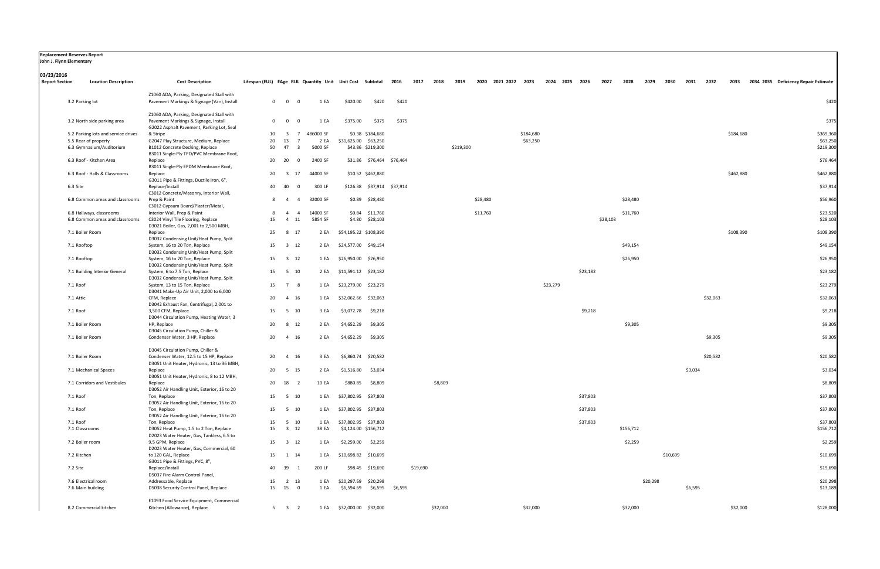**Replacement Reserves Report**
**John J. Flynn Elementary**

**03/23/2016**

| Report Section | Location Description | Cost Description | Lifespan (EUL) | EAge | RUL | Quantity | Unit | Unit Cost | Subtotal | 2016 | 2017 | 2018 | 2019 | 2020 | 2021 | 2022 | 2023 | 2024 | 2025 | 2026 | 2027 | 2028 | 2029 | 2030 | 2031 | 2032 | 2033 | 2034 | 2035 | Deficiency Repair Estimate |
|---|---|---|---|---|---|---|---|---|---|---|---|---|---|---|---|---|---|---|---|---|---|---|---|---|---|---|---|---|---|---|
| 3.2 | Parking lot | Z1060 ADA, Parking, Designated Stall with Pavement Markings & Signage (Van), Install | 0 | 0 | 0 | 1 | EA | $420.00 | $420 | $420 | | | | | | | | | | | | | | | | | | | | $420 |
| 3.2 | North side parking area | Z1060 ADA, Parking, Designated Stall with Pavement Markings & Signage, Install | 0 | 0 | 0 | 1 | EA | $375.00 | $375 | $375 | | | | | | | | | | | | | | | | | | | | $375 |
| 5.2 | Parking lots and service drives | G2022 Asphalt Pavement, Parking Lot, Seal & Stripe | 10 | 3 | 7 | 486000 | SF | $0.38 | $184,680 | | | | | | | | $184,680 | | | | | | | | | | $184,680 | | | $369,360 |
| 5.5 | Rear of property | G2047 Play Structure, Medium, Replace | 20 | 13 | 7 | 2 | EA | $31,625.00 | $63,250 | | | | | | | | $63,250 | | | | | | | | | | | | | $63,250 |
| 6.3 | Gymnasium/Auditorium | B1012 Concrete Decking, Replace | 50 | 47 | 3 | 5000 | SF | $43.86 | $219,300 | | | | $219,300 | | | | | | | | | | | | | | | | | $219,300 |
| 6.3 | Roof - Kitchen Area | B3011 Single-Ply TPO/PVC Membrane Roof, Replace | 20 | 20 | 0 | 2400 | SF | $31.86 | $76,464 | $76,464 | | | | | | | | | | | | | | | | | | | | $76,464 |
| 6.3 | Roof - Halls & Classrooms | B3011 Single-Ply EPDM Membrane Roof, Replace | 20 | 3 | 17 | 44000 | SF | $10.52 | $462,880 | | | | | | | | | | | | | | | | | | $462,880 | | | $462,880 |
| 6.3 | Site | G3011 Pipe & Fittings, Ductile Iron, 6", Replace/Install | 40 | 40 | 0 | 300 | LF | $126.38 | $37,914 | $37,914 | | | | | | | | | | | | | | | | | | | | $37,914 |
| 6.8 | Common areas and classrooms | C3012 Concrete/Masonry, Interior Wall, Prep & Paint | 8 | 4 | 4 | 32000 | SF | $0.89 | $28,480 | | | | | $28,480 | | | | | | | | $28,480 | | | | | | | | $56,960 |
| 6.8 | Hallways, classrooms | C3012 Gypsum Board/Plaster/Metal, Interior Wall, Prep & Paint | 8 | 4 | 4 | 14000 | SF | $0.84 | $11,760 | | | | | $11,760 | | | | | | | | $11,760 | | | | | | | | $23,520 |
| 6.8 | Common areas and classrooms | C3024 Vinyl Tile Flooring, Replace | 15 | 4 | 11 | 5854 | SF | $4.80 | $28,103 | | | | | | | | | | | | $28,103 | | | | | | | | | $28,103 |
| 7.1 | Boiler Room | D3021 Boiler, Gas, 2,001 to 2,500 MBH, Replace | 25 | 8 | 17 | 2 | EA | $54,195.22 | $108,390 | | | | | | | | | | | | | | | | | | $108,390 | | | $108,390 |
| 7.1 | Rooftop | D3032 Condensing Unit/Heat Pump, Split System, 16 to 20 Ton, Replace | 15 | 3 | 12 | 2 | EA | $24,577.00 | $49,154 | | | | | | | | | | | | | $49,154 | | | | | | | | $49,154 |
| 7.1 | Rooftop | D3032 Condensing Unit/Heat Pump, Split System, 16 to 20 Ton, Replace | 15 | 3 | 12 | 1 | EA | $26,950.00 | $26,950 | | | | | | | | | | | | | $26,950 | | | | | | | | $26,950 |
| 7.1 | Building Interior General | D3032 Condensing Unit/Heat Pump, Split System, 6 to 7.5 Ton, Replace | 15 | 5 | 10 | 2 | EA | $11,591.12 | $23,182 | | | | | | | | | | | $23,182 | | | | | | | | | | $23,182 |
| 7.1 | Roof | D3032 Condensing Unit/Heat Pump, Split System, 13 to 15 Ton, Replace | 15 | 7 | 8 | 1 | EA | $23,279.00 | $23,279 | | | | | | | | | $23,279 | | | | | | | | | | | | $23,279 |
| 7.1 | Attic | D3041 Make-Up Air Unit, 2,000 to 6,000 CFM, Replace | 20 | 4 | 16 | 1 | EA | $32,062.66 | $32,063 | | | | | | | | | | | | | | | | | $32,063 | | | | $32,063 |
| 7.1 | Roof | D3042 Exhaust Fan, Centrifugal, 2,001 to 3,500 CFM, Replace | 15 | 5 | 10 | 3 | EA | $3,072.78 | $9,218 | | | | | | | | | | | $9,218 | | | | | | | | | | $9,218 |
| 7.1 | Boiler Room | D3044 Circulation Pump, Heating Water, 3 HP, Replace | 20 | 8 | 12 | 2 | EA | $4,652.29 | $9,305 | | | | | | | | | | | | | $9,305 | | | | | | | | $9,305 |
| 7.1 | Boiler Room | D3045 Circulation Pump, Chiller & Condenser Water, 3 HP, Replace | 20 | 4 | 16 | 2 | EA | $4,652.29 | $9,305 | | | | | | | | | | | | | | | | | $9,305 | | | | $9,305 |
| 7.1 | Boiler Room | D3045 Circulation Pump, Chiller & Condenser Water, 12.5 to 15 HP, Replace | 20 | 4 | 16 | 3 | EA | $6,860.74 | $20,582 | | | | | | | | | | | | | | | | | $20,582 | | | | $20,582 |
| 7.1 | Mechanical Spaces | D3051 Unit Heater, Hydronic, 13 to 36 MBH, Replace | 20 | 5 | 15 | 2 | EA | $1,516.80 | $3,034 | | | | | | | | | | | | | | | | $3,034 | | | | | $3,034 |
| 7.1 | Corridors and Vestibules | D3051 Unit Heater, Hydronic, 8 to 12 MBH, Replace | 20 | 18 | 2 | 10 | EA | $880.85 | $8,809 | | | $8,809 | | | | | | | | | | | | | | | | | | $8,809 |
| 7.1 | Roof | D3052 Air Handling Unit, Exterior, 16 to 20 Ton, Replace | 15 | 5 | 10 | 1 | EA | $37,802.95 | $37,803 | | | | | | | | | | | $37,803 | | | | | | | | | | $37,803 |
| 7.1 | Roof | D3052 Air Handling Unit, Exterior, 16 to 20 Ton, Replace | 15 | 5 | 10 | 1 | EA | $37,802.95 | $37,803 | | | | | | | | | | | $37,803 | | | | | | | | | | $37,803 |
| 7.1 | Roof | D3052 Air Handling Unit, Exterior, 16 to 20 Ton, Replace | 15 | 5 | 10 | 1 | EA | $37,802.95 | $37,803 | | | | | | | | | | | $37,803 | | | | | | | | | | $37,803 |
| 7.1 | Classrooms | D3052 Heat Pump, 1.5 to 2 Ton, Replace | 15 | 3 | 12 | 38 | EA | $4,124.00 | $156,712 | | | | | | | | | | | | | $156,712 | | | | | | | | $156,712 |
| 7.2 | Boiler room | D2023 Water Heater, Gas, Tankless, 6.5 to 9.5 GPM, Replace | 15 | 3 | 12 | 1 | EA | $2,259.00 | $2,259 | | | | | | | | | | | | | $2,259 | | | | | | | | $2,259 |
| 7.2 | Kitchen | D2023 Water Heater, Gas, Commercial, 60 to 120 GAL, Replace | 15 | 1 | 14 | 1 | EA | $10,698.82 | $10,699 | | | | | | | | | | | | | | | $10,699 | | | | | | $10,699 |
| 7.2 | Site | G3011 Pipe & Fittings, PVC, 8", Replace/Install | 40 | 39 | 1 | 200 | LF | $98.45 | $19,690 | | $19,690 | | | | | | | | | | | | | | | | | | | $19,690 |
| 7.6 | Electrical room | D5037 Fire Alarm Control Panel, Addressable, Replace | 15 | 2 | 13 | 1 | EA | $20,297.59 | $20,298 | | | | | | | | | | | | | | $20,298 | | | | | | | $20,298 |
| 7.6 | Main building | D5038 Security Control Panel, Replace | 15 | 15 | 0 | 1 | EA | $6,594.69 | $6,595 | $6,595 | | | | | | | | | | | | | | | $6,595 | | | | | $13,189 |
| 8.2 | Commercial kitchen | E1093 Food Service Equipment, Commercial Kitchen (Allowance), Replace | 5 | 3 | 2 | 1 | EA | $32,000.00 | $32,000 | | | $32,000 | | | | | $32,000 | | | | | $32,000 | | | | | $32,000 | | | $128,000 |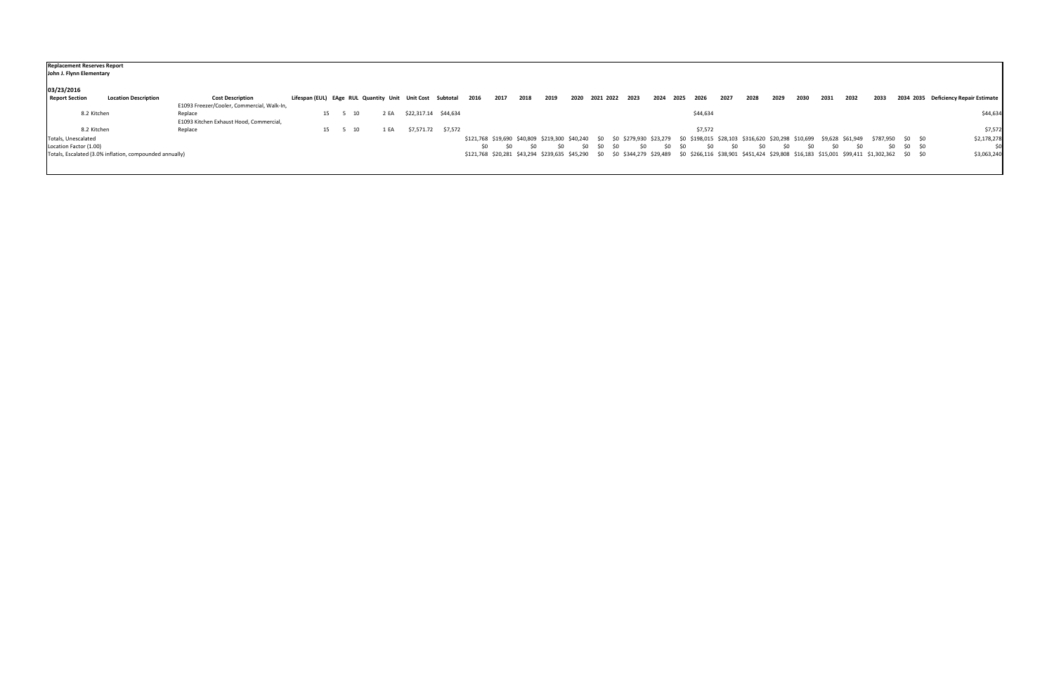**Replacement Reserves Report**
**John J. Flynn Elementary**

**03/23/2016**

| Report Section | Location Description | Cost Description | Lifespan (EUL) | EAge | RUL | Quantity | Unit | Unit Cost | Subtotal | 2016 | 2017 | 2018 | 2019 | 2020 | 2021 | 2022 | 2023 | 2024 | 2025 | 2026 | 2027 | 2028 | 2029 | 2030 | 2031 | 2032 | 2033 | 2034 | 2035 | Deficiency Repair Estimate |
|---|---|---|---|---|---|---|---|---|---|---|---|---|---|---|---|---|---|---|---|---|---|---|---|---|---|---|---|---|---|---|
| 8.2 | Kitchen | E1093 Freezer/Cooler, Commercial, Walk-In, Replace | 15 | 5 | 10 | 2 | EA | $22,317.14 | $44,634 | | | | | | | | | | | $44,634 | | | | | | | | | | $44,634 |
| 8.2 | Kitchen | E1093 Kitchen Exhaust Hood, Commercial, Replace | 15 | 5 | 10 | 1 | EA | $7,571.72 | $7,572 | | | | | | | | | | | $7,572 | | | | | | | | | | $7,572 |
| Totals, Unescalated | | | | | | | | | | $121,768 | $19,690 | $40,809 | $219,300 | $40,240 | $0 | $0 | $279,930 | $23,279 | $0 | $198,015 | $28,103 | $316,620 | $20,298 | $10,699 | $9,628 | $61,949 | $787,950 | $0 | $0 | $2,178,278 |
| Location Factor (1.00) | | | | | | | | | | $0 | $0 | $0 | $0 | $0 | $0 | $0 | $0 | $0 | $0 | $0 | $0 | $0 | $0 | $0 | $0 | $0 | $0 | $0 | $0 | $0 |
| Totals, Escalated (3.0% inflation, compounded annually) | | | | | | | | | | $121,768 | $20,281 | $43,294 | $239,635 | $45,290 | $0 | $0 | $344,279 | $29,489 | $0 | $266,116 | $38,901 | $451,424 | $29,808 | $16,183 | $15,001 | $99,411 | $1,302,362 | $0 | $0 | $3,063,240 |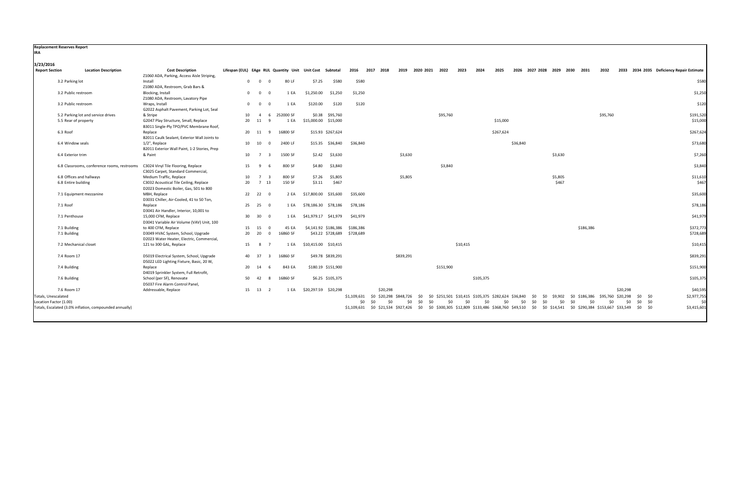**Replacement Reserves Report**

**IRA**

**3/23/2016**

| Report Section | Location Description | Cost Description | Lifespan (EUL) | EAge | RUL | Quantity | Unit | Unit Cost | Subtotal | 2016 | 2017 | 2018 | 2019 | 2020 | 2021 | 2022 | 2023 | 2024 | 2025 | 2026 | 2027 | 2028 | 2029 | 2030 | 2031 | 2032 | 2033 | 2034 | 2035 | Deficiency Repair Estimate |
|---|---|---|---|---|---|---|---|---|---|---|---|---|---|---|---|---|---|---|---|---|---|---|---|---|---|---|---|---|---|---|
| 3.2 | Parking lot | Z1060 ADA, Parking, Access Aisle Striping, Install | 0 | 0 | 0 | 80 | LF | $7.25 | $580 | $580 | | | | | | | | | | | | | | | | | | | | $580 |
| 3.2 | Public restroom | Z1080 ADA, Restroom, Grab Bars & Blocking, Install | 0 | 0 | 0 | 1 | EA | $1,250.00 | $1,250 | $1,250 | | | | | | | | | | | | | | | | | | | | $1,250 |
| 3.2 | Public restroom | Z1080 ADA, Restroom, Lavatory Pipe Wraps, Install | 0 | 0 | 0 | 1 | EA | $120.00 | $120 | $120 | | | | | | | | | | | | | | | | | | | | $120 |
| 5.2 | Parking lot and service drives | G2022 Asphalt Pavement, Parking Lot, Seal & Stripe | 10 | 4 | 6 | 252000 | SF | $0.38 | $95,760 | | | | | | | $95,760 | | | | | | | | | | $95,760 | | | | $191,520 |
| 5.5 | Rear of property | G2047 Play Structure, Small, Replace | 20 | 11 | 9 | 1 | EA | $15,000.00 | $15,000 | | | | | | | | | | $15,000 | | | | | | | | | | | $15,000 |
| 6.3 | Roof | B3011 Single-Ply TPO/PVC Membrane Roof, Replace | 20 | 11 | 9 | 16800 | SF | $15.93 | $267,624 | | | | | | | | | | $267,624 | | | | | | | | | | | $267,624 |
| 6.4 | Window seals | B2011 Caulk Sealant, Exterior Wall Joints to 1/2", Replace | 10 | 10 | 0 | 2400 | LF | $15.35 | $36,840 | $36,840 | | | | | | | | | | $36,840 | | | | | | | | | | $73,680 |
| 6.4 | Exterior trim | B2011 Exterior Wall Paint, 1-2 Stories, Prep & Paint | 10 | 7 | 3 | 1500 | SF | $2.42 | $3,630 | | | | $3,630 | | | | | | | | | | $3,630 | | | | | | | $7,260 |
| 6.8 | Classrooms, conference rooms, restrooms | C3024 Vinyl Tile Flooring, Replace | 15 | 9 | 6 | 800 | SF | $4.80 | $3,840 | | | | | | | $3,840 | | | | | | | | | | | | | | $3,840 |
| 6.8 | Offices and hallways | C3025 Carpet, Standard Commercial, Medium Traffic, Replace | 10 | 7 | 3 | 800 | SF | $7.26 | $5,805 | | | | $5,805 | | | | | | | | | | $5,805 | | | | | | | $11,610 |
| 6.8 | Entire building | C3032 Acoustical Tile Ceiling, Replace | 20 | 7 | 13 | 150 | SF | $3.11 | $467 | | | | | | | | | | | | | | $467 | | | | | | | $467 |
| 7.1 | Equipment mezzanine | D2023 Domestic Boiler, Gas, 501 to 800 MBH, Replace | 22 | 22 | 0 | 2 | EA | $17,800.00 | $35,600 | $35,600 | | | | | | | | | | | | | | | | | | | | $35,600 |
| 7.1 | Roof | D3031 Chiller, Air-Cooled, 41 to 50 Ton, Replace | 25 | 25 | 0 | 1 | EA | $78,186.30 | $78,186 | $78,186 | | | | | | | | | | | | | | | | | | | | $78,186 |
| 7.1 | Penthouse | D3041 Air Handler, Interior, 10,001 to 15,000 CFM, Replace | 30 | 30 | 0 | 1 | EA | $41,979.17 | $41,979 | $41,979 | | | | | | | | | | | | | | | | | | | | $41,979 |
| 7.1 | Building | D3041 Variable Air Volume (VAV) Unit, 100 to 400 CFM, Replace | 15 | 15 | 0 | 45 | EA | $4,141.92 | $186,386 | $186,386 | | | | | | | | | | | | | | | $186,386 | | | | | $372,773 |
| 7.1 | Building | D3049 HVAC System, School, Upgrade | 20 | 20 | 0 | 16860 | SF | $43.22 | $728,689 | $728,689 | | | | | | | | | | | | | | | | | | | | $728,689 |
| 7.2 | Mechanical closet | D2023 Water Heater, Electric, Commercial, 121 to 300 GAL, Replace | 15 | 8 | 7 | 1 | EA | $10,415.00 | $10,415 | | | | | | | | $10,415 | | | | | | | | | | | | | $10,415 |
| 7.4 | Room 17 | D5019 Electrical System, School, Upgrade | 40 | 37 | 3 | 16860 | SF | $49.78 | $839,291 | | | | $839,291 | | | | | | | | | | | | | | | | | $839,291 |
| 7.4 | Building | D5022 LED Lighting Fixture, Basic, 20 W, Replace | 20 | 14 | 6 | 843 | EA | $180.19 | $151,900 | | | | | | | $151,900 | | | | | | | | | | | | | | $151,900 |
| 7.6 | Building | D4019 Sprinkler System, Full Retrofit, School (per SF), Renovate | 50 | 42 | 8 | 16860 | SF | $6.25 | $105,375 | | | | | | | | | $105,375 | | | | | | | | | | | | $105,375 |
| 7.6 | Room 17 | D5037 Fire Alarm Control Panel, Addressable, Replace | 15 | 13 | 2 | 1 | EA | $20,297.59 | $20,298 | | | $20,298 | | | | | | | | | | | | | | | $20,298 | | | $40,595 |
| Totals, Unescalated | | | | | | | | | | $1,109,631 | $0 | $20,298 | $848,726 | $0 | $0 | $251,501 | $10,415 | $105,375 | $282,624 | $36,840 | $0 | $0 | $9,902 | $0 | $186,386 | $95,760 | $20,298 | $0 | $0 | $2,977,755 |
| Location Factor (1.00) | | | | | | | | | | $0 | $0 | $0 | $0 | $0 | $0 | $0 | $0 | $0 | $0 | $0 | $0 | $0 | $0 | $0 | $0 | $0 | $0 | $0 | $0 | $0 |
| Totals, Escalated (3.0% inflation, compounded annually) | | | | | | | | | | $1,109,631 | $0 | $21,534 | $927,426 | $0 | $0 | $300,305 | $12,809 | $133,486 | $368,760 | $49,510 | $0 | $0 | $14,541 | $0 | $290,384 | $153,667 | $33,549 | $0 | $0 | $3,415,601 |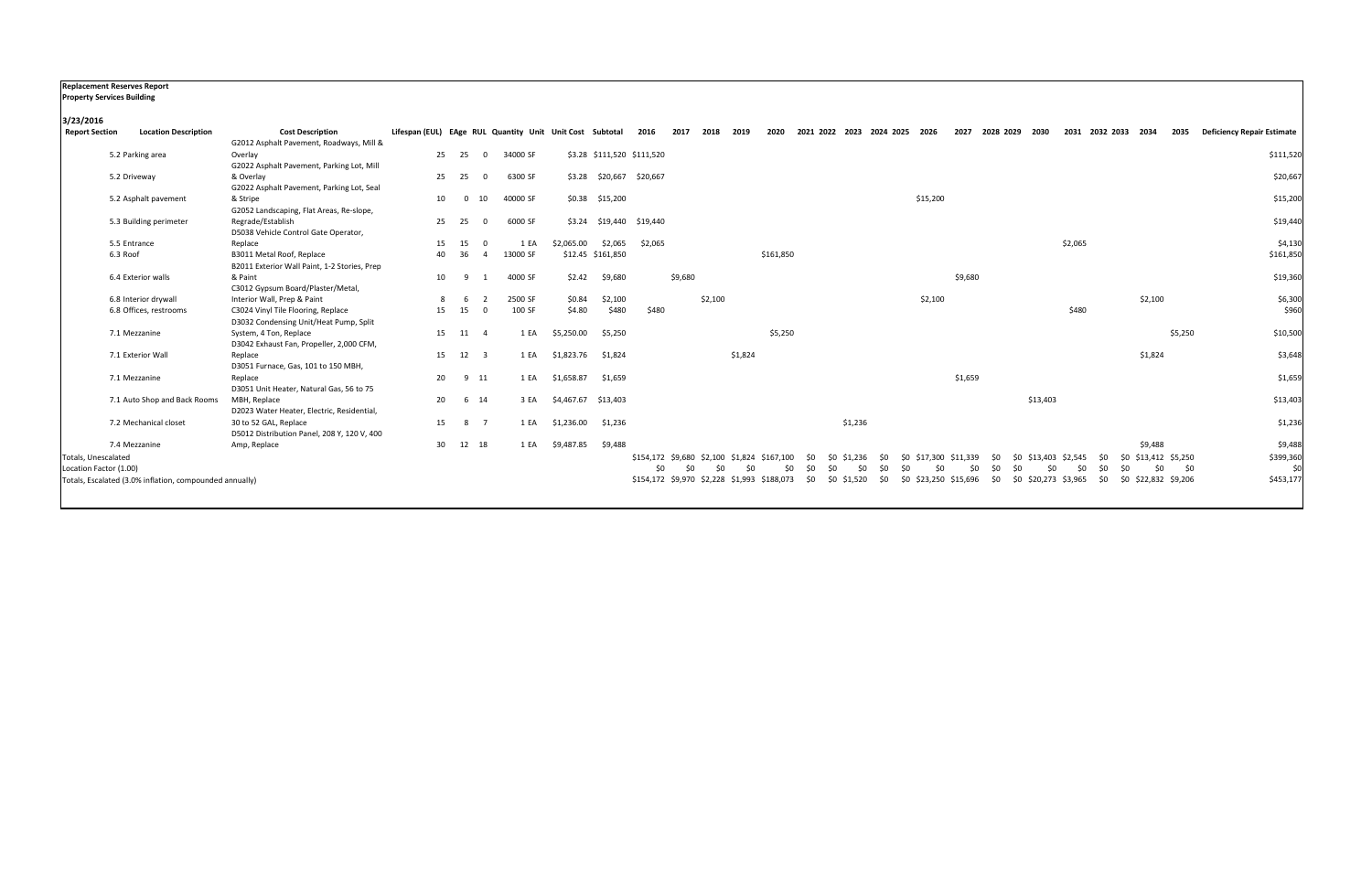**Replacement Reserves Report**
**Property Services Building**

**3/23/2016**

| Report Section | Location Description | Cost Description | Lifespan (EUL) | EAge | RUL | Quantity | Unit | Unit Cost | Subtotal | 2016 | 2017 | 2018 | 2019 | 2020 | 2021 | 2022 | 2023 | 2024 | 2025 | 2026 | 2027 | 2028 | 2029 | 2030 | 2031 | 2032 | 2033 | 2034 | 2035 | Deficiency Repair Estimate |
|---|---|---|---|---|---|---|---|---|---|---|---|---|---|---|---|---|---|---|---|---|---|---|---|---|---|---|---|---|---|---|
| 5.2 | Parking area | G2012 Asphalt Pavement, Roadways, Mill & Overlay | 25 | 25 | 0 | 34000 | SF | $3.28 | $111,520 | $111,520 | | | | | | | | | | | | | | | | | | | | $111,520 |
| 5.2 | Driveway | G2022 Asphalt Pavement, Parking Lot, Mill & Overlay | 25 | 25 | 0 | 6300 | SF | $3.28 | $20,667 | $20,667 | | | | | | | | | | | | | | | | | | | | $20,667 |
| 5.2 | Asphalt pavement | G2022 Asphalt Pavement, Parking Lot, Seal & Stripe | 10 | 0 | 10 | 40000 | SF | $0.38 | $15,200 | | | | | | | | | | | $15,200 | | | | | | | | | | $15,200 |
| 5.3 | Building perimeter | G2052 Landscaping, Flat Areas, Re-slope, Regrade/Establish | 25 | 25 | 0 | 6000 | SF | $3.24 | $19,440 | $19,440 | | | | | | | | | | | | | | | | | | | | $19,440 |
| 5.5 | Entrance | D5038 Vehicle Control Gate Operator, Replace | 15 | 15 | 0 | 1 | EA | $2,065.00 | $2,065 | $2,065 | | | | | | | | | | | | | | | $2,065 | | | | | $4,130 |
| 6.3 | Roof | B3011 Metal Roof, Replace | 40 | 36 | 4 | 13000 | SF | $12.45 | $161,850 | | | | | $161,850 | | | | | | | | | | | | | | | | $161,850 |
| 6.4 | Exterior walls | B2011 Exterior Wall Paint, 1-2 Stories, Prep & Paint | 10 | 9 | 1 | 4000 | SF | $2.42 | $9,680 | | $9,680 | | | | | | | | | | $9,680 | | | | | | | | | $19,360 |
| 6.8 | Interior drywall | C3012 Gypsum Board/Plaster/Metal, Interior Wall, Prep & Paint | 8 | 6 | 2 | 2500 | SF | $0.84 | $2,100 | | | $2,100 | | | | | | | | $2,100 | | | | | | | | $2,100 | | $6,300 |
| 6.8 | Offices, restrooms | C3024 Vinyl Tile Flooring, Replace | 15 | 15 | 0 | 100 | SF | $4.80 | $480 | $480 | | | | | | | | | | | | | | | $480 | | | | | $960 |
| 7.1 | Mezzanine | D3032 Condensing Unit/Heat Pump, Split System, 4 Ton, Replace | 15 | 11 | 4 | 1 | EA | $5,250.00 | $5,250 | | | | | $5,250 | | | | | | | | | | | | | | | $5,250 | $10,500 |
| 7.1 | Exterior Wall | D3042 Exhaust Fan, Propeller, 2,000 CFM, Replace | 15 | 12 | 3 | 1 | EA | $1,823.76 | $1,824 | | | | $1,824 | | | | | | | | | | | | | | | $1,824 | | $3,648 |
| 7.1 | Mezzanine | D3051 Furnace, Gas, 101 to 150 MBH, Replace | 20 | 9 | 11 | 1 | EA | $1,658.87 | $1,659 | | | | | | | | | | | | $1,659 | | | | | | | | | $1,659 |
| 7.1 | Auto Shop and Back Rooms | D3051 Unit Heater, Natural Gas, 56 to 75 MBH, Replace | 20 | 6 | 14 | 3 | EA | $4,467.67 | $13,403 | | | | | | | | | | | | | | | $13,403 | | | | | | $13,403 |
| 7.2 | Mechanical closet | D2023 Water Heater, Electric, Residential, 30 to 52 GAL, Replace | 15 | 8 | 7 | 1 | EA | $1,236.00 | $1,236 | | | | | | | | $1,236 | | | | | | | | | | | | | $1,236 |
| 7.4 | Mezzanine | D5012 Distribution Panel, 208 Y, 120 V, 400 Amp, Replace | 30 | 12 | 18 | 1 | EA | $9,487.85 | $9,488 | | | | | | | | | | | | | | | | | | | $9,488 | | $9,488 |
| Totals, Unescalated | | | | | | | | | | $154,172 | $9,680 | $2,100 | $1,824 | $167,100 | $0 | $0 | $1,236 | $0 | $0 | $17,300 | $11,339 | $0 | $0 | $13,403 | $2,545 | $0 | $0 | $13,412 | $5,250 | $399,360 |
| Location Factor (1.00) | | | | | | | | | | $0 | $0 | $0 | $0 | $0 | $0 | $0 | $0 | $0 | $0 | $0 | $0 | $0 | $0 | $0 | $0 | $0 | $0 | $0 | $0 | $0 |
| Totals, Escalated (3.0% inflation, compounded annually) | | | | | | | | | | $154,172 | $9,970 | $2,228 | $1,993 | $188,073 | $0 | $0 | $1,520 | $0 | $0 | $23,250 | $15,696 | $0 | $0 | $20,273 | $3,965 | $0 | $0 | $22,832 | $9,206 | $453,177 |